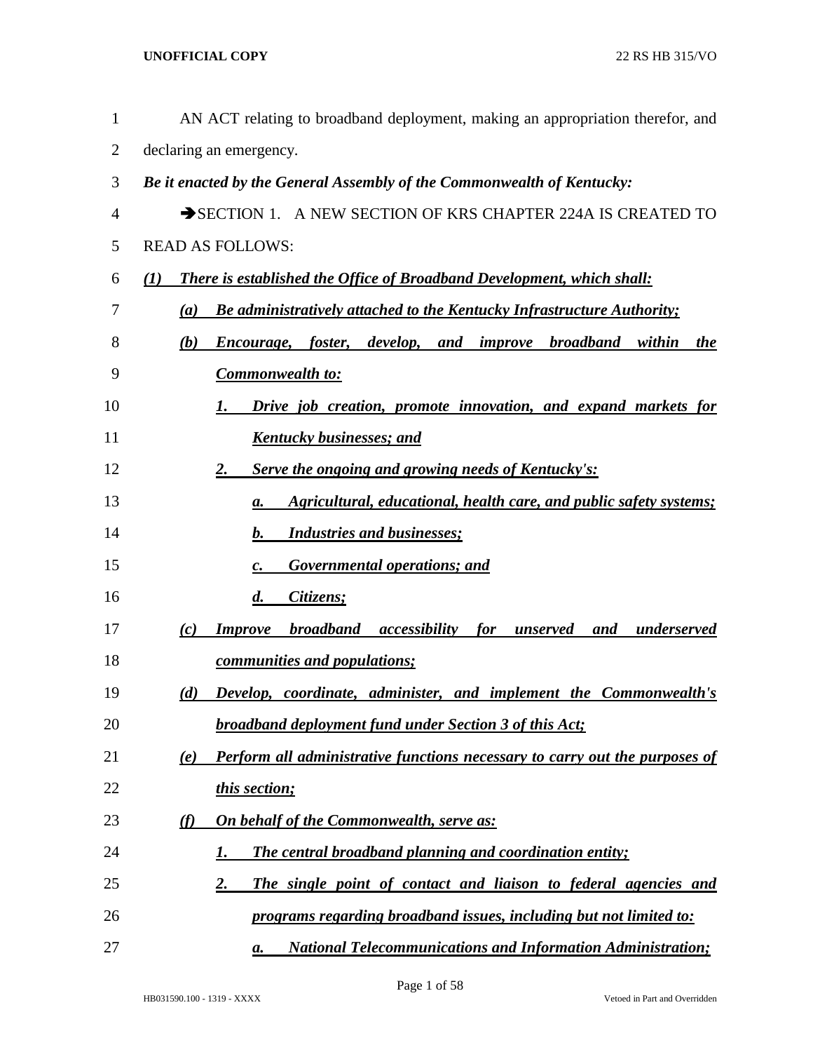AN ACT relating to broadband deployment, making an appropriation therefor, and declaring an emergency.

***Be it enacted by the General Assembly of the Commonwealth of Kentucky:***

➔SECTION 1. A NEW SECTION OF KRS CHAPTER 224A IS CREATED TO READ AS FOLLOWS:

***(1) There is established the Office of Broadband Development, which shall:***

***(a) Be administratively attached to the Kentucky Infrastructure Authority;***

***(b) Encourage, foster, develop, and improve broadband within the Commonwealth to:***

***1. Drive job creation, promote innovation, and expand markets for Kentucky businesses; and***

***2. Serve the ongoing and growing needs of Kentucky's:***

***a. Agricultural, educational, health care, and public safety systems;***

***b. Industries and businesses;***

***c. Governmental operations; and***

***d. Citizens;***

***(c) Improve broadband accessibility for unserved and underserved communities and populations;***

***(d) Develop, coordinate, administer, and implement the Commonwealth's broadband deployment fund under Section 3 of this Act;***

***(e) Perform all administrative functions necessary to carry out the purposes of this section;***

***(f) On behalf of the Commonwealth, serve as:***

***1. The central broadband planning and coordination entity;***

***2. The single point of contact and liaison to federal agencies and programs regarding broadband issues, including but not limited to:***

***a. National Telecommunications and Information Administration;***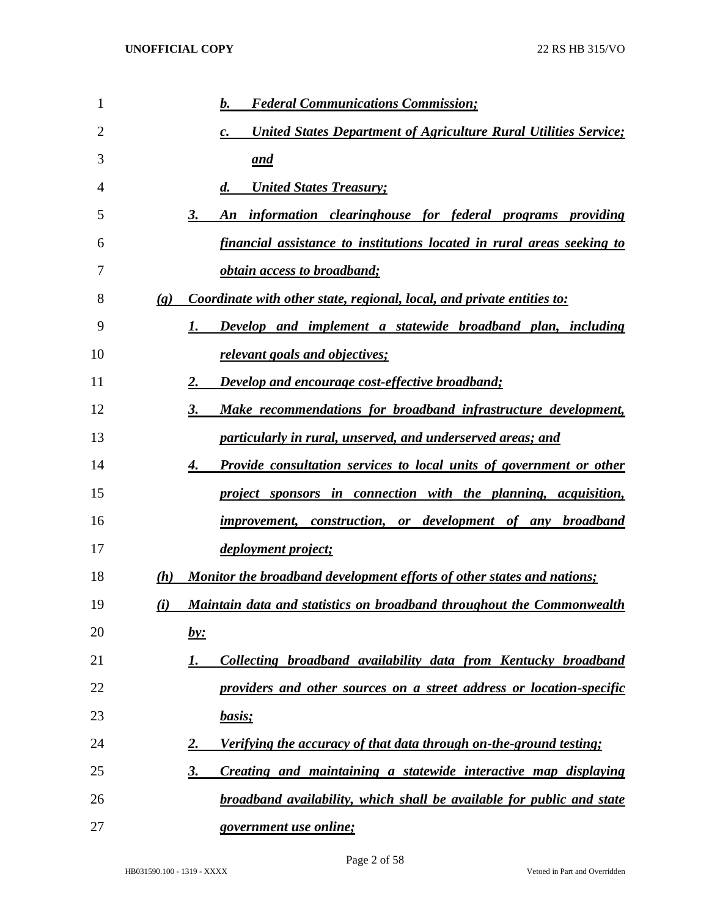*b. Federal Communications Commission;*

*c. United States Department of Agriculture Rural Utilities Service; and*

*d. United States Treasury;*

*3. An information clearinghouse for federal programs providing financial assistance to institutions located in rural areas seeking to obtain access to broadband;*

*(g) Coordinate with other state, regional, local, and private entities to:*

*1. Develop and implement a statewide broadband plan, including relevant goals and objectives;*

*2. Develop and encourage cost-effective broadband;*

*3. Make recommendations for broadband infrastructure development, particularly in rural, unserved, and underserved areas; and*

*4. Provide consultation services to local units of government or other project sponsors in connection with the planning, acquisition, improvement, construction, or development of any broadband deployment project;*

*(h) Monitor the broadband development efforts of other states and nations;*

*(i) Maintain data and statistics on broadband throughout the Commonwealth by:*

*1. Collecting broadband availability data from Kentucky broadband providers and other sources on a street address or location-specific basis;*

*2. Verifying the accuracy of that data through on-the-ground testing;*

*3. Creating and maintaining a statewide interactive map displaying broadband availability, which shall be available for public and state government use online;*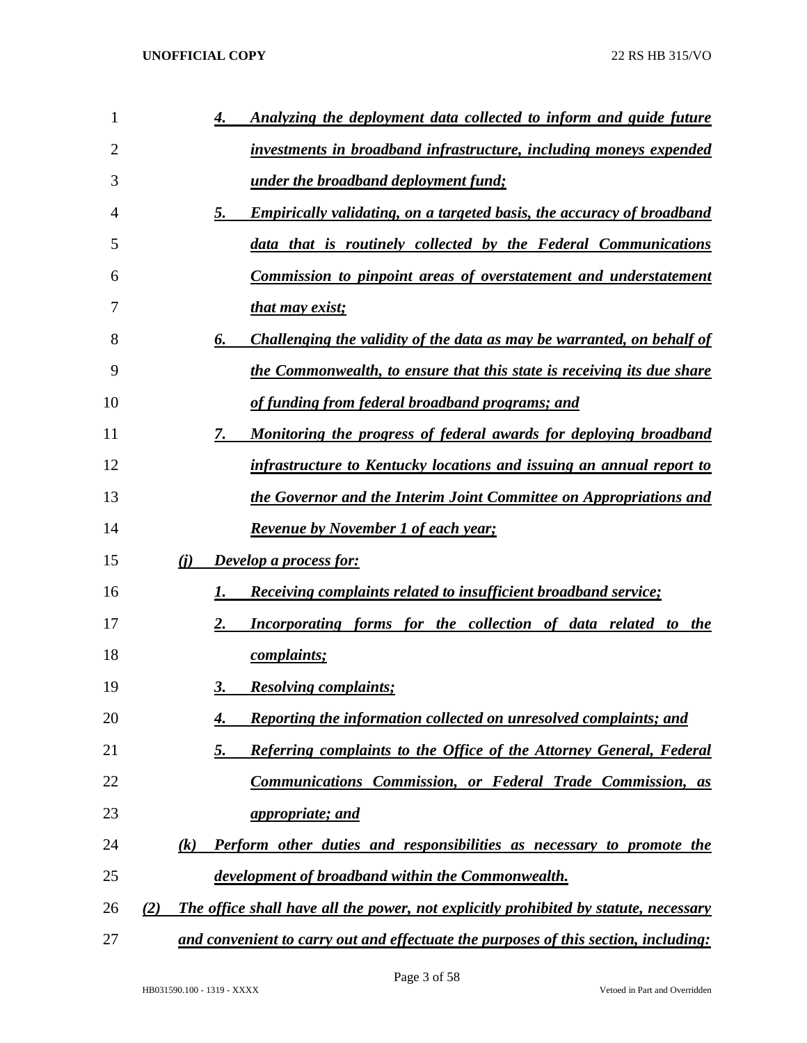4. *Analyzing the deployment data collected to inform and guide future investments in broadband infrastructure, including moneys expended under the broadband deployment fund;*

5. *Empirically validating, on a targeted basis, the accuracy of broadband data that is routinely collected by the Federal Communications Commission to pinpoint areas of overstatement and understatement that may exist;*

6. *Challenging the validity of the data as may be warranted, on behalf of the Commonwealth, to ensure that this state is receiving its due share of funding from federal broadband programs; and*

7. *Monitoring the progress of federal awards for deploying broadband infrastructure to Kentucky locations and issuing an annual report to the Governor and the Interim Joint Committee on Appropriations and Revenue by November 1 of each year;*

*(j) Develop a process for:*

1. *Receiving complaints related to insufficient broadband service;*

2. *Incorporating forms for the collection of data related to the complaints;*

3. *Resolving complaints;*

4. *Reporting the information collected on unresolved complaints; and*

5. *Referring complaints to the Office of the Attorney General, Federal Communications Commission, or Federal Trade Commission, as appropriate; and*

*(k) Perform other duties and responsibilities as necessary to promote the development of broadband within the Commonwealth.*

*(2) The office shall have all the power, not explicitly prohibited by statute, necessary and convenient to carry out and effectuate the purposes of this section, including:*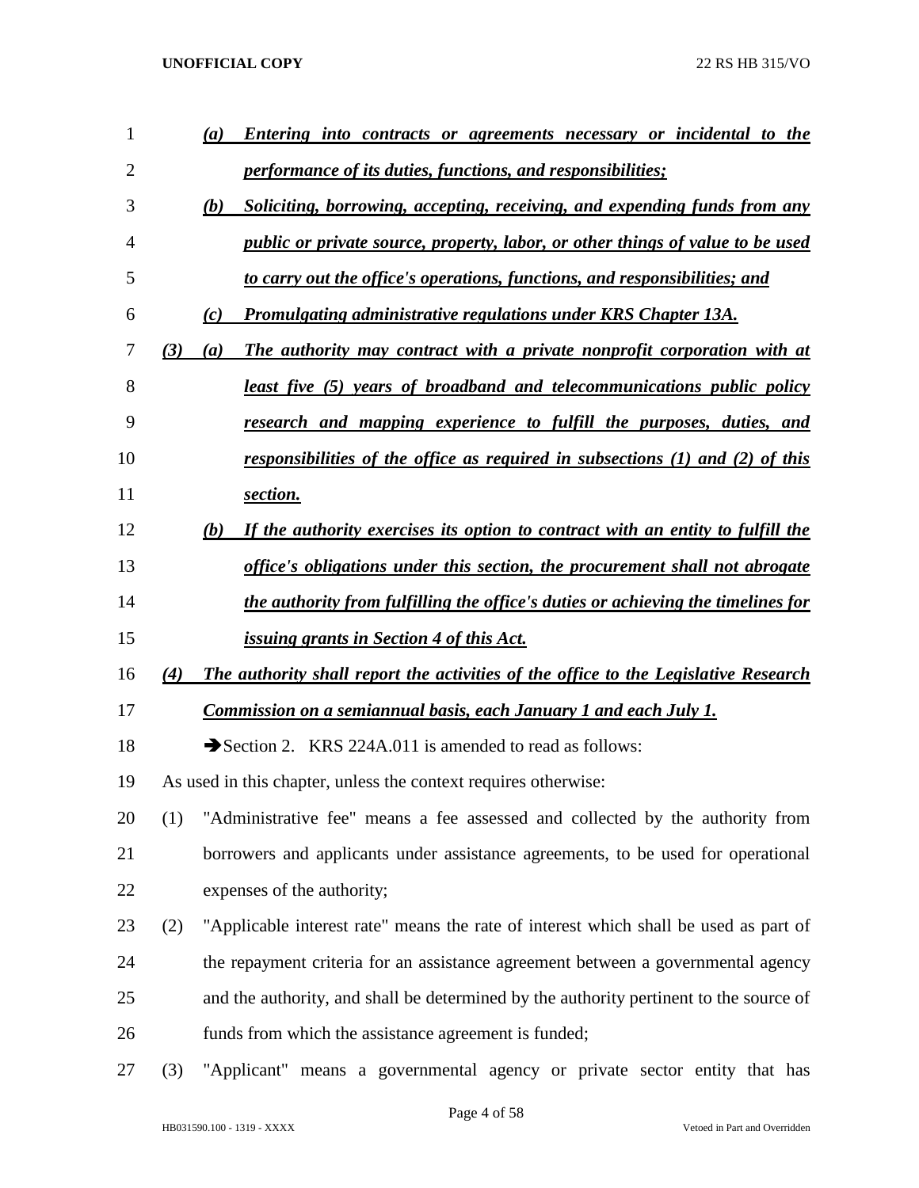*(a) Entering into contracts or agreements necessary or incidental to the performance of its duties, functions, and responsibilities;*

*(b) Soliciting, borrowing, accepting, receiving, and expending funds from any public or private source, property, labor, or other things of value to be used to carry out the office's operations, functions, and responsibilities; and*

*(c) Promulgating administrative regulations under KRS Chapter 13A.*

*(3) (a) The authority may contract with a private nonprofit corporation with at least five (5) years of broadband and telecommunications public policy research and mapping experience to fulfill the purposes, duties, and responsibilities of the office as required in subsections (1) and (2) of this section.*

*(b) If the authority exercises its option to contract with an entity to fulfill the office's obligations under this section, the procurement shall not abrogate the authority from fulfilling the office's duties or achieving the timelines for issuing grants in Section 4 of this Act.*

*(4) The authority shall report the activities of the office to the Legislative Research Commission on a semiannual basis, each January 1 and each July 1.*

➔Section 2. KRS 224A.011 is amended to read as follows:

As used in this chapter, unless the context requires otherwise:

(1) "Administrative fee" means a fee assessed and collected by the authority from borrowers and applicants under assistance agreements, to be used for operational expenses of the authority;

(2) "Applicable interest rate" means the rate of interest which shall be used as part of the repayment criteria for an assistance agreement between a governmental agency and the authority, and shall be determined by the authority pertinent to the source of funds from which the assistance agreement is funded;

(3) "Applicant" means a governmental agency or private sector entity that has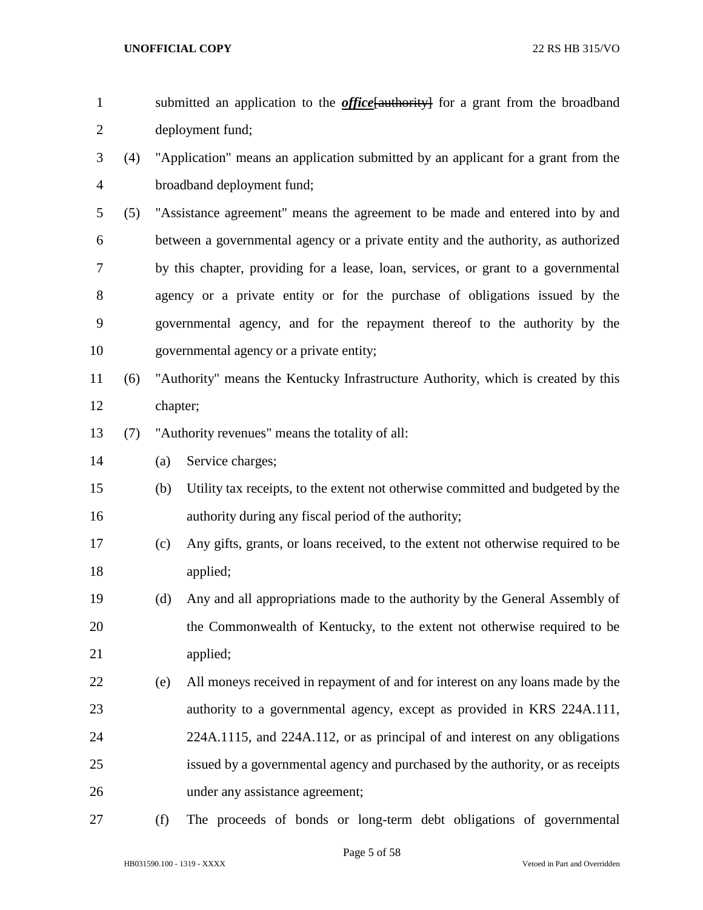submitted an application to the ***office***[~~authority~~] for a grant from the broadband deployment fund;

(4) "Application" means an application submitted by an applicant for a grant from the broadband deployment fund;

(5) "Assistance agreement" means the agreement to be made and entered into by and between a governmental agency or a private entity and the authority, as authorized by this chapter, providing for a lease, loan, services, or grant to a governmental agency or a private entity or for the purchase of obligations issued by the governmental agency, and for the repayment thereof to the authority by the governmental agency or a private entity;

(6) "Authority" means the Kentucky Infrastructure Authority, which is created by this chapter;

(7) "Authority revenues" means the totality of all:

(a) Service charges;

(b) Utility tax receipts, to the extent not otherwise committed and budgeted by the authority during any fiscal period of the authority;

(c) Any gifts, grants, or loans received, to the extent not otherwise required to be applied;

(d) Any and all appropriations made to the authority by the General Assembly of the Commonwealth of Kentucky, to the extent not otherwise required to be applied;

(e) All moneys received in repayment of and for interest on any loans made by the authority to a governmental agency, except as provided in KRS 224A.111, 224A.1115, and 224A.112, or as principal of and interest on any obligations issued by a governmental agency and purchased by the authority, or as receipts under any assistance agreement;

(f) The proceeds of bonds or long-term debt obligations of governmental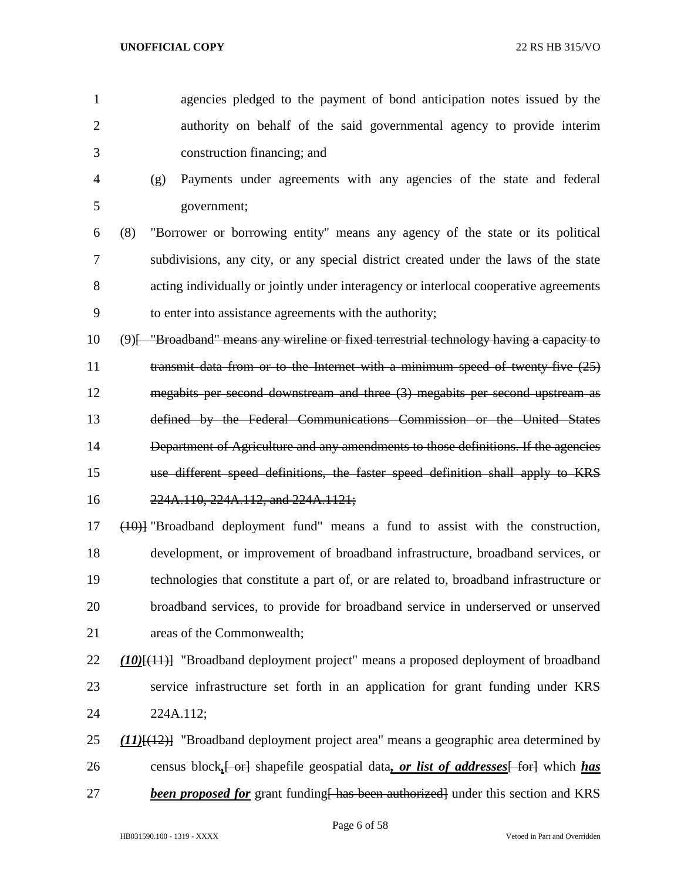agencies pledged to the payment of bond anticipation notes issued by the authority on behalf of the said governmental agency to provide interim construction financing; and

(g) Payments under agreements with any agencies of the state and federal government;

(8) "Borrower or borrowing entity" means any agency of the state or its political subdivisions, any city, or any special district created under the laws of the state acting individually or jointly under interagency or interlocal cooperative agreements to enter into assistance agreements with the authority;

(9)[ ~~"Broadband" means any wireline or fixed terrestrial technology having a capacity to transmit data from or to the Internet with a minimum speed of twenty-five (25) megabits per second downstream and three (3) megabits per second upstream as defined by the Federal Communications Commission or the United States Department of Agriculture and any amendments to those definitions. If the agencies use different speed definitions, the faster speed definition shall apply to KRS 224A.110, 224A.112, and 224A.1121;~~

~~(10)~~] "Broadband deployment fund" means a fund to assist with the construction, development, or improvement of broadband infrastructure, broadband services, or technologies that constitute a part of, or are related to, broadband infrastructure or broadband services, to provide for broadband service in underserved or unserved areas of the Commonwealth;

***(10)***[~~(11)~~] "Broadband deployment project" means a proposed deployment of broadband service infrastructure set forth in an application for grant funding under KRS 224A.112;

***(11)***[~~(12)~~] "Broadband deployment project area" means a geographic area determined by census block***,***[~~ or~~] shapefile geospatial data***, or list of addresses***[~~ for~~] which ***has been proposed for*** grant funding[~~ has been authorized~~] under this section and KRS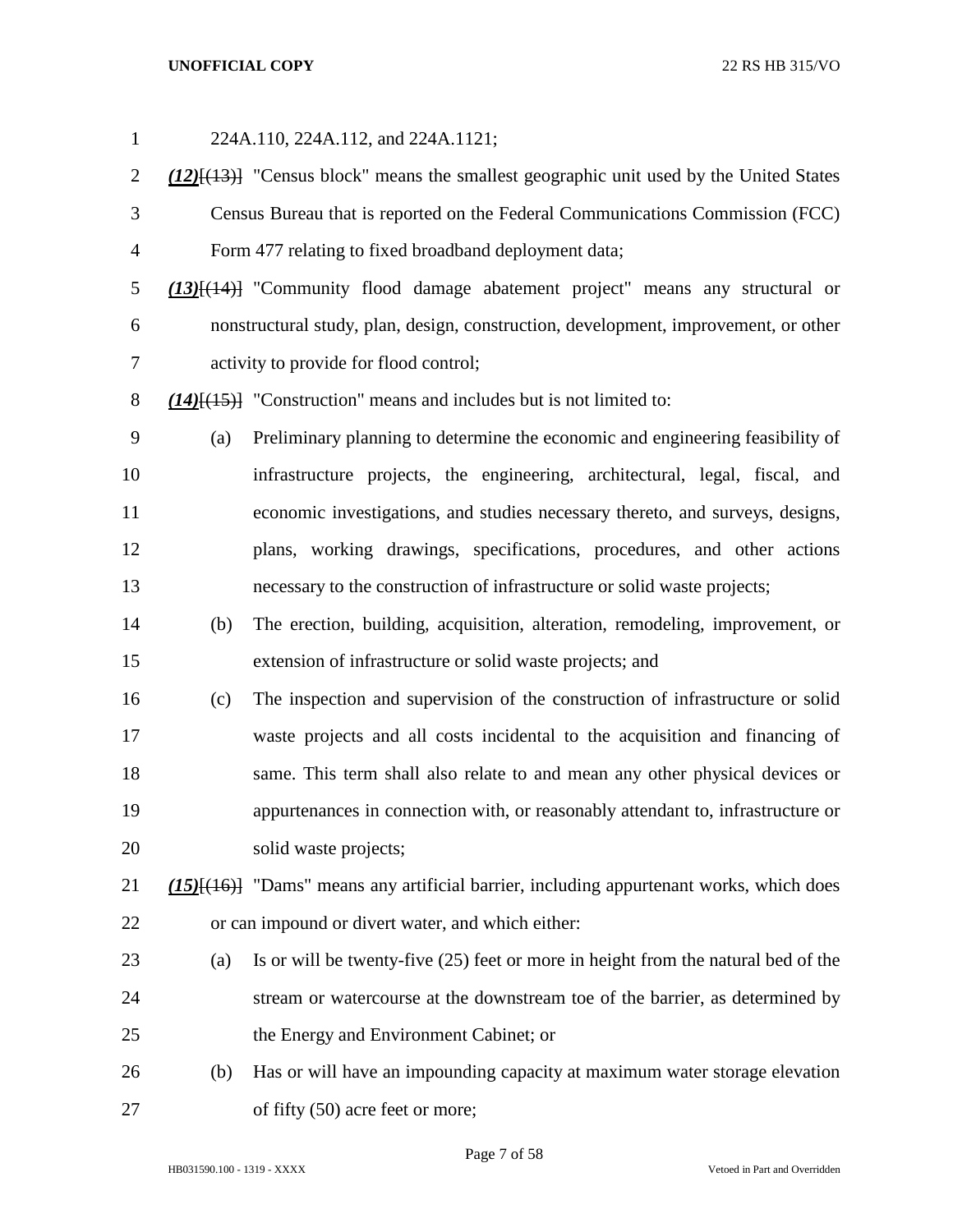224A.110, 224A.112, and 224A.1121;

***(12)***[(13)] "Census block" means the smallest geographic unit used by the United States Census Bureau that is reported on the Federal Communications Commission (FCC) Form 477 relating to fixed broadband deployment data;

***(13)***[(14)] "Community flood damage abatement project" means any structural or nonstructural study, plan, design, construction, development, improvement, or other activity to provide for flood control;

***(14)***[(15)] "Construction" means and includes but is not limited to:

(a) Preliminary planning to determine the economic and engineering feasibility of infrastructure projects, the engineering, architectural, legal, fiscal, and economic investigations, and studies necessary thereto, and surveys, designs, plans, working drawings, specifications, procedures, and other actions necessary to the construction of infrastructure or solid waste projects;

(b) The erection, building, acquisition, alteration, remodeling, improvement, or extension of infrastructure or solid waste projects; and

(c) The inspection and supervision of the construction of infrastructure or solid waste projects and all costs incidental to the acquisition and financing of same. This term shall also relate to and mean any other physical devices or appurtenances in connection with, or reasonably attendant to, infrastructure or solid waste projects;

***(15)***[(16)] "Dams" means any artificial barrier, including appurtenant works, which does or can impound or divert water, and which either:

(a) Is or will be twenty-five (25) feet or more in height from the natural bed of the stream or watercourse at the downstream toe of the barrier, as determined by the Energy and Environment Cabinet; or

(b) Has or will have an impounding capacity at maximum water storage elevation of fifty (50) acre feet or more;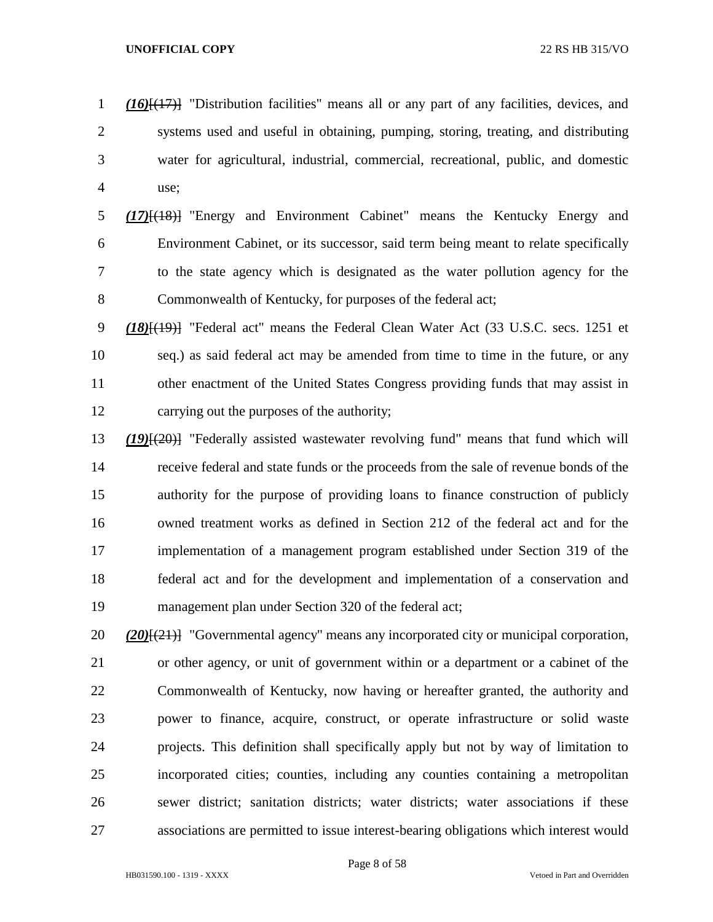*(16)*[(17)] "Distribution facilities" means all or any part of any facilities, devices, and systems used and useful in obtaining, pumping, storing, treating, and distributing water for agricultural, industrial, commercial, recreational, public, and domestic use;

*(17)*[(18)] "Energy and Environment Cabinet" means the Kentucky Energy and Environment Cabinet, or its successor, said term being meant to relate specifically to the state agency which is designated as the water pollution agency for the Commonwealth of Kentucky, for purposes of the federal act;

*(18)*[(19)] "Federal act" means the Federal Clean Water Act (33 U.S.C. secs. 1251 et seq.) as said federal act may be amended from time to time in the future, or any other enactment of the United States Congress providing funds that may assist in carrying out the purposes of the authority;

*(19)*[(20)] "Federally assisted wastewater revolving fund" means that fund which will receive federal and state funds or the proceeds from the sale of revenue bonds of the authority for the purpose of providing loans to finance construction of publicly owned treatment works as defined in Section 212 of the federal act and for the implementation of a management program established under Section 319 of the federal act and for the development and implementation of a conservation and management plan under Section 320 of the federal act;

*(20)*[(21)] "Governmental agency" means any incorporated city or municipal corporation, or other agency, or unit of government within or a department or a cabinet of the Commonwealth of Kentucky, now having or hereafter granted, the authority and power to finance, acquire, construct, or operate infrastructure or solid waste projects. This definition shall specifically apply but not by way of limitation to incorporated cities; counties, including any counties containing a metropolitan sewer district; sanitation districts; water districts; water associations if these associations are permitted to issue interest-bearing obligations which interest would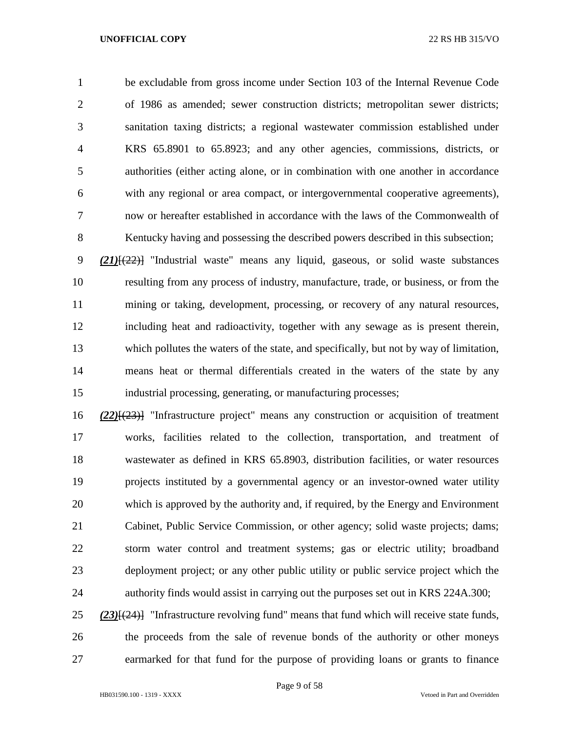be excludable from gross income under Section 103 of the Internal Revenue Code of 1986 as amended; sewer construction districts; metropolitan sewer districts; sanitation taxing districts; a regional wastewater commission established under KRS 65.8901 to 65.8923; and any other agencies, commissions, districts, or authorities (either acting alone, or in combination with one another in accordance with any regional or area compact, or intergovernmental cooperative agreements), now or hereafter established in accordance with the laws of the Commonwealth of Kentucky having and possessing the described powers described in this subsection;

***(21)***~~[(22)]~~ "Industrial waste" means any liquid, gaseous, or solid waste substances resulting from any process of industry, manufacture, trade, or business, or from the mining or taking, development, processing, or recovery of any natural resources, including heat and radioactivity, together with any sewage as is present therein, which pollutes the waters of the state, and specifically, but not by way of limitation, means heat or thermal differentials created in the waters of the state by any industrial processing, generating, or manufacturing processes;

***(22)***~~[(23)]~~ "Infrastructure project" means any construction or acquisition of treatment works, facilities related to the collection, transportation, and treatment of wastewater as defined in KRS 65.8903, distribution facilities, or water resources projects instituted by a governmental agency or an investor-owned water utility which is approved by the authority and, if required, by the Energy and Environment Cabinet, Public Service Commission, or other agency; solid waste projects; dams; storm water control and treatment systems; gas or electric utility; broadband deployment project; or any other public utility or public service project which the authority finds would assist in carrying out the purposes set out in KRS 224A.300;

***(23)***~~[(24)]~~ "Infrastructure revolving fund" means that fund which will receive state funds, the proceeds from the sale of revenue bonds of the authority or other moneys earmarked for that fund for the purpose of providing loans or grants to finance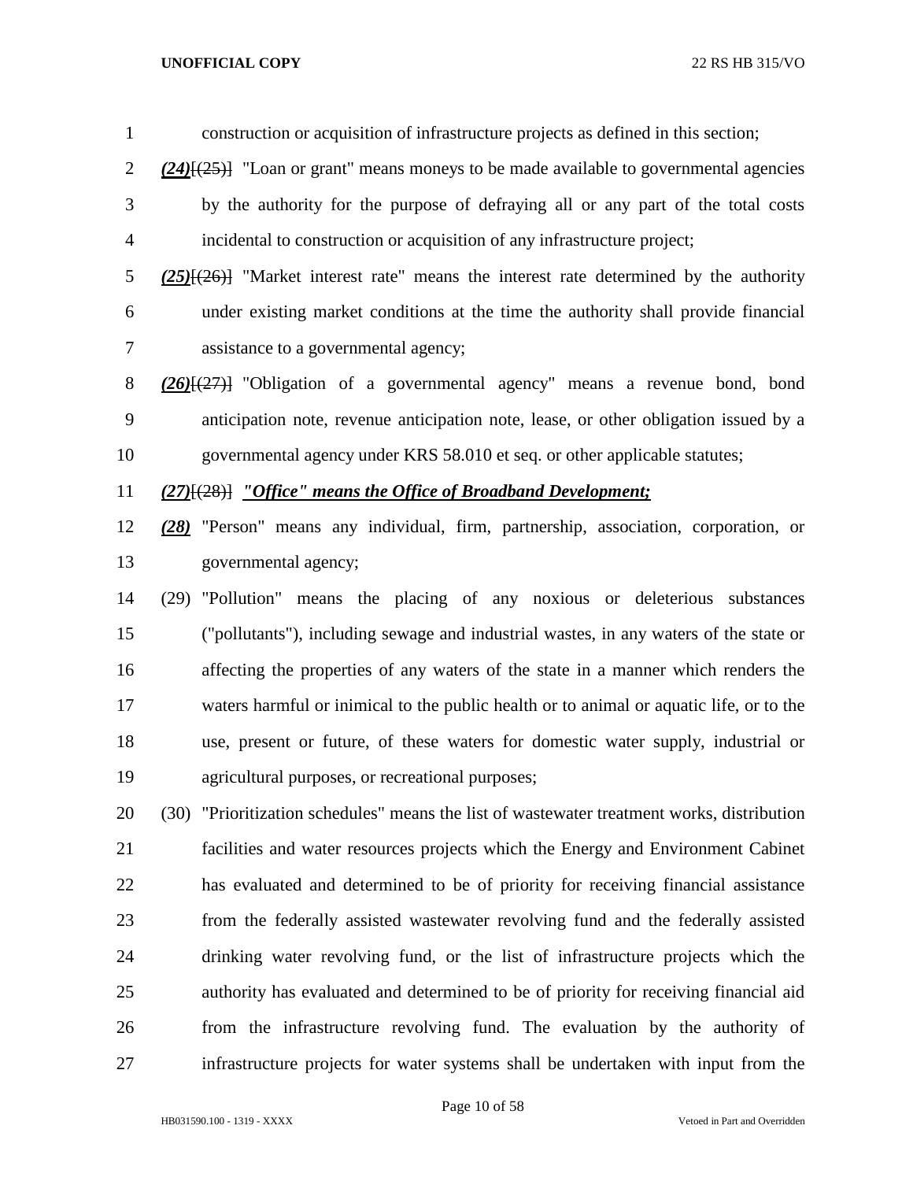construction or acquisition of infrastructure projects as defined in this section;

***(24)***[(25)] "Loan or grant" means moneys to be made available to governmental agencies by the authority for the purpose of defraying all or any part of the total costs incidental to construction or acquisition of any infrastructure project;

***(25)***[(26)] "Market interest rate" means the interest rate determined by the authority under existing market conditions at the time the authority shall provide financial assistance to a governmental agency;

***(26)***[(27)] "Obligation of a governmental agency" means a revenue bond, bond anticipation note, revenue anticipation note, lease, or other obligation issued by a governmental agency under KRS 58.010 et seq. or other applicable statutes;

***(27)***[(28)] ***"Office" means the Office of Broadband Development;***

***(28)*** "Person" means any individual, firm, partnership, association, corporation, or governmental agency;

(29) "Pollution" means the placing of any noxious or deleterious substances ("pollutants"), including sewage and industrial wastes, in any waters of the state or affecting the properties of any waters of the state in a manner which renders the waters harmful or inimical to the public health or to animal or aquatic life, or to the use, present or future, of these waters for domestic water supply, industrial or agricultural purposes, or recreational purposes;

(30) "Prioritization schedules" means the list of wastewater treatment works, distribution facilities and water resources projects which the Energy and Environment Cabinet has evaluated and determined to be of priority for receiving financial assistance from the federally assisted wastewater revolving fund and the federally assisted drinking water revolving fund, or the list of infrastructure projects which the authority has evaluated and determined to be of priority for receiving financial aid from the infrastructure revolving fund. The evaluation by the authority of infrastructure projects for water systems shall be undertaken with input from the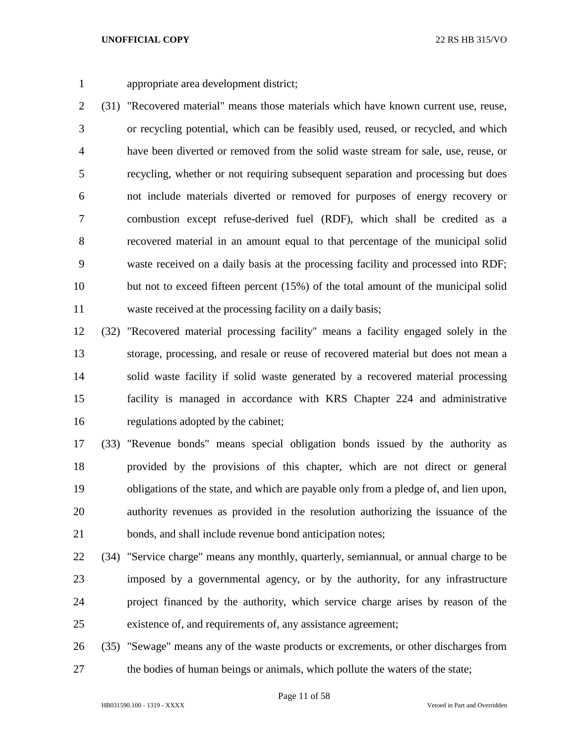appropriate area development district;

(31) "Recovered material" means those materials which have known current use, reuse, or recycling potential, which can be feasibly used, reused, or recycled, and which have been diverted or removed from the solid waste stream for sale, use, reuse, or recycling, whether or not requiring subsequent separation and processing but does not include materials diverted or removed for purposes of energy recovery or combustion except refuse-derived fuel (RDF), which shall be credited as a recovered material in an amount equal to that percentage of the municipal solid waste received on a daily basis at the processing facility and processed into RDF; but not to exceed fifteen percent (15%) of the total amount of the municipal solid waste received at the processing facility on a daily basis;

(32) "Recovered material processing facility" means a facility engaged solely in the storage, processing, and resale or reuse of recovered material but does not mean a solid waste facility if solid waste generated by a recovered material processing facility is managed in accordance with KRS Chapter 224 and administrative regulations adopted by the cabinet;

(33) "Revenue bonds" means special obligation bonds issued by the authority as provided by the provisions of this chapter, which are not direct or general obligations of the state, and which are payable only from a pledge of, and lien upon, authority revenues as provided in the resolution authorizing the issuance of the bonds, and shall include revenue bond anticipation notes;

(34) "Service charge" means any monthly, quarterly, semiannual, or annual charge to be imposed by a governmental agency, or by the authority, for any infrastructure project financed by the authority, which service charge arises by reason of the existence of, and requirements of, any assistance agreement;

(35) "Sewage" means any of the waste products or excrements, or other discharges from the bodies of human beings or animals, which pollute the waters of the state;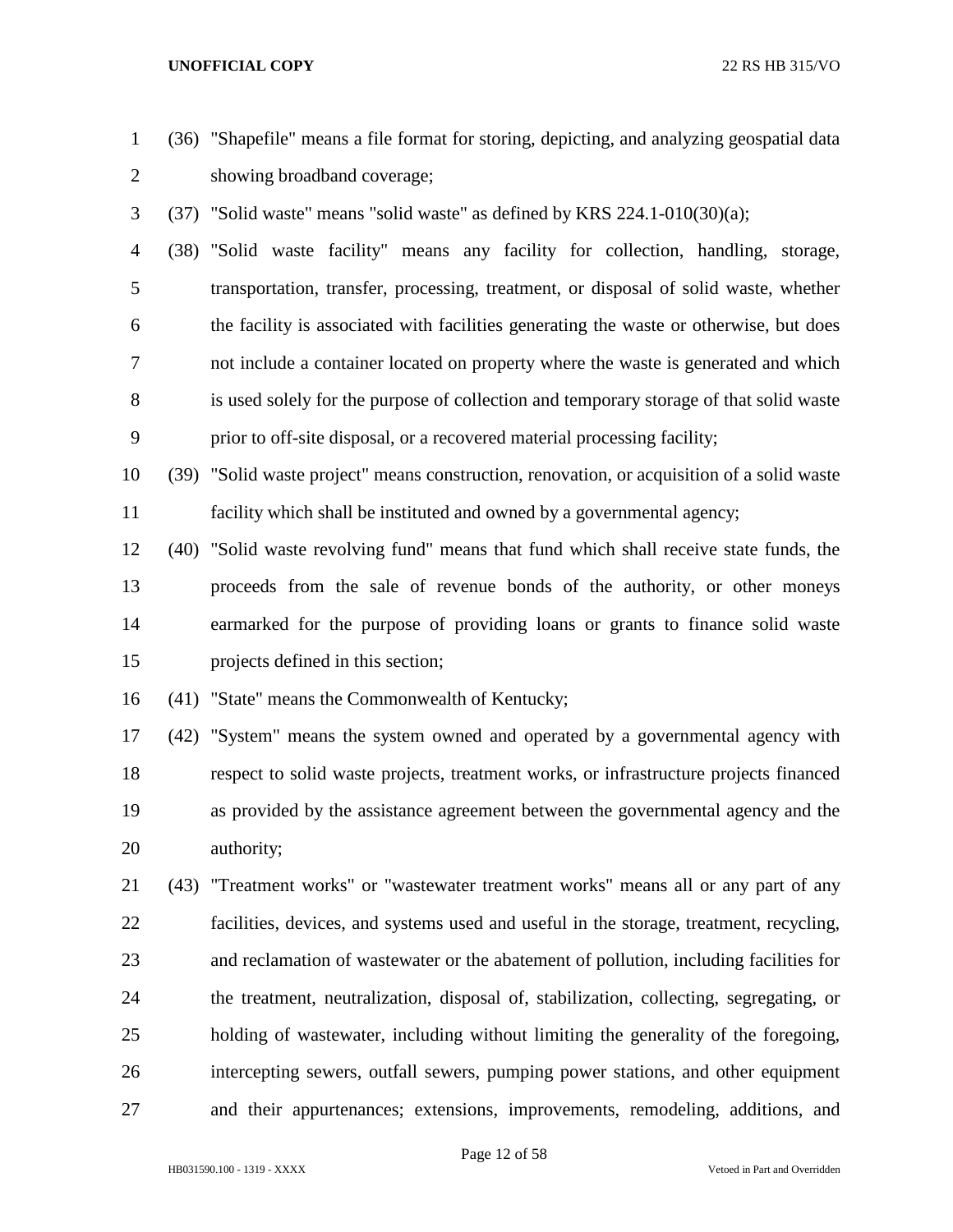(36) "Shapefile" means a file format for storing, depicting, and analyzing geospatial data showing broadband coverage;

(37) "Solid waste" means "solid waste" as defined by KRS 224.1-010(30)(a);

(38) "Solid waste facility" means any facility for collection, handling, storage, transportation, transfer, processing, treatment, or disposal of solid waste, whether the facility is associated with facilities generating the waste or otherwise, but does not include a container located on property where the waste is generated and which is used solely for the purpose of collection and temporary storage of that solid waste prior to off-site disposal, or a recovered material processing facility;

(39) "Solid waste project" means construction, renovation, or acquisition of a solid waste facility which shall be instituted and owned by a governmental agency;

(40) "Solid waste revolving fund" means that fund which shall receive state funds, the proceeds from the sale of revenue bonds of the authority, or other moneys earmarked for the purpose of providing loans or grants to finance solid waste projects defined in this section;

(41) "State" means the Commonwealth of Kentucky;

(42) "System" means the system owned and operated by a governmental agency with respect to solid waste projects, treatment works, or infrastructure projects financed as provided by the assistance agreement between the governmental agency and the authority;

(43) "Treatment works" or "wastewater treatment works" means all or any part of any facilities, devices, and systems used and useful in the storage, treatment, recycling, and reclamation of wastewater or the abatement of pollution, including facilities for the treatment, neutralization, disposal of, stabilization, collecting, segregating, or holding of wastewater, including without limiting the generality of the foregoing, intercepting sewers, outfall sewers, pumping power stations, and other equipment and their appurtenances; extensions, improvements, remodeling, additions, and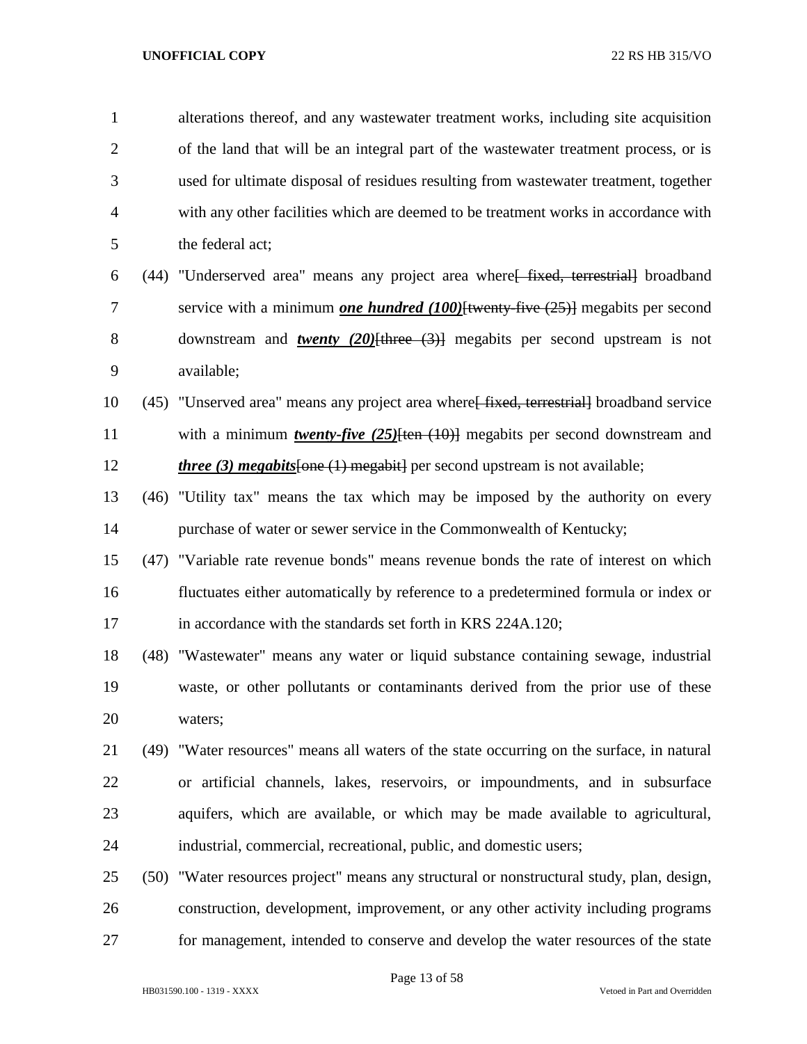alterations thereof, and any wastewater treatment works, including site acquisition of the land that will be an integral part of the wastewater treatment process, or is used for ultimate disposal of residues resulting from wastewater treatment, together with any other facilities which are deemed to be treatment works in accordance with the federal act;

(44) "Underserved area" means any project area where~~[ fixed, terrestrial]~~ broadband service with a minimum ***one hundred (100)***~~[twenty-five (25)]~~ megabits per second downstream and ***twenty (20)***~~[three (3)]~~ megabits per second upstream is not available;

(45) "Unserved area" means any project area where~~[ fixed, terrestrial]~~ broadband service with a minimum ***twenty-five (25)***~~[ten (10)]~~ megabits per second downstream and ***three (3) megabits***~~[one (1) megabit]~~ per second upstream is not available;

(46) "Utility tax" means the tax which may be imposed by the authority on every purchase of water or sewer service in the Commonwealth of Kentucky;

(47) "Variable rate revenue bonds" means revenue bonds the rate of interest on which fluctuates either automatically by reference to a predetermined formula or index or in accordance with the standards set forth in KRS 224A.120;

(48) "Wastewater" means any water or liquid substance containing sewage, industrial waste, or other pollutants or contaminants derived from the prior use of these waters;

(49) "Water resources" means all waters of the state occurring on the surface, in natural or artificial channels, lakes, reservoirs, or impoundments, and in subsurface aquifers, which are available, or which may be made available to agricultural, industrial, commercial, recreational, public, and domestic users;

(50) "Water resources project" means any structural or nonstructural study, plan, design, construction, development, improvement, or any other activity including programs for management, intended to conserve and develop the water resources of the state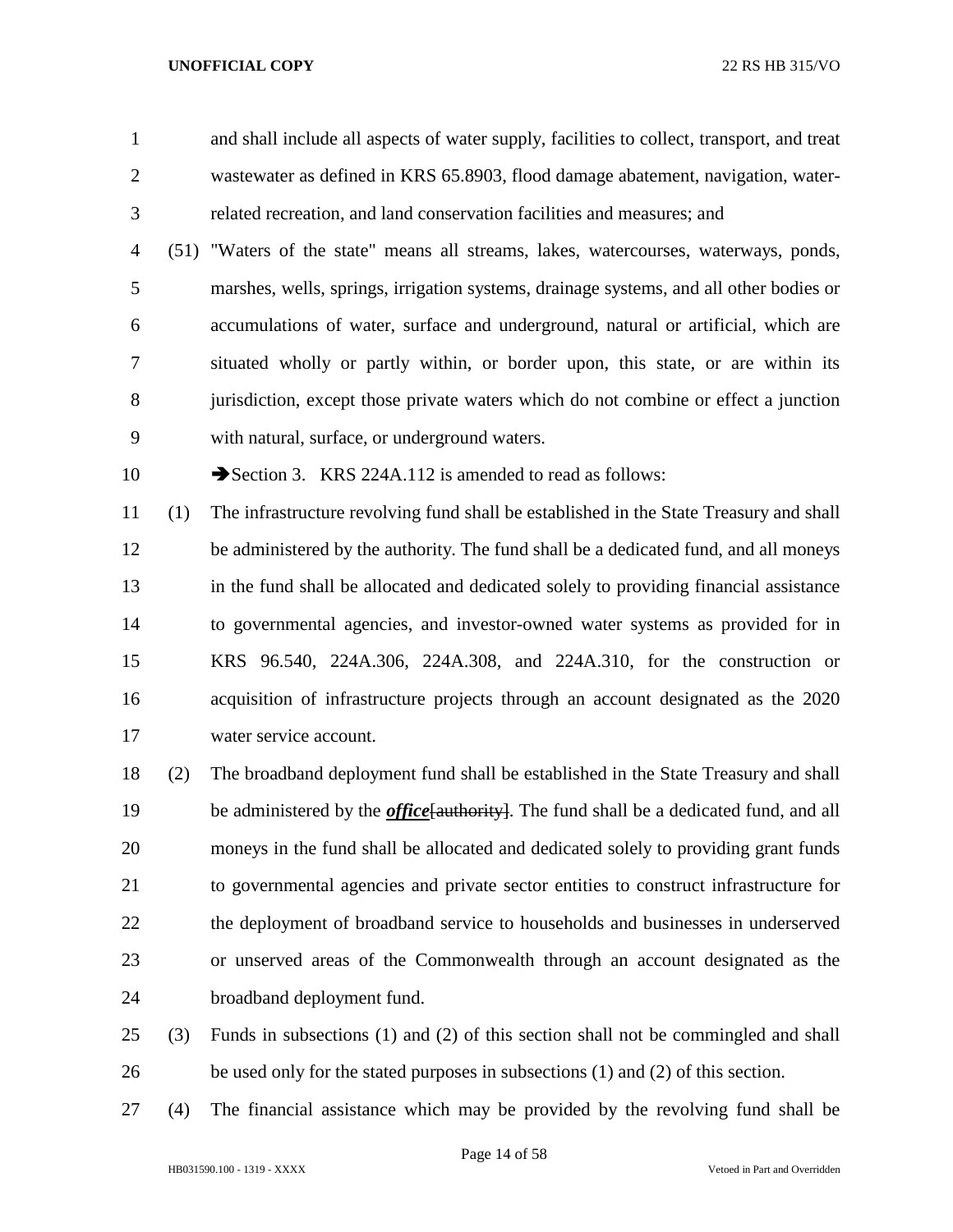and shall include all aspects of water supply, facilities to collect, transport, and treat wastewater as defined in KRS 65.8903, flood damage abatement, navigation, water-related recreation, and land conservation facilities and measures; and

(51) "Waters of the state" means all streams, lakes, watercourses, waterways, ponds, marshes, wells, springs, irrigation systems, drainage systems, and all other bodies or accumulations of water, surface and underground, natural or artificial, which are situated wholly or partly within, or border upon, this state, or are within its jurisdiction, except those private waters which do not combine or effect a junction with natural, surface, or underground waters.

➔Section 3. KRS 224A.112 is amended to read as follows:

(1) The infrastructure revolving fund shall be established in the State Treasury and shall be administered by the authority. The fund shall be a dedicated fund, and all moneys in the fund shall be allocated and dedicated solely to providing financial assistance to governmental agencies, and investor-owned water systems as provided for in KRS 96.540, 224A.306, 224A.308, and 224A.310, for the construction or acquisition of infrastructure projects through an account designated as the 2020 water service account.

(2) The broadband deployment fund shall be established in the State Treasury and shall be administered by the ***office***~~[authority]~~. The fund shall be a dedicated fund, and all moneys in the fund shall be allocated and dedicated solely to providing grant funds to governmental agencies and private sector entities to construct infrastructure for the deployment of broadband service to households and businesses in underserved or unserved areas of the Commonwealth through an account designated as the broadband deployment fund.

(3) Funds in subsections (1) and (2) of this section shall not be commingled and shall be used only for the stated purposes in subsections (1) and (2) of this section.

(4) The financial assistance which may be provided by the revolving fund shall be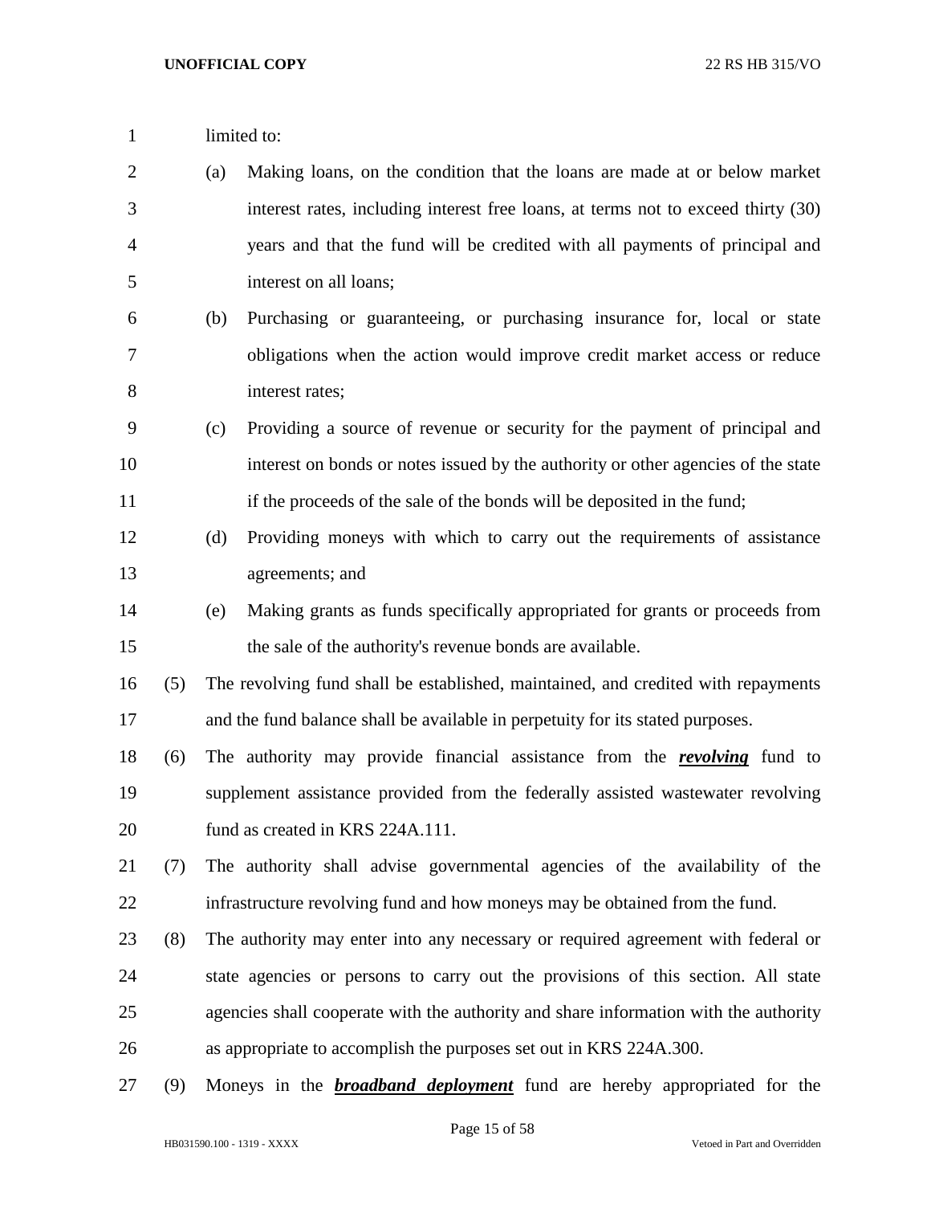limited to:

(a) Making loans, on the condition that the loans are made at or below market interest rates, including interest free loans, at terms not to exceed thirty (30) years and that the fund will be credited with all payments of principal and interest on all loans;

(b) Purchasing or guaranteeing, or purchasing insurance for, local or state obligations when the action would improve credit market access or reduce interest rates;

(c) Providing a source of revenue or security for the payment of principal and interest on bonds or notes issued by the authority or other agencies of the state if the proceeds of the sale of the bonds will be deposited in the fund;

(d) Providing moneys with which to carry out the requirements of assistance agreements; and

(e) Making grants as funds specifically appropriated for grants or proceeds from the sale of the authority's revenue bonds are available.

(5) The revolving fund shall be established, maintained, and credited with repayments and the fund balance shall be available in perpetuity for its stated purposes.

(6) The authority may provide financial assistance from the ***revolving*** fund to supplement assistance provided from the federally assisted wastewater revolving fund as created in KRS 224A.111.

(7) The authority shall advise governmental agencies of the availability of the infrastructure revolving fund and how moneys may be obtained from the fund.

(8) The authority may enter into any necessary or required agreement with federal or state agencies or persons to carry out the provisions of this section. All state agencies shall cooperate with the authority and share information with the authority as appropriate to accomplish the purposes set out in KRS 224A.300.

(9) Moneys in the ***broadband deployment*** fund are hereby appropriated for the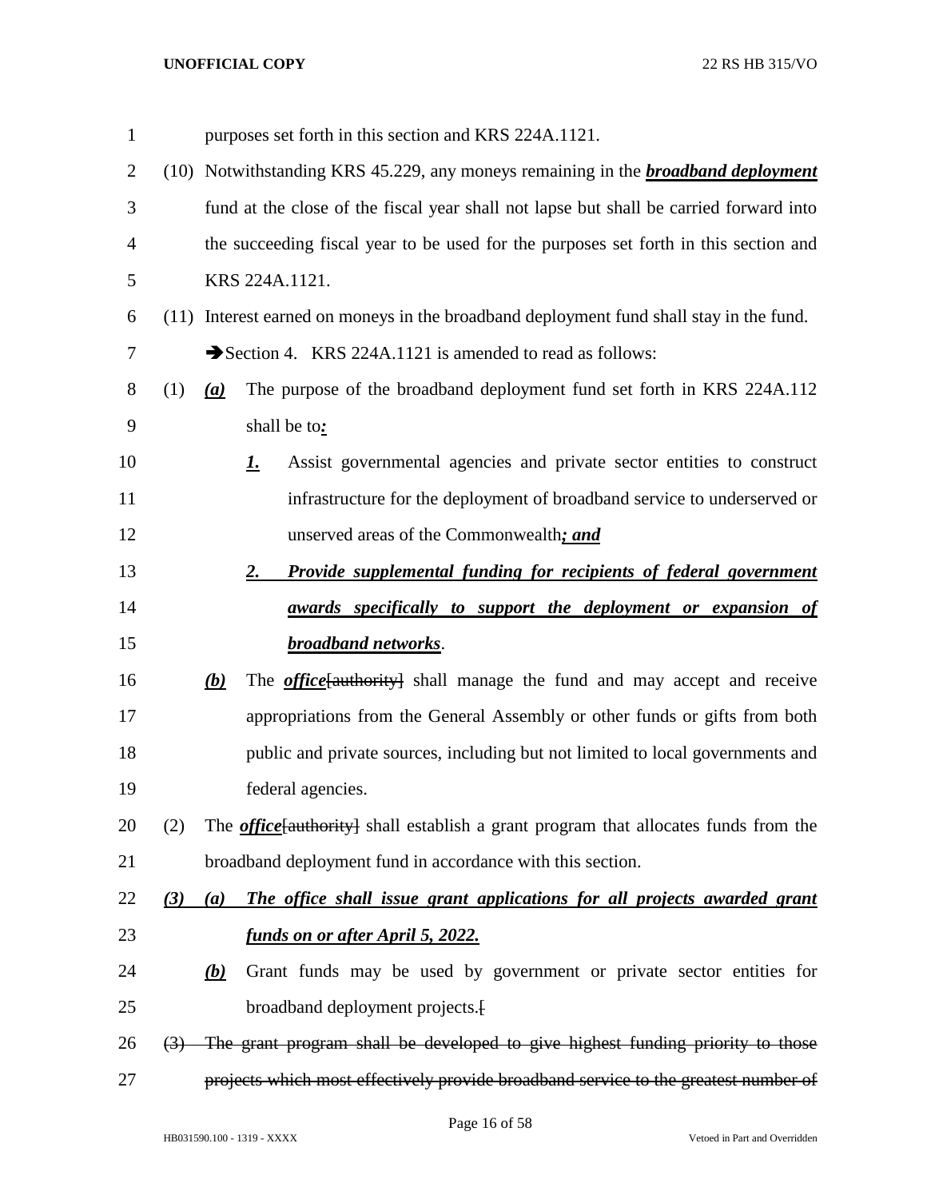purposes set forth in this section and KRS 224A.1121.

(10) Notwithstanding KRS 45.229, any moneys remaining in the ***broadband deployment*** fund at the close of the fiscal year shall not lapse but shall be carried forward into the succeeding fiscal year to be used for the purposes set forth in this section and KRS 224A.1121.

(11) Interest earned on moneys in the broadband deployment fund shall stay in the fund.

➔Section 4. KRS 224A.1121 is amended to read as follows:

(1) ***(a)*** The purpose of the broadband deployment fund set forth in KRS 224A.112 shall be to***:***

***1.*** Assist governmental agencies and private sector entities to construct infrastructure for the deployment of broadband service to underserved or unserved areas of the Commonwealth***; and***

***2. Provide supplemental funding for recipients of federal government awards specifically to support the deployment or expansion of broadband networks***.

***(b)*** The ***office***~~[authority]~~ shall manage the fund and may accept and receive appropriations from the General Assembly or other funds or gifts from both public and private sources, including but not limited to local governments and federal agencies.

(2) The ***office***~~[authority]~~ shall establish a grant program that allocates funds from the broadband deployment fund in accordance with this section.

***(3) (a) The office shall issue grant applications for all projects awarded grant funds on or after April 5, 2022.***

***(b)*** Grant funds may be used by government or private sector entities for broadband deployment projects.~~[~~

~~(3) The grant program shall be developed to give highest funding priority to those projects which most effectively provide broadband service to the greatest number of~~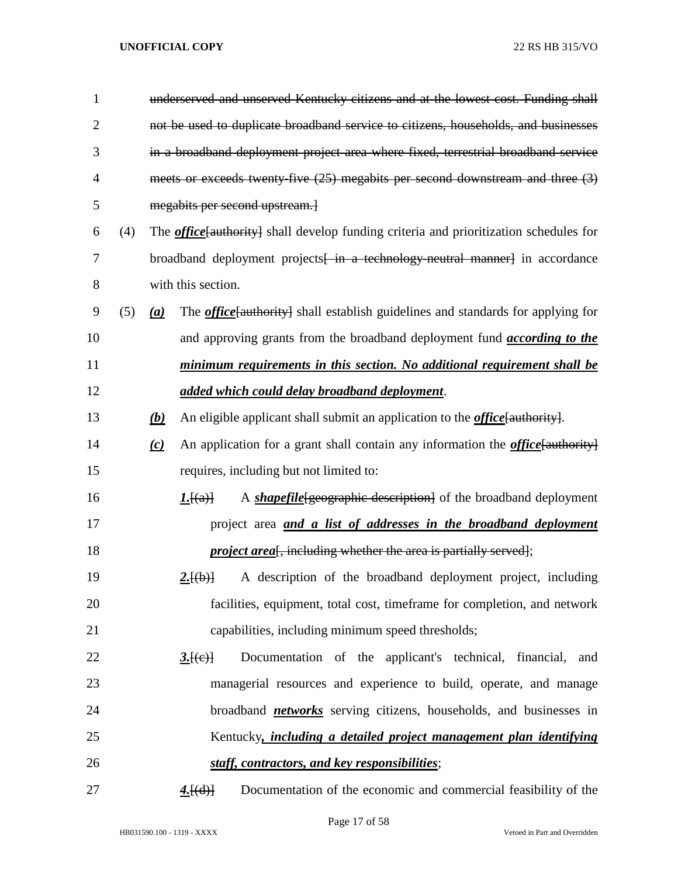~~underserved and unserved Kentucky citizens and at the lowest cost. Funding shall not be used to duplicate broadband service to citizens, households, and businesses in a broadband deployment project area where fixed, terrestrial broadband service meets or exceeds twenty-five (25) megabits per second downstream and three (3) megabits per second upstream.]~~

(4) The ***office***~~[authority]~~ shall develop funding criteria and prioritization schedules for broadband deployment projects~~[ in a technology-neutral manner]~~ in accordance with this section.

(5) ***(a)*** The ***office***~~[authority]~~ shall establish guidelines and standards for applying for and approving grants from the broadband deployment fund ***according to the minimum requirements in this section. No additional requirement shall be added which could delay broadband deployment***.

***(b)*** An eligible applicant shall submit an application to the ***office***~~[authority]~~.

***(c)*** An application for a grant shall contain any information the ***office***~~[authority]~~ requires, including but not limited to:

***1.***~~[(a)]~~ A ***shapefile***~~[geographic description]~~ of the broadband deployment project area ***and a list of addresses in the broadband deployment project area***~~[, including whether the area is partially served]~~;

***2.***~~[(b)]~~ A description of the broadband deployment project, including facilities, equipment, total cost, timeframe for completion, and network capabilities, including minimum speed thresholds;

***3.***~~[(c)]~~ Documentation of the applicant's technical, financial, and managerial resources and experience to build, operate, and manage broadband ***networks*** serving citizens, households, and businesses in Kentucky***, including a detailed project management plan identifying staff, contractors, and key responsibilities***;

***4.***~~[(d)]~~ Documentation of the economic and commercial feasibility of the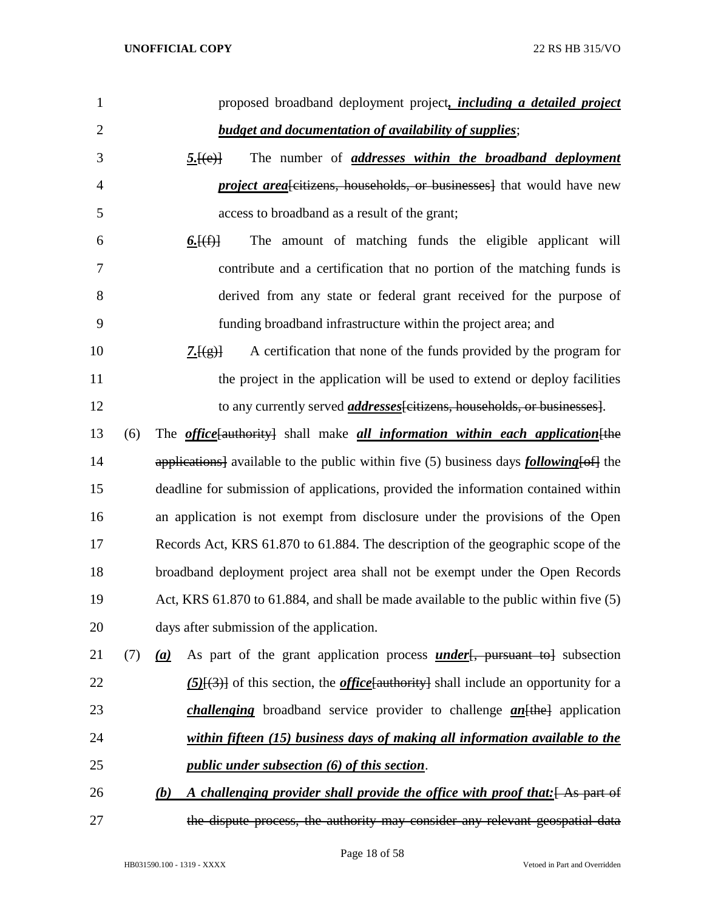proposed broadband deployment project***, including a detailed project budget and documentation of availability of supplies***;

***5.***[(e)] The number of ***addresses within the broadband deployment project area***[citizens, households, or businesses] that would have new access to broadband as a result of the grant;

***6.***[(f)] The amount of matching funds the eligible applicant will contribute and a certification that no portion of the matching funds is derived from any state or federal grant received for the purpose of funding broadband infrastructure within the project area; and

***7.***[(g)] A certification that none of the funds provided by the program for the project in the application will be used to extend or deploy facilities to any currently served ***addresses***[citizens, households, or businesses].

(6) The ***office***[authority] shall make ***all information within each application***[the applications] available to the public within five (5) business days ***following***[of] the deadline for submission of applications, provided the information contained within an application is not exempt from disclosure under the provisions of the Open Records Act, KRS 61.870 to 61.884. The description of the geographic scope of the broadband deployment project area shall not be exempt under the Open Records Act, KRS 61.870 to 61.884, and shall be made available to the public within five (5) days after submission of the application.

(7) ***(a)*** As part of the grant application process ***under***[, pursuant to] subsection ***(5)***[(3)] of this section, the ***office***[authority] shall include an opportunity for a ***challenging*** broadband service provider to challenge ***an***[the] application ***within fifteen (15) business days of making all information available to the public under subsection (6) of this section***.

***(b) A challenging provider shall provide the office with proof that:***[ As part of the dispute process, the authority may consider any relevant geospatial data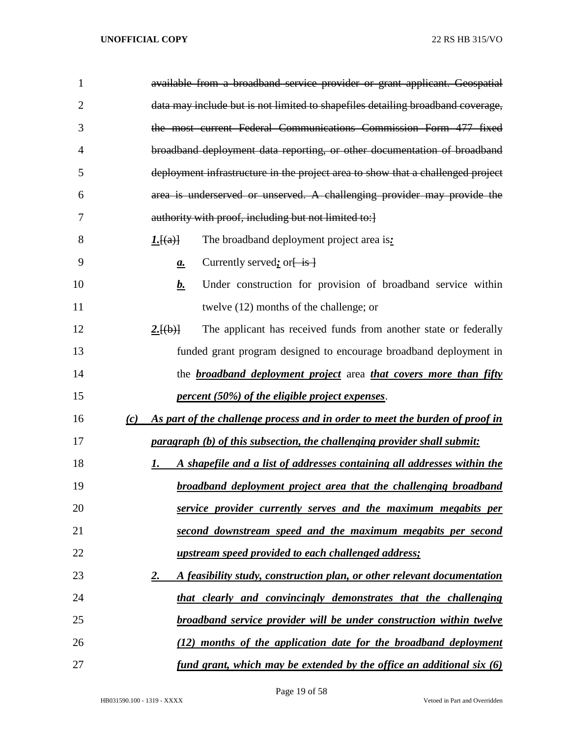~~available from a broadband service provider or grant applicant. Geospatial data may include but is not limited to shapefiles detailing broadband coverage, the most current Federal Communications Commission Form 477 fixed broadband deployment data reporting, or other documentation of broadband deployment infrastructure in the project area to show that a challenged project area is underserved or unserved. A challenging provider may provide the authority with proof, including but not limited to:]~~

***1.***[~~(a)~~] The broadband deployment project area is***:***

***a.*** Currently served***;*** or[~~ is ~~]

***b.*** Under construction for provision of broadband service within twelve (12) months of the challenge; or

***2.***[~~(b)~~] The applicant has received funds from another state or federally funded grant program designed to encourage broadband deployment in the ***broadband deployment project*** area ***that covers more than fifty percent (50%) of the eligible project expenses***.

***(c) As part of the challenge process and in order to meet the burden of proof in paragraph (b) of this subsection, the challenging provider shall submit:***

***1. A shapefile and a list of addresses containing all addresses within the broadband deployment project area that the challenging broadband service provider currently serves and the maximum megabits per second downstream speed and the maximum megabits per second upstream speed provided to each challenged address;***

***2. A feasibility study, construction plan, or other relevant documentation that clearly and convincingly demonstrates that the challenging broadband service provider will be under construction within twelve (12) months of the application date for the broadband deployment fund grant, which may be extended by the office an additional six (6)***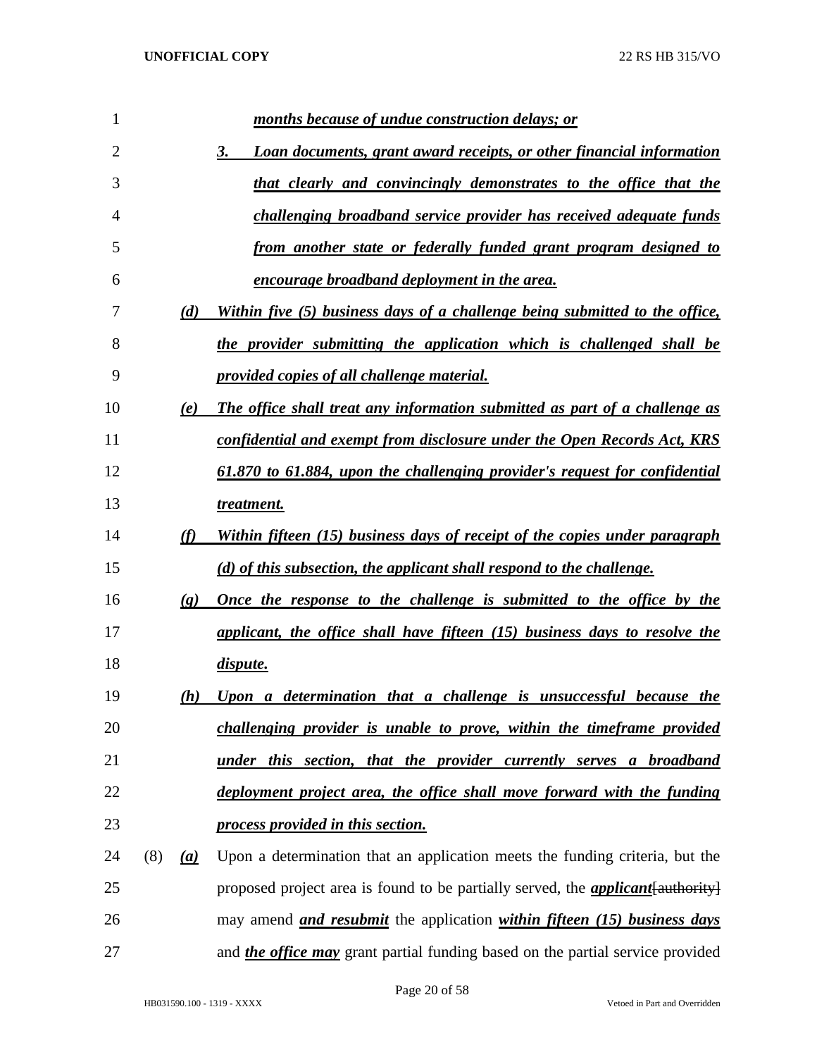*months because of undue construction delays; or*

*3. Loan documents, grant award receipts, or other financial information that clearly and convincingly demonstrates to the office that the challenging broadband service provider has received adequate funds from another state or federally funded grant program designed to encourage broadband deployment in the area.*

*(d) Within five (5) business days of a challenge being submitted to the office, the provider submitting the application which is challenged shall be provided copies of all challenge material.*

*(e) The office shall treat any information submitted as part of a challenge as confidential and exempt from disclosure under the Open Records Act, KRS 61.870 to 61.884, upon the challenging provider's request for confidential treatment.*

*(f) Within fifteen (15) business days of receipt of the copies under paragraph (d) of this subsection, the applicant shall respond to the challenge.*

*(g) Once the response to the challenge is submitted to the office by the applicant, the office shall have fifteen (15) business days to resolve the dispute.*

*(h) Upon a determination that a challenge is unsuccessful because the challenging provider is unable to prove, within the timeframe provided under this section, that the provider currently serves a broadband deployment project area, the office shall move forward with the funding process provided in this section.*

(8) *(a)* Upon a determination that an application meets the funding criteria, but the proposed project area is found to be partially served, the ***applicant***~~[authority]~~ may amend ***and resubmit*** the application ***within fifteen (15) business days*** and ***the office may*** grant partial funding based on the partial service provided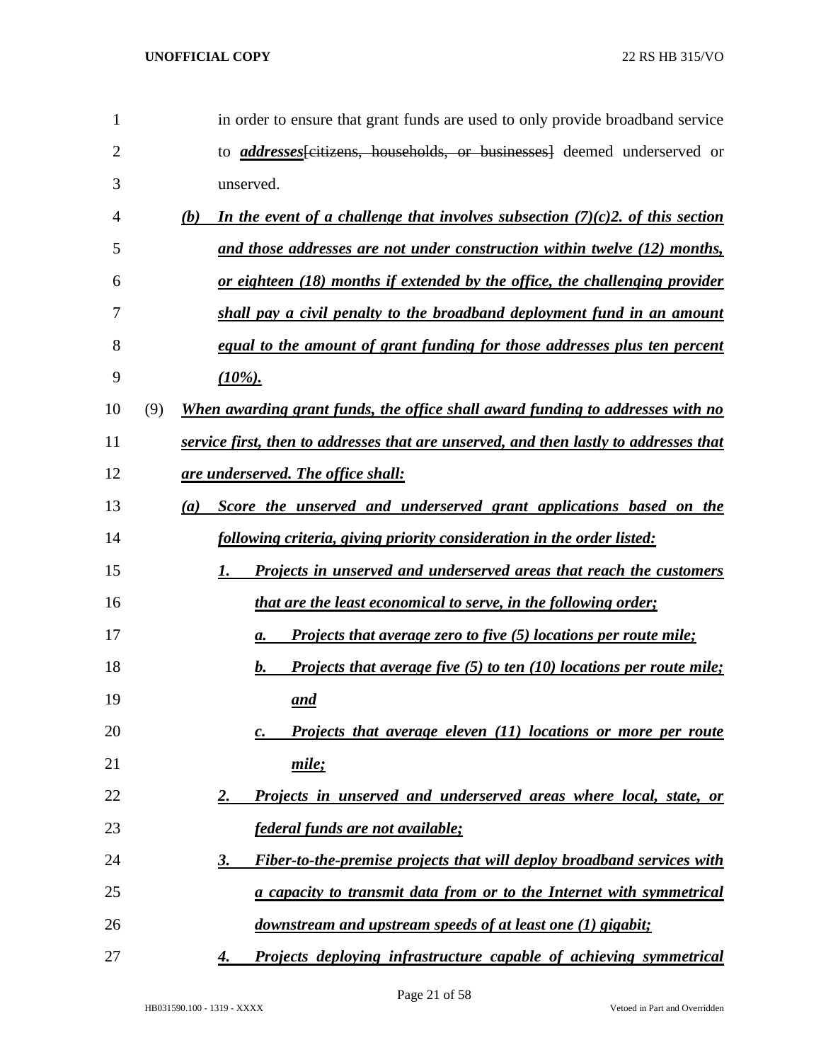in order to ensure that grant funds are used to only provide broadband service to ***addresses***~~[citizens, households, or businesses]~~ deemed underserved or unserved.

***(b) In the event of a challenge that involves subsection (7)(c)2. of this section and those addresses are not under construction within twelve (12) months, or eighteen (18) months if extended by the office, the challenging provider shall pay a civil penalty to the broadband deployment fund in an amount equal to the amount of grant funding for those addresses plus ten percent (10%).***

(9) ***When awarding grant funds, the office shall award funding to addresses with no service first, then to addresses that are unserved, and then lastly to addresses that are underserved. The office shall:***

***(a) Score the unserved and underserved grant applications based on the following criteria, giving priority consideration in the order listed:***

***1. Projects in unserved and underserved areas that reach the customers that are the least economical to serve, in the following order;***

***a. Projects that average zero to five (5) locations per route mile;***

***b. Projects that average five (5) to ten (10) locations per route mile; and***

***c. Projects that average eleven (11) locations or more per route mile;***

***2. Projects in unserved and underserved areas where local, state, or federal funds are not available;***

***3. Fiber-to-the-premise projects that will deploy broadband services with a capacity to transmit data from or to the Internet with symmetrical downstream and upstream speeds of at least one (1) gigabit;***

***4. Projects deploying infrastructure capable of achieving symmetrical***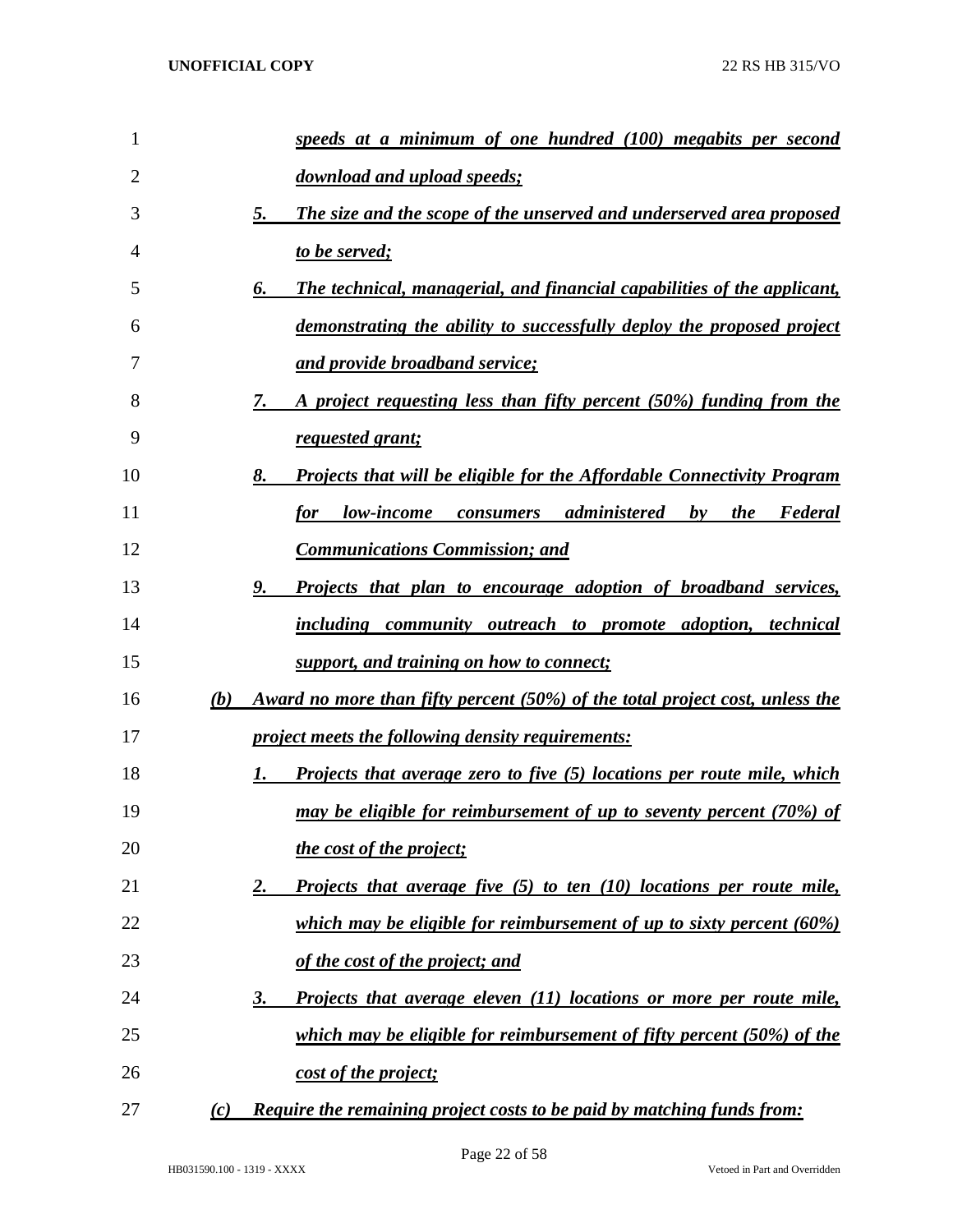*speeds at a minimum of one hundred (100) megabits per second download and upload speeds;*

5. *The size and the scope of the unserved and underserved area proposed to be served;*

6. *The technical, managerial, and financial capabilities of the applicant, demonstrating the ability to successfully deploy the proposed project and provide broadband service;*

7. *A project requesting less than fifty percent (50%) funding from the requested grant;*

8. *Projects that will be eligible for the Affordable Connectivity Program for low-income consumers administered by the Federal Communications Commission; and*

9. *Projects that plan to encourage adoption of broadband services, including community outreach to promote adoption, technical support, and training on how to connect;*

*(b) Award no more than fifty percent (50%) of the total project cost, unless the project meets the following density requirements:*

1. *Projects that average zero to five (5) locations per route mile, which may be eligible for reimbursement of up to seventy percent (70%) of the cost of the project;*

2. *Projects that average five (5) to ten (10) locations per route mile, which may be eligible for reimbursement of up to sixty percent (60%) of the cost of the project; and*

3. *Projects that average eleven (11) locations or more per route mile, which may be eligible for reimbursement of fifty percent (50%) of the cost of the project;*

*(c) Require the remaining project costs to be paid by matching funds from:*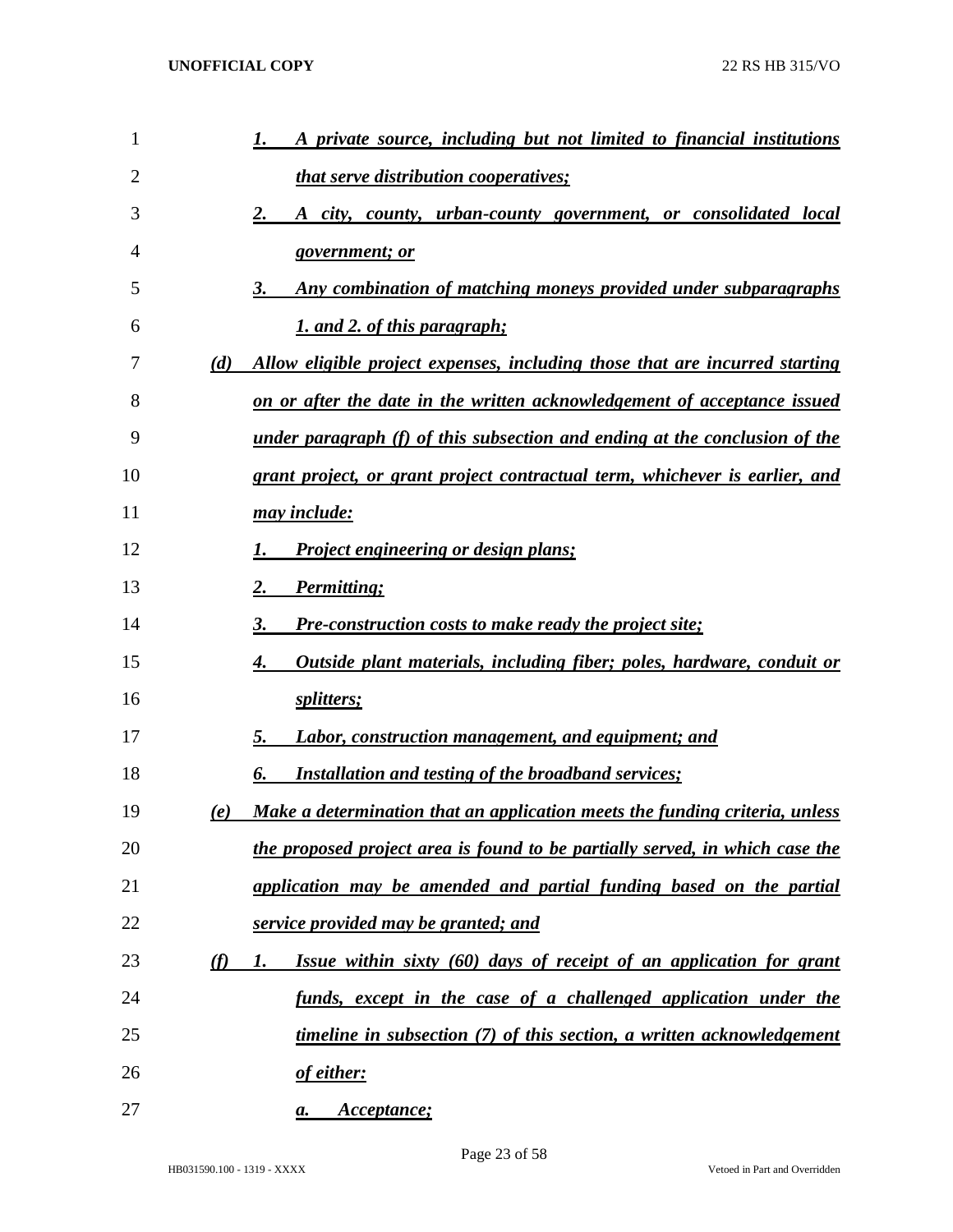1. *A private source, including but not limited to financial institutions that serve distribution cooperatives;*
2. *A city, county, urban-county government, or consolidated local government; or*
3. *Any combination of matching moneys provided under subparagraphs 1. and 2. of this paragraph;*

*(d) Allow eligible project expenses, including those that are incurred starting on or after the date in the written acknowledgement of acceptance issued under paragraph (f) of this subsection and ending at the conclusion of the grant project, or grant project contractual term, whichever is earlier, and may include:*

1. *Project engineering or design plans;*
2. *Permitting;*
3. *Pre-construction costs to make ready the project site;*
4. *Outside plant materials, including fiber; poles, hardware, conduit or splitters;*
5. *Labor, construction management, and equipment; and*
6. *Installation and testing of the broadband services;*

*(e) Make a determination that an application meets the funding criteria, unless the proposed project area is found to be partially served, in which case the application may be amended and partial funding based on the partial service provided may be granted; and*

*(f) 1. Issue within sixty (60) days of receipt of an application for grant funds, except in the case of a challenged application under the timeline in subsection (7) of this section, a written acknowledgement of either:*

*a. Acceptance;*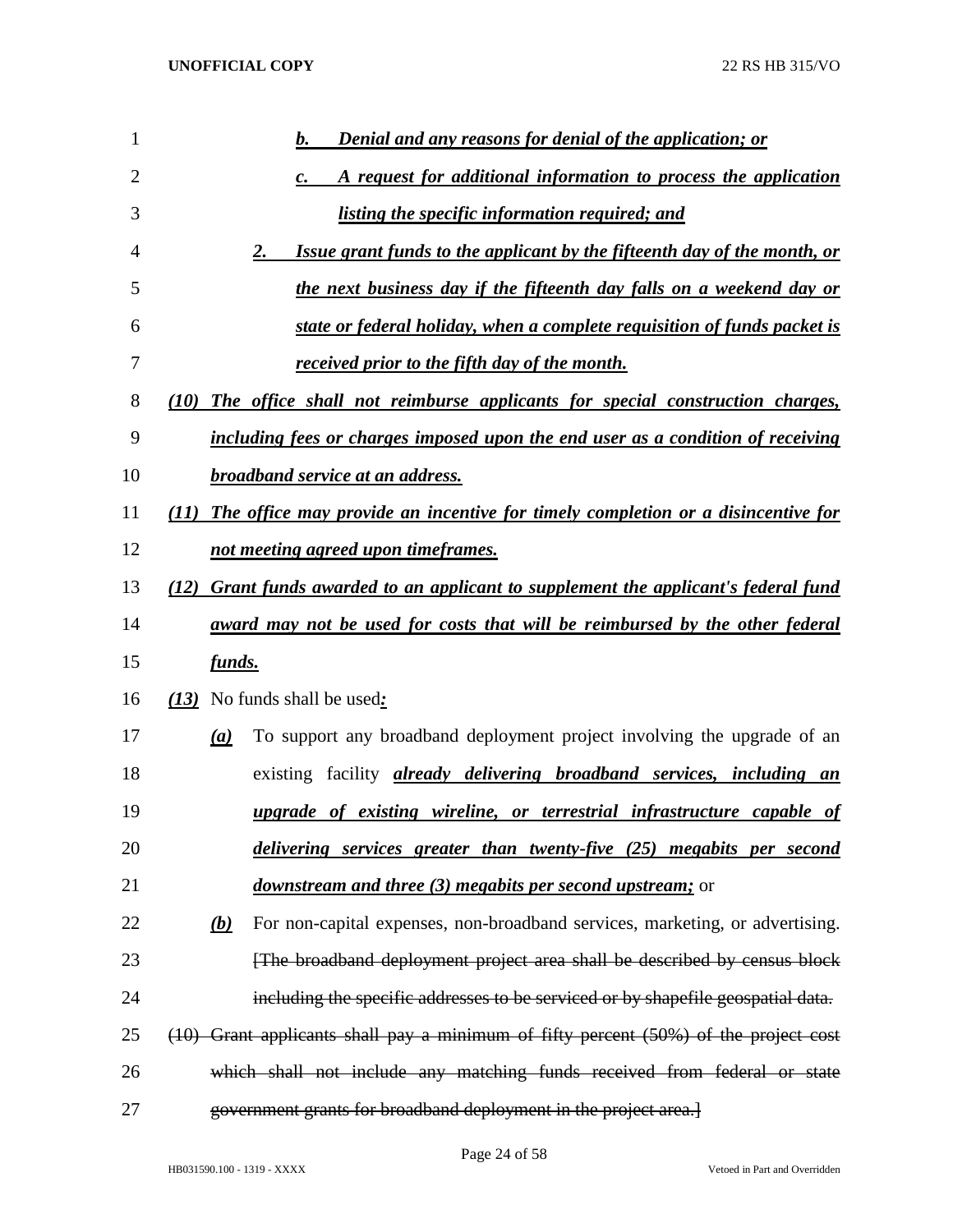b. Denial and any reasons for denial of the application; or

c. A request for additional information to process the application listing the specific information required; and

2. Issue grant funds to the applicant by the fifteenth day of the month, or the next business day if the fifteenth day falls on a weekend day or state or federal holiday, when a complete requisition of funds packet is received prior to the fifth day of the month.

(10) The office shall not reimburse applicants for special construction charges, including fees or charges imposed upon the end user as a condition of receiving broadband service at an address.

(11) The office may provide an incentive for timely completion or a disincentive for not meeting agreed upon timeframes.

(12) Grant funds awarded to an applicant to supplement the applicant's federal fund award may not be used for costs that will be reimbursed by the other federal funds.

(13) No funds shall be used:

(a) To support any broadband deployment project involving the upgrade of an existing facility already delivering broadband services, including an upgrade of existing wireline, or terrestrial infrastructure capable of delivering services greater than twenty-five (25) megabits per second downstream and three (3) megabits per second upstream; or

(b) For non-capital expenses, non-broadband services, marketing, or advertising. ~~[The broadband deployment project area shall be described by census block including the specific addresses to be serviced or by shapefile geospatial data.~~

~~(10) Grant applicants shall pay a minimum of fifty percent (50%) of the project cost which shall not include any matching funds received from federal or state government grants for broadband deployment in the project area.]~~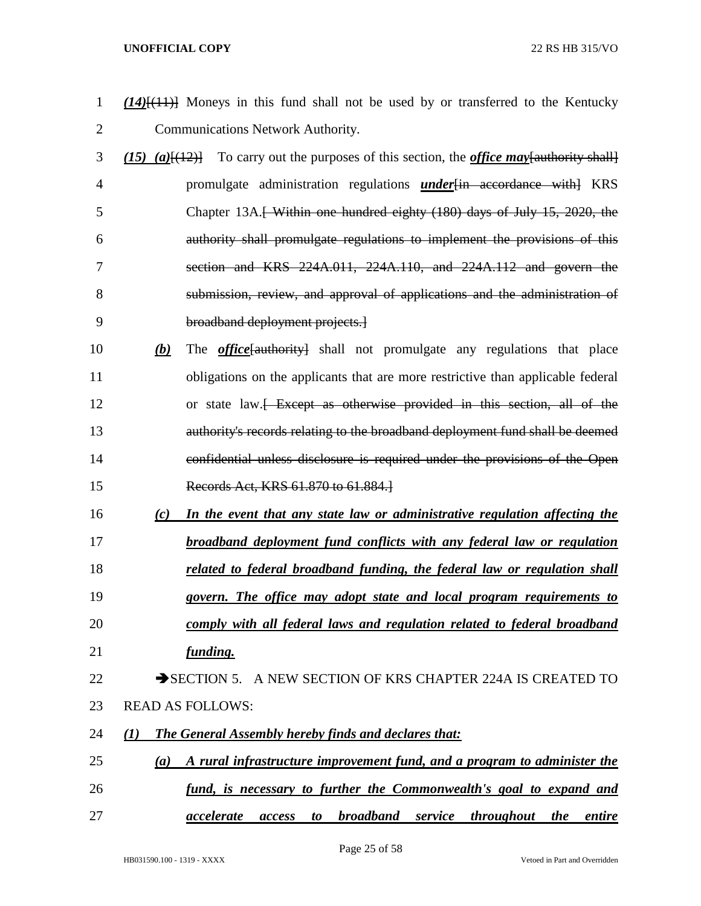*(14)*[(11)] Moneys in this fund shall not be used by or transferred to the Kentucky Communications Network Authority.

*(15) (a)*[(12)] To carry out the purposes of this section, the ***office may***[authority shall] promulgate administration regulations ***under***[in accordance with] KRS Chapter 13A.[ Within one hundred eighty (180) days of July 15, 2020, the authority shall promulgate regulations to implement the provisions of this section and KRS 224A.011, 224A.110, and 224A.112 and govern the submission, review, and approval of applications and the administration of broadband deployment projects.]

***(b)*** The ***office***[authority] shall not promulgate any regulations that place obligations on the applicants that are more restrictive than applicable federal or state law.[ Except as otherwise provided in this section, all of the authority's records relating to the broadband deployment fund shall be deemed confidential unless disclosure is required under the provisions of the Open Records Act, KRS 61.870 to 61.884.]

***(c) In the event that any state law or administrative regulation affecting the broadband deployment fund conflicts with any federal law or regulation related to federal broadband funding, the federal law or regulation shall govern. The office may adopt state and local program requirements to comply with all federal laws and regulation related to federal broadband funding.***

➔SECTION 5. A NEW SECTION OF KRS CHAPTER 224A IS CREATED TO READ AS FOLLOWS:

***(1) The General Assembly hereby finds and declares that:***

***(a) A rural infrastructure improvement fund, and a program to administer the fund, is necessary to further the Commonwealth's goal to expand and accelerate access to broadband service throughout the entire***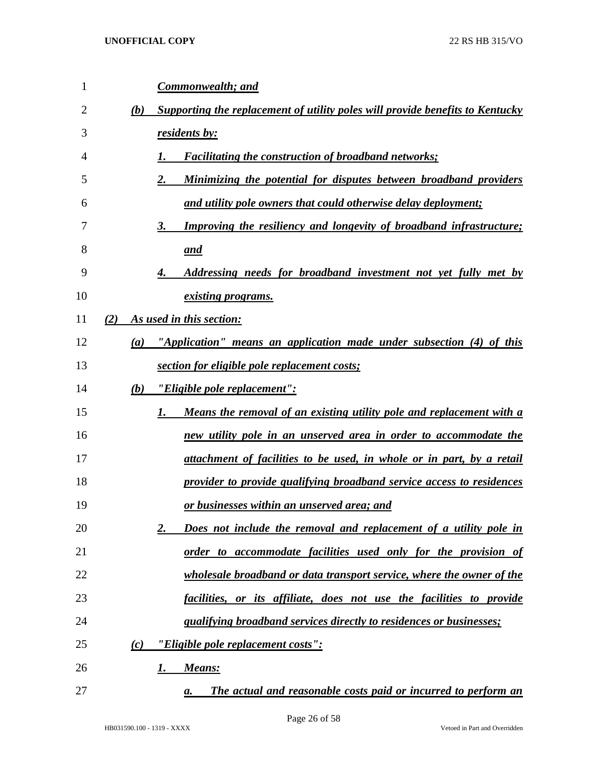***Commonwealth; and***

***(b) Supporting the replacement of utility poles will provide benefits to Kentucky residents by:***

***1. Facilitating the construction of broadband networks;***

***2. Minimizing the potential for disputes between broadband providers and utility pole owners that could otherwise delay deployment;***

***3. Improving the resiliency and longevity of broadband infrastructure; and***

***4. Addressing needs for broadband investment not yet fully met by existing programs.***

***(2) As used in this section:***

***(a) "Application" means an application made under subsection (4) of this section for eligible pole replacement costs;***

***(b) "Eligible pole replacement":***

***1. Means the removal of an existing utility pole and replacement with a new utility pole in an unserved area in order to accommodate the attachment of facilities to be used, in whole or in part, by a retail provider to provide qualifying broadband service access to residences or businesses within an unserved area; and***

***2. Does not include the removal and replacement of a utility pole in order to accommodate facilities used only for the provision of wholesale broadband or data transport service, where the owner of the facilities, or its affiliate, does not use the facilities to provide qualifying broadband services directly to residences or businesses;***

***(c) "Eligible pole replacement costs":***

***1. Means:***

***a. The actual and reasonable costs paid or incurred to perform an***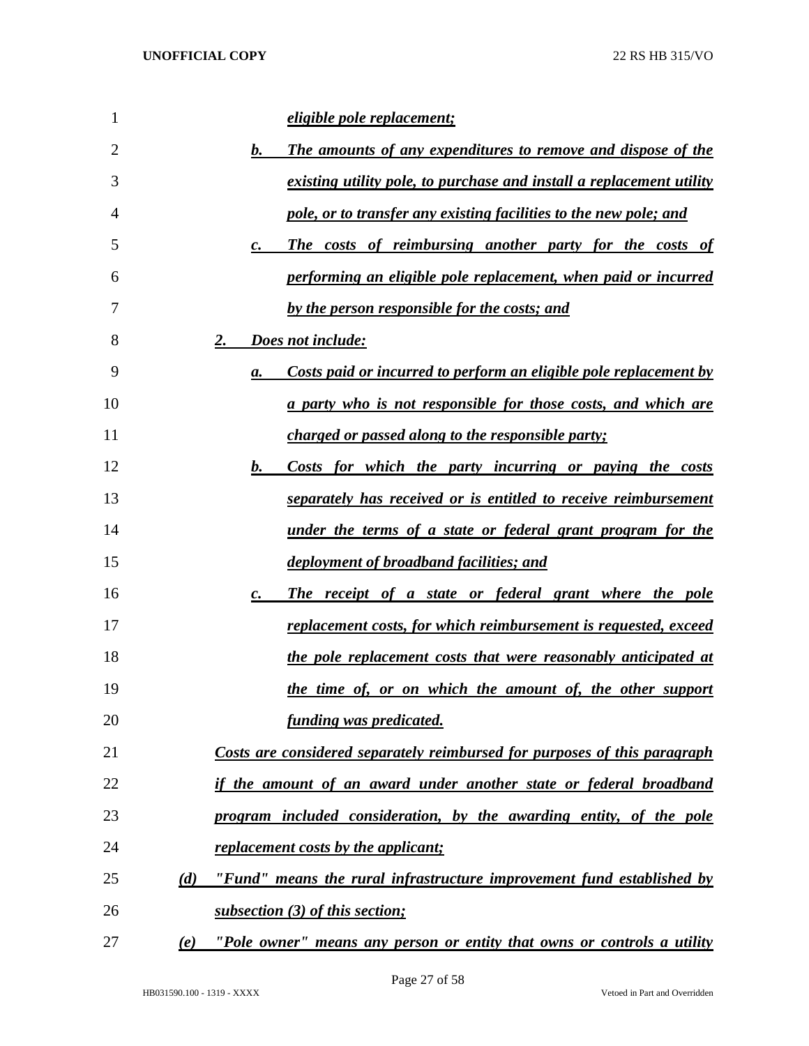*eligible pole replacement;*

b. *The amounts of any expenditures to remove and dispose of the existing utility pole, to purchase and install a replacement utility pole, or to transfer any existing facilities to the new pole; and*

c. *The costs of reimbursing another party for the costs of performing an eligible pole replacement, when paid or incurred by the person responsible for the costs; and*

2. *Does not include:*

a. *Costs paid or incurred to perform an eligible pole replacement by a party who is not responsible for those costs, and which are charged or passed along to the responsible party;*

b. *Costs for which the party incurring or paying the costs separately has received or is entitled to receive reimbursement under the terms of a state or federal grant program for the deployment of broadband facilities; and*

c. *The receipt of a state or federal grant where the pole replacement costs, for which reimbursement is requested, exceed the pole replacement costs that were reasonably anticipated at the time of, or on which the amount of, the other support funding was predicated.*

*Costs are considered separately reimbursed for purposes of this paragraph if the amount of an award under another state or federal broadband program included consideration, by the awarding entity, of the pole replacement costs by the applicant;*

(d) *"Fund" means the rural infrastructure improvement fund established by subsection (3) of this section;*

(e) *"Pole owner" means any person or entity that owns or controls a utility*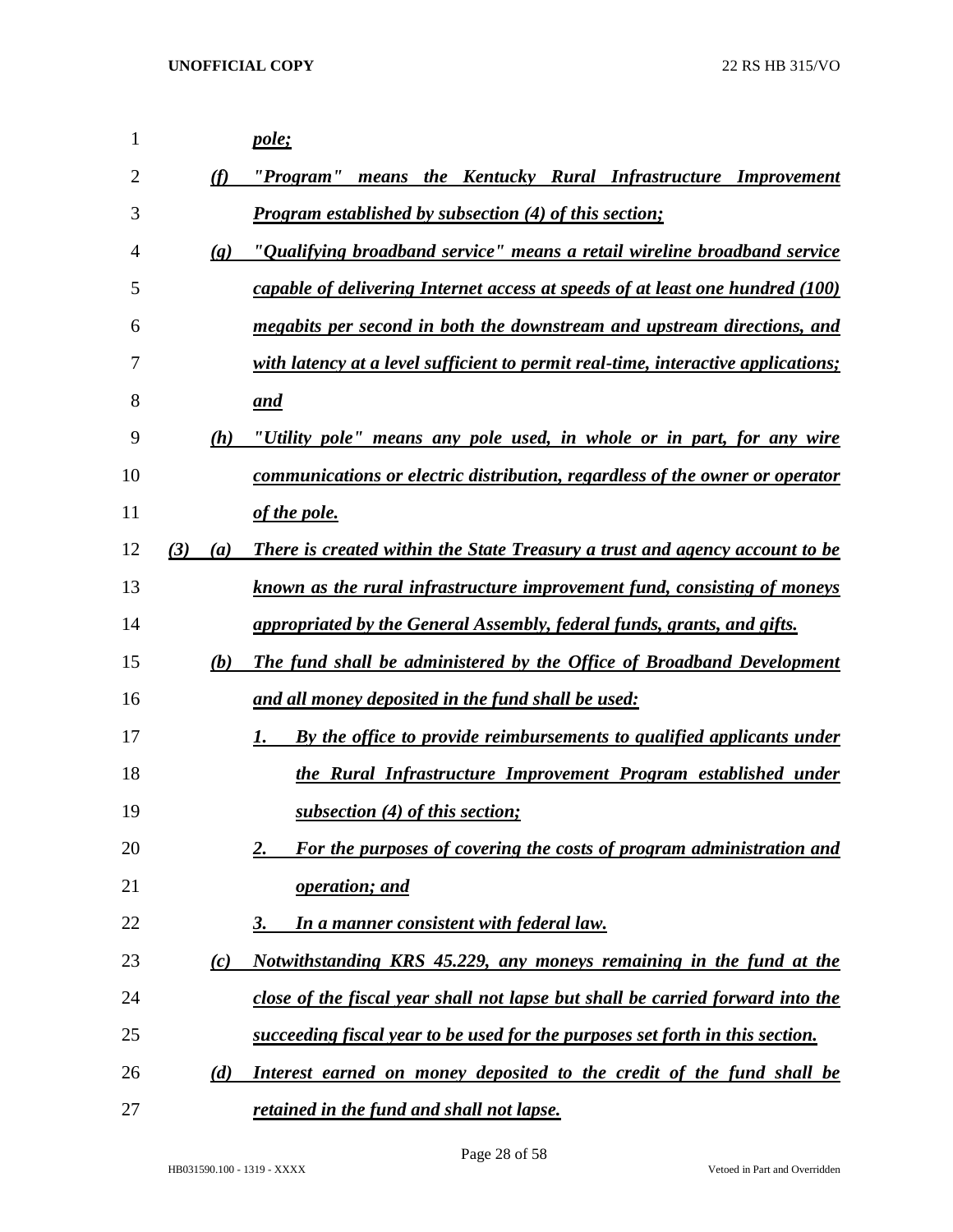*pole;*

(f) *"Program" means the Kentucky Rural Infrastructure Improvement Program established by subsection (4) of this section;*

(g) *"Qualifying broadband service" means a retail wireline broadband service capable of delivering Internet access at speeds of at least one hundred (100) megabits per second in both the downstream and upstream directions, and with latency at a level sufficient to permit real-time, interactive applications; and*

(h) *"Utility pole" means any pole used, in whole or in part, for any wire communications or electric distribution, regardless of the owner or operator of the pole.*

(3) (a) *There is created within the State Treasury a trust and agency account to be known as the rural infrastructure improvement fund, consisting of moneys appropriated by the General Assembly, federal funds, grants, and gifts.*

(b) *The fund shall be administered by the Office of Broadband Development and all money deposited in the fund shall be used:*

1. *By the office to provide reimbursements to qualified applicants under the Rural Infrastructure Improvement Program established under subsection (4) of this section;*
2. *For the purposes of covering the costs of program administration and operation; and*
3. *In a manner consistent with federal law.*

(c) *Notwithstanding KRS 45.229, any moneys remaining in the fund at the close of the fiscal year shall not lapse but shall be carried forward into the succeeding fiscal year to be used for the purposes set forth in this section.*

(d) *Interest earned on money deposited to the credit of the fund shall be retained in the fund and shall not lapse.*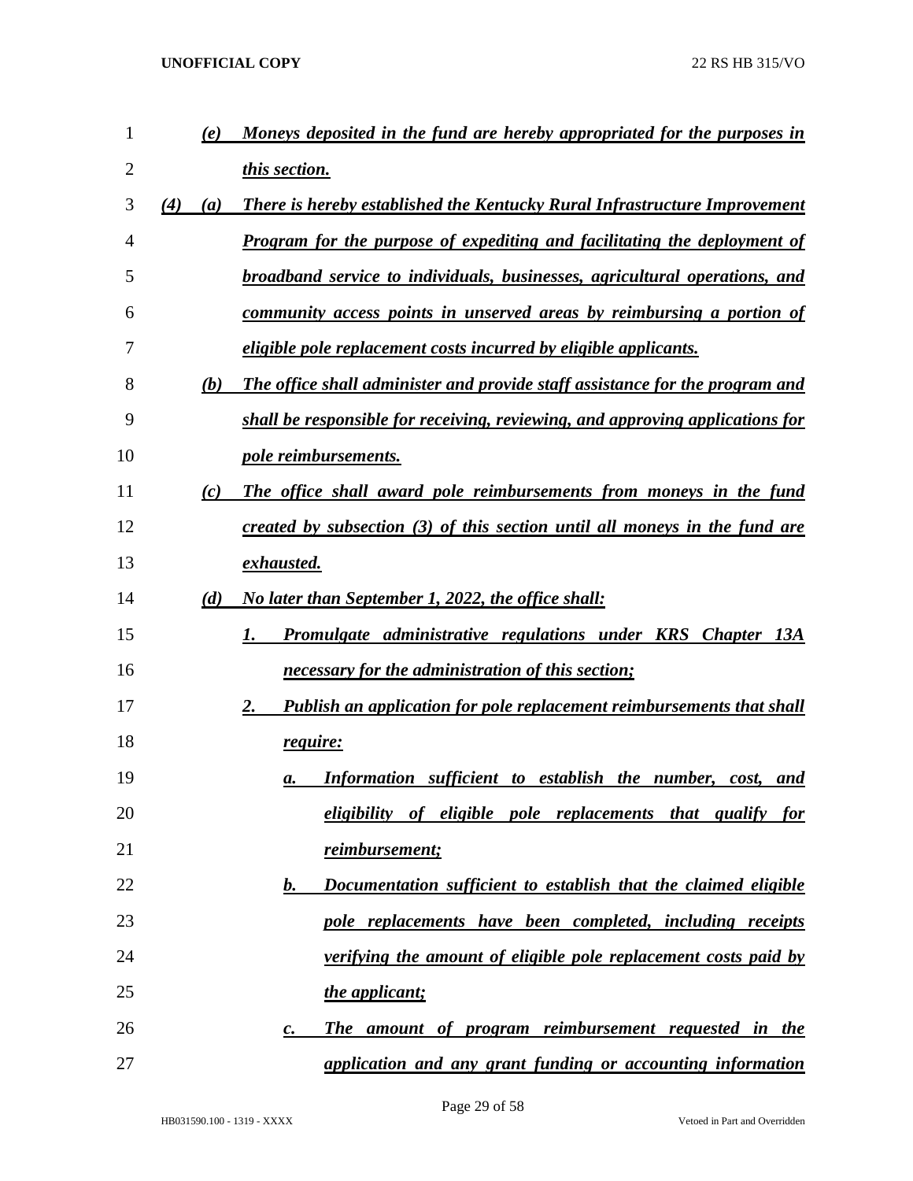*(e)* ***Moneys deposited in the fund are hereby appropriated for the purposes in this section.***

*(4)* *(a)* ***There is hereby established the Kentucky Rural Infrastructure Improvement Program for the purpose of expediting and facilitating the deployment of broadband service to individuals, businesses, agricultural operations, and community access points in unserved areas by reimbursing a portion of eligible pole replacement costs incurred by eligible applicants.***

*(b)* ***The office shall administer and provide staff assistance for the program and shall be responsible for receiving, reviewing, and approving applications for pole reimbursements.***

*(c)* ***The office shall award pole reimbursements from moneys in the fund created by subsection (3) of this section until all moneys in the fund are exhausted.***

*(d)* ***No later than September 1, 2022, the office shall:***

*1.* ***Promulgate administrative regulations under KRS Chapter 13A necessary for the administration of this section;***

*2.* ***Publish an application for pole replacement reimbursements that shall require:***

*a.* ***Information sufficient to establish the number, cost, and eligibility of eligible pole replacements that qualify for reimbursement;***

*b.* ***Documentation sufficient to establish that the claimed eligible pole replacements have been completed, including receipts verifying the amount of eligible pole replacement costs paid by the applicant;***

*c.* ***The amount of program reimbursement requested in the application and any grant funding or accounting information***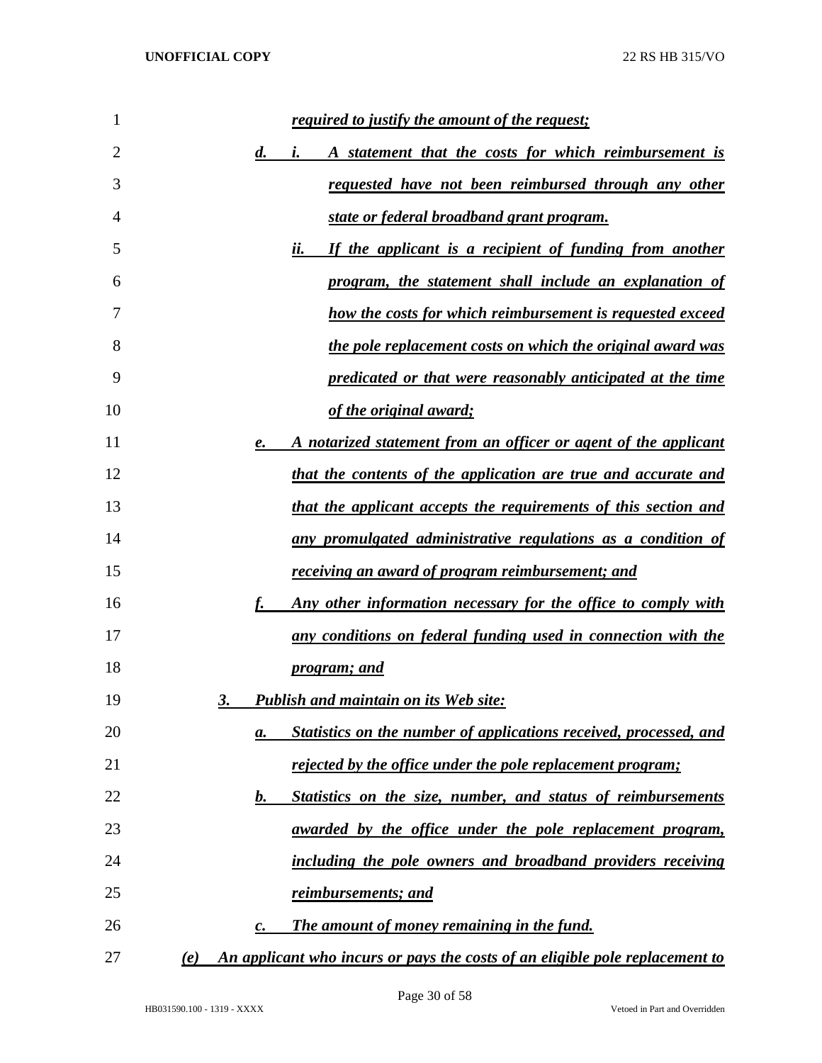***required to justify the amount of the request;***

***d. i. A statement that the costs for which reimbursement is requested have not been reimbursed through any other state or federal broadband grant program.***

***ii. If the applicant is a recipient of funding from another program, the statement shall include an explanation of how the costs for which reimbursement is requested exceed the pole replacement costs on which the original award was predicated or that were reasonably anticipated at the time of the original award;***

***e. A notarized statement from an officer or agent of the applicant that the contents of the application are true and accurate and that the applicant accepts the requirements of this section and any promulgated administrative regulations as a condition of receiving an award of program reimbursement; and***

***f. Any other information necessary for the office to comply with any conditions on federal funding used in connection with the program; and***

***3. Publish and maintain on its Web site:***

***a. Statistics on the number of applications received, processed, and rejected by the office under the pole replacement program;***

***b. Statistics on the size, number, and status of reimbursements awarded by the office under the pole replacement program, including the pole owners and broadband providers receiving reimbursements; and***

***c. The amount of money remaining in the fund.***

***(e) An applicant who incurs or pays the costs of an eligible pole replacement to***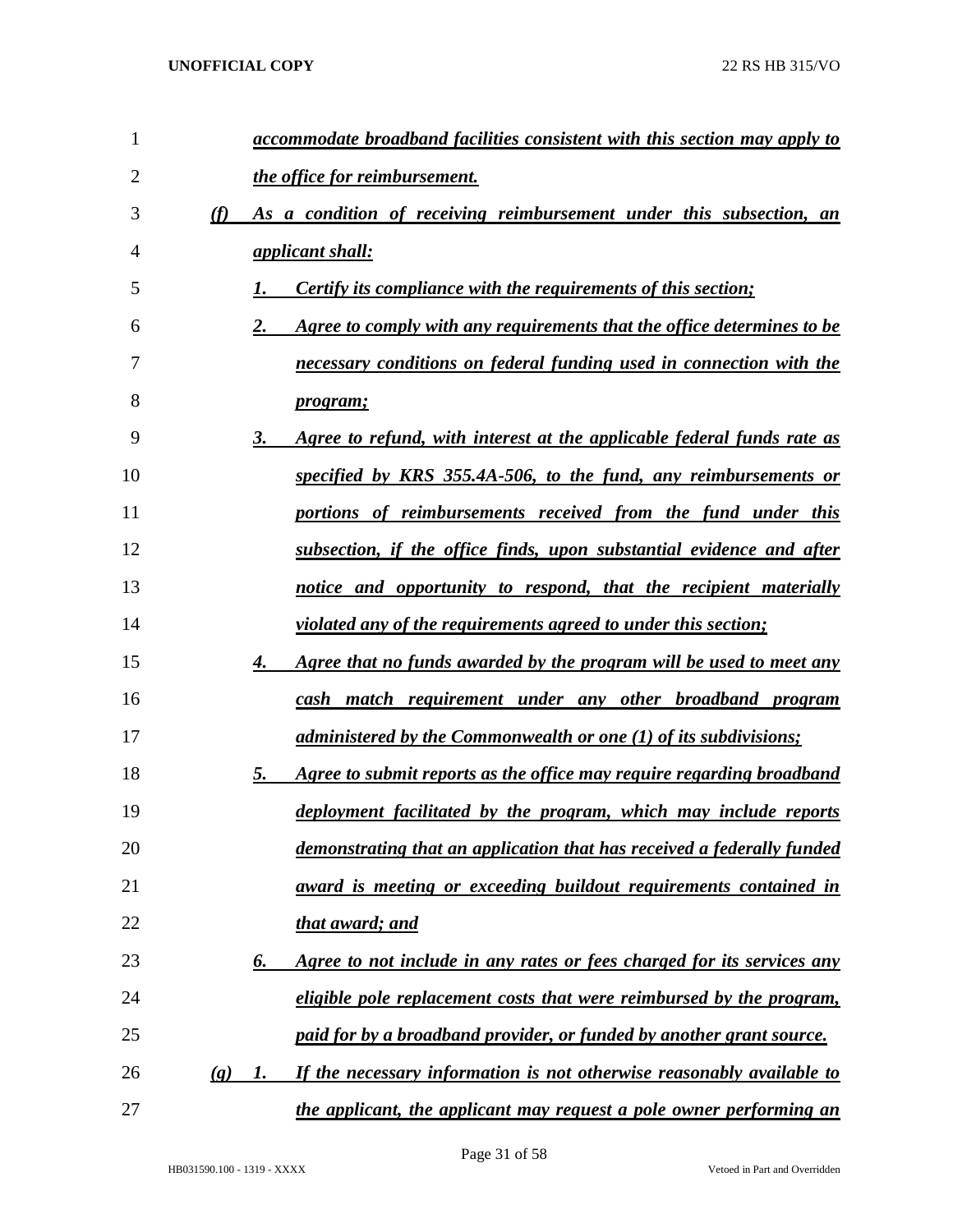*accommodate broadband facilities consistent with this section may apply to the office for reimbursement.*

*(f) As a condition of receiving reimbursement under this subsection, an applicant shall:*

*1. Certify its compliance with the requirements of this section;*

*2. Agree to comply with any requirements that the office determines to be necessary conditions on federal funding used in connection with the program;*

*3. Agree to refund, with interest at the applicable federal funds rate as specified by KRS 355.4A-506, to the fund, any reimbursements or portions of reimbursements received from the fund under this subsection, if the office finds, upon substantial evidence and after notice and opportunity to respond, that the recipient materially violated any of the requirements agreed to under this section;*

*4. Agree that no funds awarded by the program will be used to meet any cash match requirement under any other broadband program administered by the Commonwealth or one (1) of its subdivisions;*

*5. Agree to submit reports as the office may require regarding broadband deployment facilitated by the program, which may include reports demonstrating that an application that has received a federally funded award is meeting or exceeding buildout requirements contained in that award; and*

*6. Agree to not include in any rates or fees charged for its services any eligible pole replacement costs that were reimbursed by the program, paid for by a broadband provider, or funded by another grant source.*

*(g) 1. If the necessary information is not otherwise reasonably available to the applicant, the applicant may request a pole owner performing an*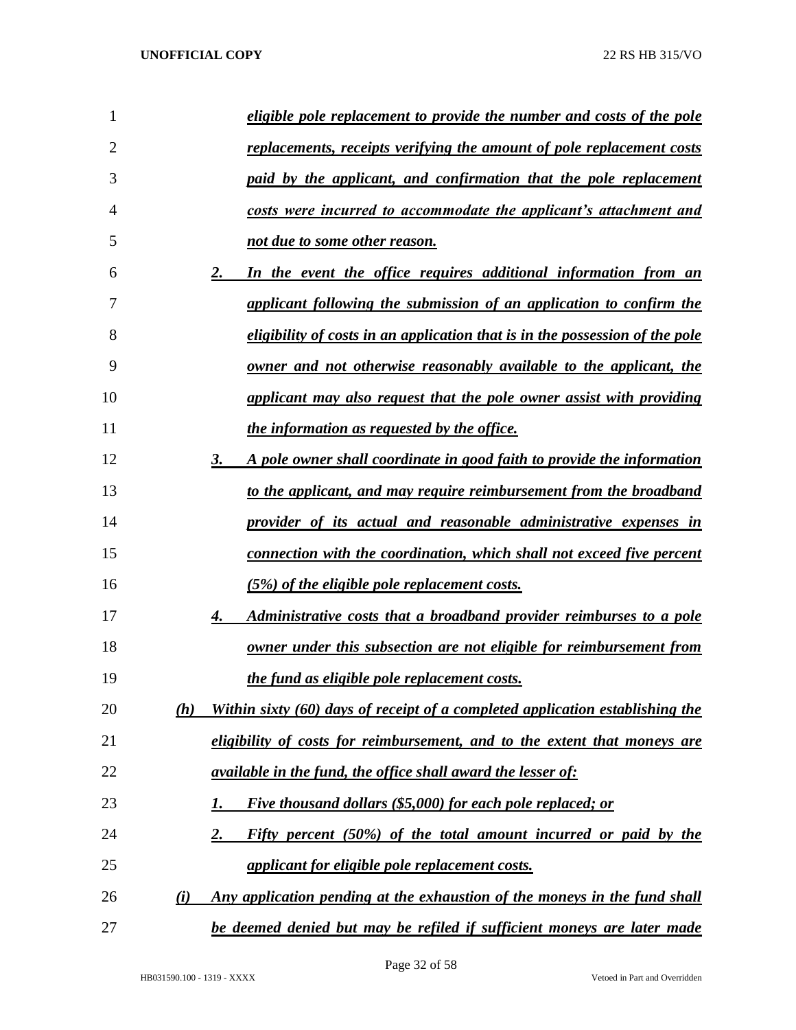*eligible pole replacement to provide the number and costs of the pole replacements, receipts verifying the amount of pole replacement costs paid by the applicant, and confirmation that the pole replacement costs were incurred to accommodate the applicant's attachment and not due to some other reason.*

*2. In the event the office requires additional information from an applicant following the submission of an application to confirm the eligibility of costs in an application that is in the possession of the pole owner and not otherwise reasonably available to the applicant, the applicant may also request that the pole owner assist with providing the information as requested by the office.*

*3. A pole owner shall coordinate in good faith to provide the information to the applicant, and may require reimbursement from the broadband provider of its actual and reasonable administrative expenses in connection with the coordination, which shall not exceed five percent (5%) of the eligible pole replacement costs.*

*4. Administrative costs that a broadband provider reimburses to a pole owner under this subsection are not eligible for reimbursement from the fund as eligible pole replacement costs.*

*(h) Within sixty (60) days of receipt of a completed application establishing the eligibility of costs for reimbursement, and to the extent that moneys are available in the fund, the office shall award the lesser of:*

*1. Five thousand dollars ($5,000) for each pole replaced; or*

*2. Fifty percent (50%) of the total amount incurred or paid by the applicant for eligible pole replacement costs.*

*(i) Any application pending at the exhaustion of the moneys in the fund shall be deemed denied but may be refiled if sufficient moneys are later made*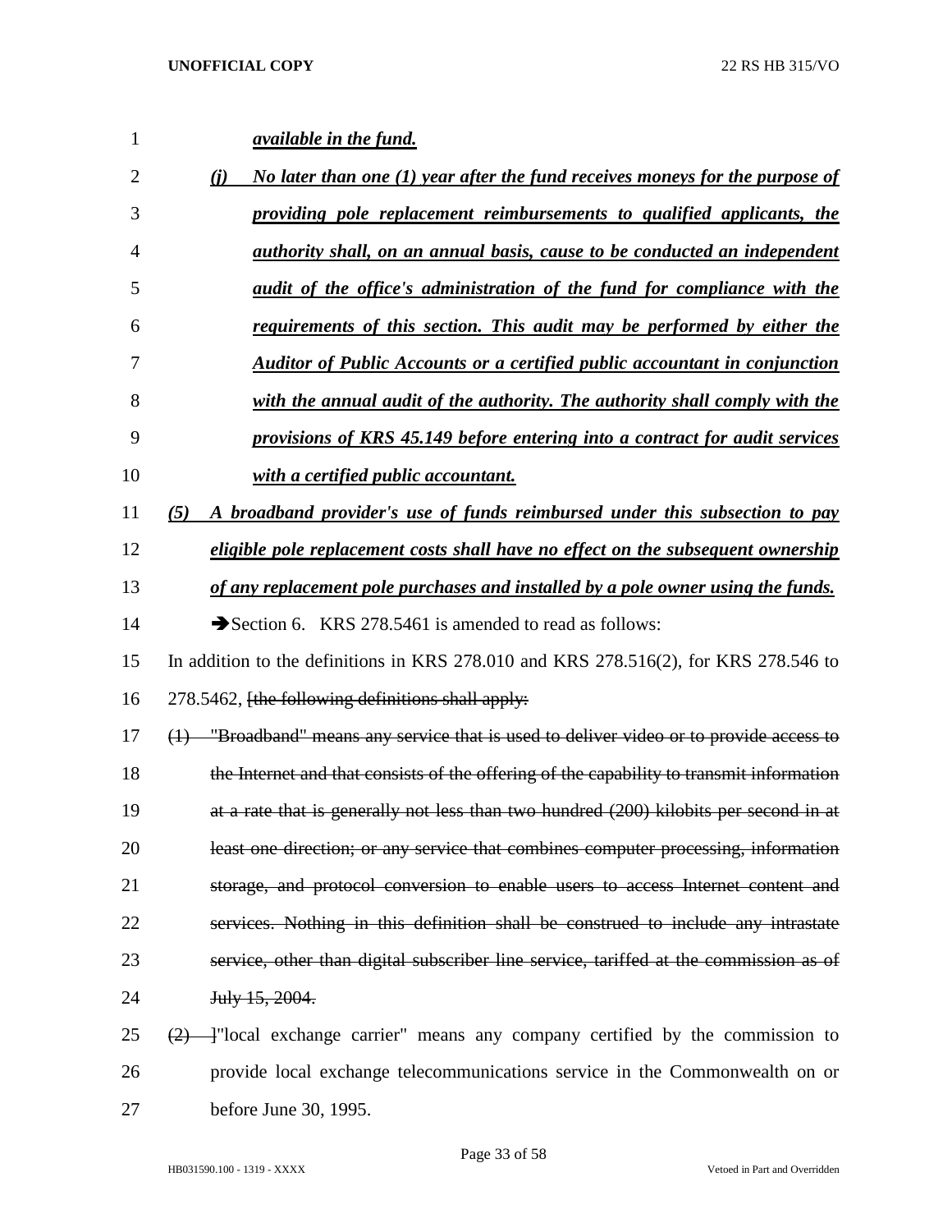***available in the fund.***

***(j) No later than one (1) year after the fund receives moneys for the purpose of providing pole replacement reimbursements to qualified applicants, the authority shall, on an annual basis, cause to be conducted an independent audit of the office's administration of the fund for compliance with the requirements of this section. This audit may be performed by either the Auditor of Public Accounts or a certified public accountant in conjunction with the annual audit of the authority. The authority shall comply with the provisions of KRS 45.149 before entering into a contract for audit services with a certified public accountant.***

***(5) A broadband provider's use of funds reimbursed under this subsection to pay eligible pole replacement costs shall have no effect on the subsequent ownership of any replacement pole purchases and installed by a pole owner using the funds.***

➔Section 6. KRS 278.5461 is amended to read as follows:

In addition to the definitions in KRS 278.010 and KRS 278.516(2), for KRS 278.546 to 278.5462, ~~[the following definitions shall apply:~~

~~(1) "Broadband" means any service that is used to deliver video or to provide access to the Internet and that consists of the offering of the capability to transmit information at a rate that is generally not less than two hundred (200) kilobits per second in at least one direction; or any service that combines computer processing, information storage, and protocol conversion to enable users to access Internet content and services. Nothing in this definition shall be construed to include any intrastate service, other than digital subscriber line service, tariffed at the commission as of July 15, 2004.~~

~~(2) ]~~"local exchange carrier" means any company certified by the commission to provide local exchange telecommunications service in the Commonwealth on or before June 30, 1995.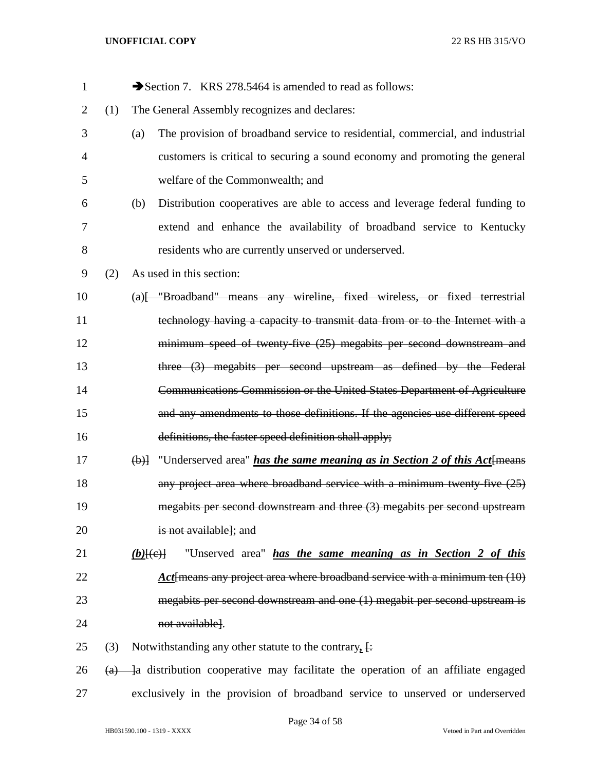➔Section 7. KRS 278.5464 is amended to read as follows:

(1) The General Assembly recognizes and declares:

(a) The provision of broadband service to residential, commercial, and industrial customers is critical to securing a sound economy and promoting the general welfare of the Commonwealth; and

(b) Distribution cooperatives are able to access and leverage federal funding to extend and enhance the availability of broadband service to Kentucky residents who are currently unserved or underserved.

(2) As used in this section:

(a)[ ~~"Broadband" means any wireline, fixed wireless, or fixed terrestrial technology having a capacity to transmit data from or to the Internet with a minimum speed of twenty-five (25) megabits per second downstream and three (3) megabits per second upstream as defined by the Federal Communications Commission or the United States Department of Agriculture and any amendments to those definitions. If the agencies use different speed definitions, the faster speed definition shall apply;~~

~~(b)~~] "Underserved area" ***has the same meaning as in Section 2 of this Act***[~~means any project area where broadband service with a minimum twenty-five (25) megabits per second downstream and three (3) megabits per second upstream is not available~~]; and

***(b)***[~~(c)~~] "Unserved area" ***has the same meaning as in Section 2 of this Act***[~~means any project area where broadband service with a minimum ten (10) megabits per second downstream and one (1) megabit per second upstream is not available~~].

(3) Notwithstanding any other statute to the contrary***,*** [~~:~~

~~(a)~~ ]a distribution cooperative may facilitate the operation of an affiliate engaged exclusively in the provision of broadband service to unserved or underserved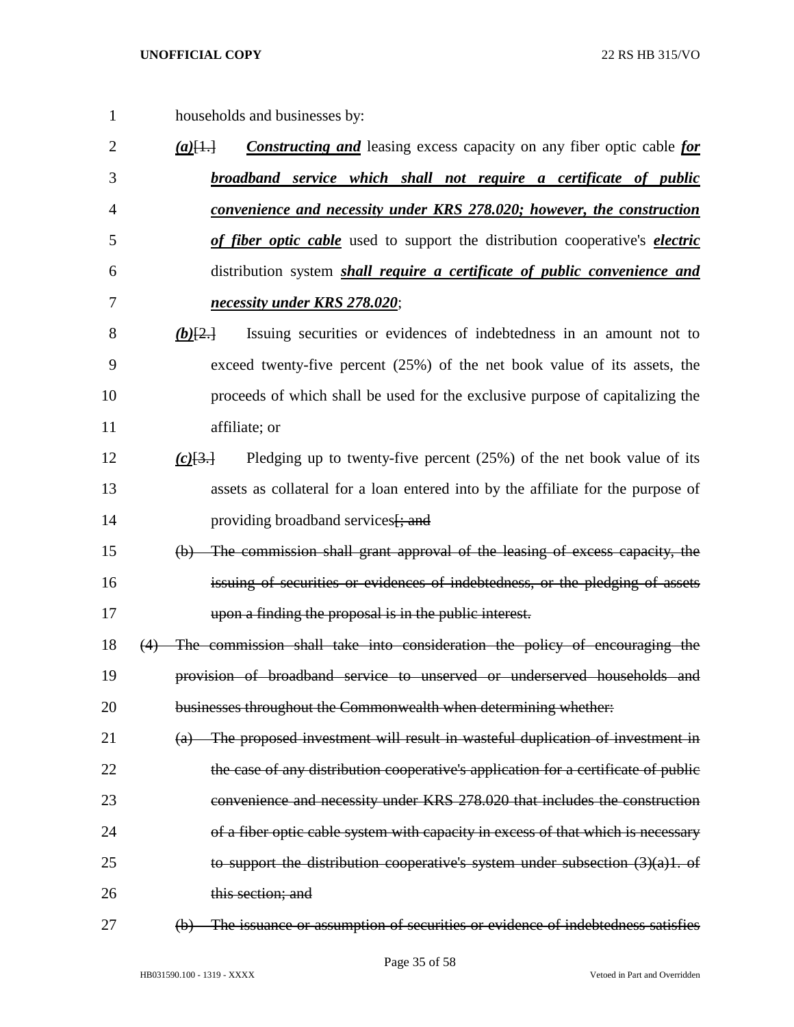households and businesses by:

***(a)***~~[1.]~~ ***Constructing and*** leasing excess capacity on any fiber optic cable ***for broadband service which shall not require a certificate of public convenience and necessity under KRS 278.020; however, the construction of fiber optic cable*** used to support the distribution cooperative's ***electric*** distribution system ***shall require a certificate of public convenience and necessity under KRS 278.020***;

***(b)***~~[2.]~~ Issuing securities or evidences of indebtedness in an amount not to exceed twenty-five percent (25%) of the net book value of its assets, the proceeds of which shall be used for the exclusive purpose of capitalizing the affiliate; or

***(c)***~~[3.]~~ Pledging up to twenty-five percent (25%) of the net book value of its assets as collateral for a loan entered into by the affiliate for the purpose of providing broadband services~~[; and~~

~~(b) The commission shall grant approval of the leasing of excess capacity, the issuing of securities or evidences of indebtedness, or the pledging of assets upon a finding the proposal is in the public interest.~~

~~(4) The commission shall take into consideration the policy of encouraging the provision of broadband service to unserved or underserved households and businesses throughout the Commonwealth when determining whether:~~

~~(a) The proposed investment will result in wasteful duplication of investment in the case of any distribution cooperative's application for a certificate of public convenience and necessity under KRS 278.020 that includes the construction of a fiber optic cable system with capacity in excess of that which is necessary to support the distribution cooperative's system under subsection (3)(a)1. of this section; and~~

~~(b) The issuance or assumption of securities or evidence of indebtedness satisfies~~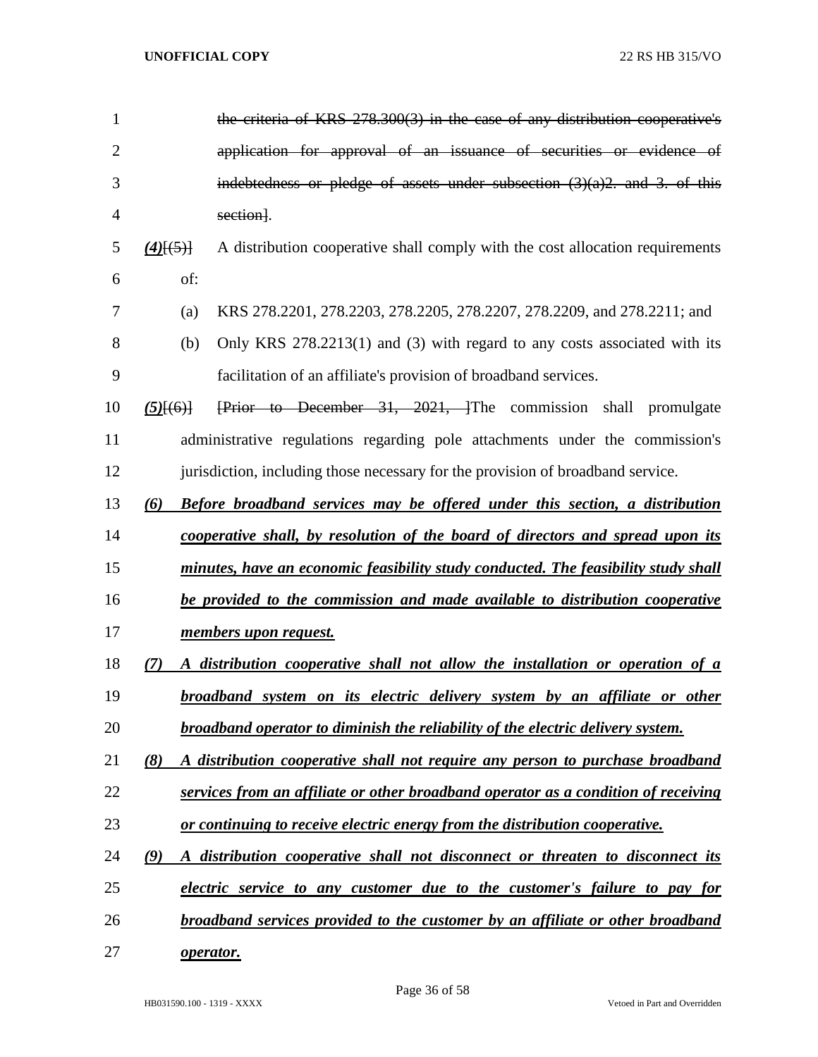the criteria of KRS 278.300(3) in the case of any distribution cooperative's application for approval of an issuance of securities or evidence of indebtedness or pledge of assets under subsection (3)(a)2. and 3. of this section].

***(4)***[(5)] A distribution cooperative shall comply with the cost allocation requirements of:

(a) KRS 278.2201, 278.2203, 278.2205, 278.2207, 278.2209, and 278.2211; and

(b) Only KRS 278.2213(1) and (3) with regard to any costs associated with its facilitation of an affiliate's provision of broadband services.

***(5)***[(6)] [Prior to December 31, 2021, ]The commission shall promulgate administrative regulations regarding pole attachments under the commission's jurisdiction, including those necessary for the provision of broadband service.

***(6) Before broadband services may be offered under this section, a distribution cooperative shall, by resolution of the board of directors and spread upon its minutes, have an economic feasibility study conducted. The feasibility study shall be provided to the commission and made available to distribution cooperative members upon request.***

***(7) A distribution cooperative shall not allow the installation or operation of a broadband system on its electric delivery system by an affiliate or other broadband operator to diminish the reliability of the electric delivery system.***

***(8) A distribution cooperative shall not require any person to purchase broadband services from an affiliate or other broadband operator as a condition of receiving or continuing to receive electric energy from the distribution cooperative.***

***(9) A distribution cooperative shall not disconnect or threaten to disconnect its electric service to any customer due to the customer's failure to pay for broadband services provided to the customer by an affiliate or other broadband operator.***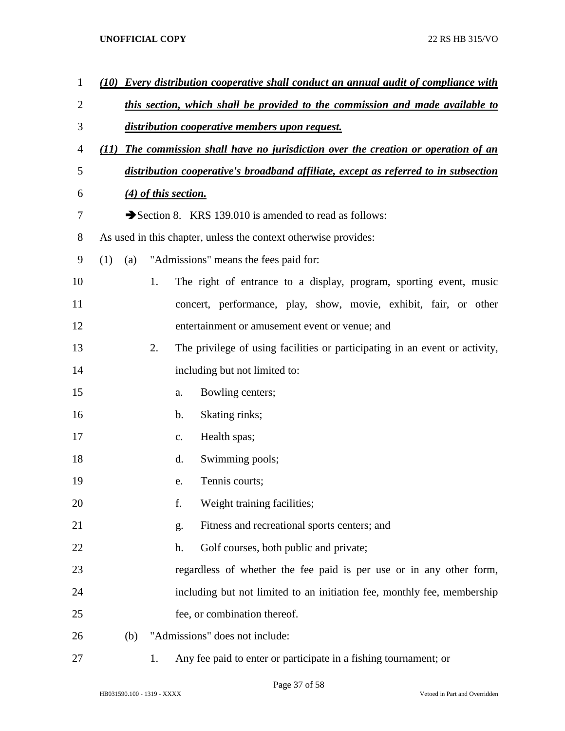***(10) Every distribution cooperative shall conduct an annual audit of compliance with this section, which shall be provided to the commission and made available to distribution cooperative members upon request.***

***(11) The commission shall have no jurisdiction over the creation or operation of an distribution cooperative's broadband affiliate, except as referred to in subsection (4) of this section.***

➔Section 8. KRS 139.010 is amended to read as follows:

As used in this chapter, unless the context otherwise provides:

(1) (a) "Admissions" means the fees paid for:

1. The right of entrance to a display, program, sporting event, music concert, performance, play, show, movie, exhibit, fair, or other entertainment or amusement event or venue; and

2. The privilege of using facilities or participating in an event or activity, including but not limited to:

a. Bowling centers;

b. Skating rinks;

c. Health spas;

d. Swimming pools;

e. Tennis courts;

f. Weight training facilities;

g. Fitness and recreational sports centers; and

h. Golf courses, both public and private;

regardless of whether the fee paid is per use or in any other form, including but not limited to an initiation fee, monthly fee, membership fee, or combination thereof.

(b) "Admissions" does not include:

1. Any fee paid to enter or participate in a fishing tournament; or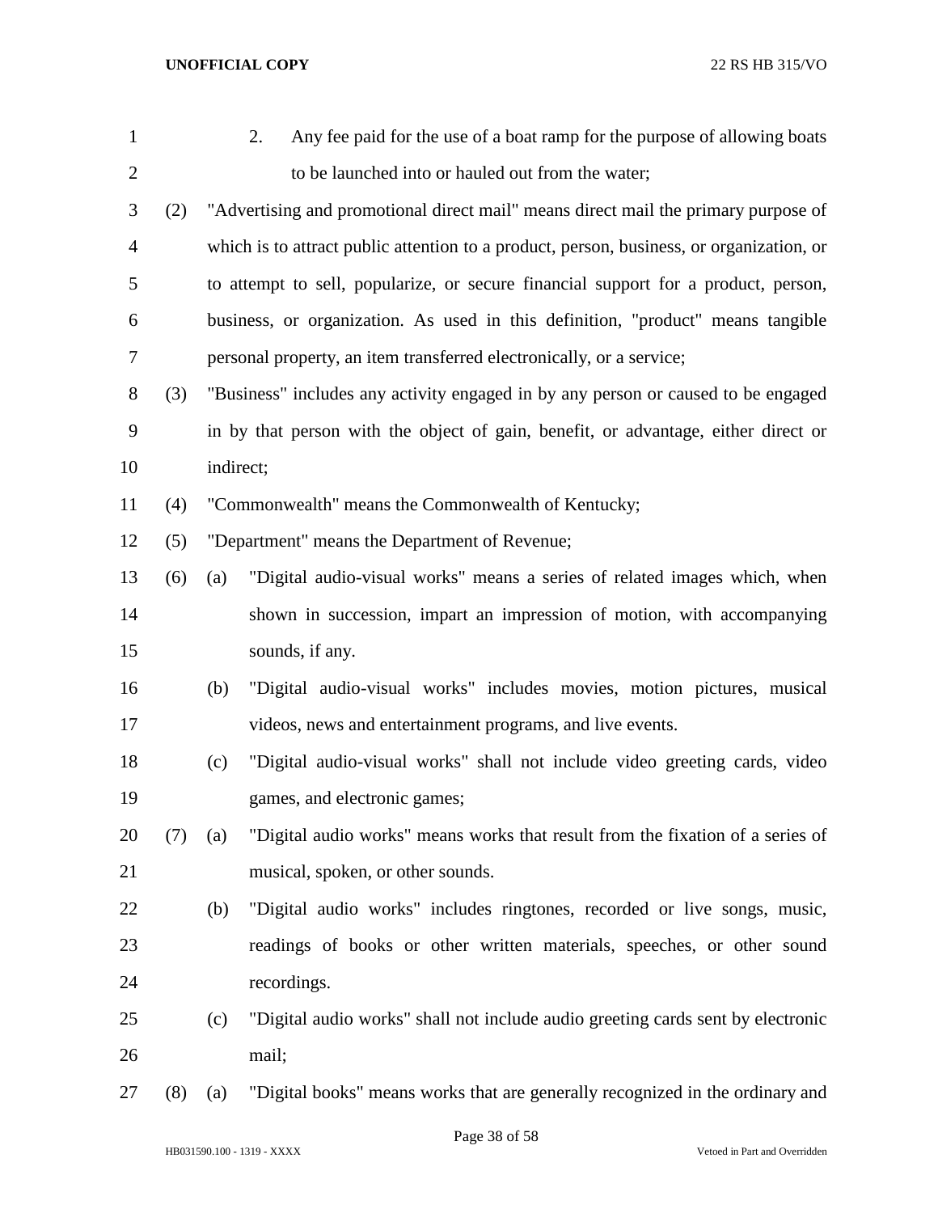2. Any fee paid for the use of a boat ramp for the purpose of allowing boats to be launched into or hauled out from the water;

(2) "Advertising and promotional direct mail" means direct mail the primary purpose of which is to attract public attention to a product, person, business, or organization, or to attempt to sell, popularize, or secure financial support for a product, person, business, or organization. As used in this definition, "product" means tangible personal property, an item transferred electronically, or a service;

(3) "Business" includes any activity engaged in by any person or caused to be engaged in by that person with the object of gain, benefit, or advantage, either direct or indirect;

(4) "Commonwealth" means the Commonwealth of Kentucky;

(5) "Department" means the Department of Revenue;

(6) (a) "Digital audio-visual works" means a series of related images which, when shown in succession, impart an impression of motion, with accompanying sounds, if any.

(b) "Digital audio-visual works" includes movies, motion pictures, musical videos, news and entertainment programs, and live events.

(c) "Digital audio-visual works" shall not include video greeting cards, video games, and electronic games;

(7) (a) "Digital audio works" means works that result from the fixation of a series of musical, spoken, or other sounds.

(b) "Digital audio works" includes ringtones, recorded or live songs, music, readings of books or other written materials, speeches, or other sound recordings.

(c) "Digital audio works" shall not include audio greeting cards sent by electronic mail;

(8) (a) "Digital books" means works that are generally recognized in the ordinary and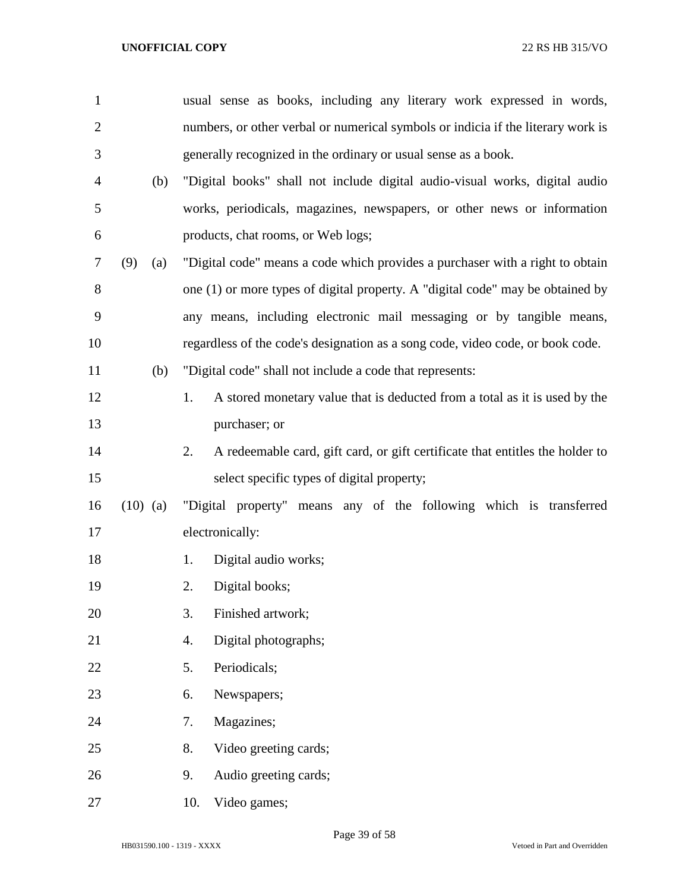usual sense as books, including any literary work expressed in words, numbers, or other verbal or numerical symbols or indicia if the literary work is generally recognized in the ordinary or usual sense as a book.

(b) "Digital books" shall not include digital audio-visual works, digital audio works, periodicals, magazines, newspapers, or other news or information products, chat rooms, or Web logs;

(9) (a) "Digital code" means a code which provides a purchaser with a right to obtain one (1) or more types of digital property. A "digital code" may be obtained by any means, including electronic mail messaging or by tangible means, regardless of the code's designation as a song code, video code, or book code.

(b) "Digital code" shall not include a code that represents:

1. A stored monetary value that is deducted from a total as it is used by the purchaser; or
2. A redeemable card, gift card, or gift certificate that entitles the holder to select specific types of digital property;

(10) (a) "Digital property" means any of the following which is transferred electronically:

1. Digital audio works;
2. Digital books;
3. Finished artwork;
4. Digital photographs;
5. Periodicals;
6. Newspapers;
7. Magazines;
8. Video greeting cards;
9. Audio greeting cards;
10. Video games;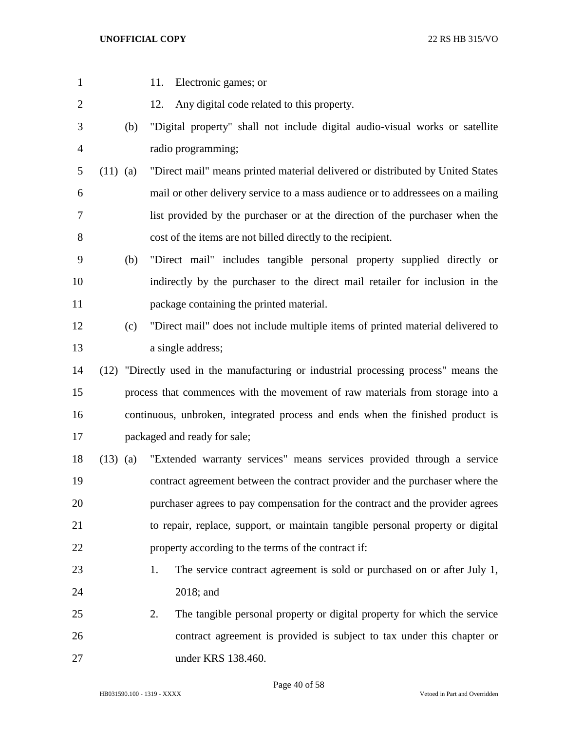11. Electronic games; or

12. Any digital code related to this property.

(b) "Digital property" shall not include digital audio-visual works or satellite radio programming;

(11) (a) "Direct mail" means printed material delivered or distributed by United States mail or other delivery service to a mass audience or to addressees on a mailing list provided by the purchaser or at the direction of the purchaser when the cost of the items are not billed directly to the recipient.

(b) "Direct mail" includes tangible personal property supplied directly or indirectly by the purchaser to the direct mail retailer for inclusion in the package containing the printed material.

(c) "Direct mail" does not include multiple items of printed material delivered to a single address;

(12) "Directly used in the manufacturing or industrial processing process" means the process that commences with the movement of raw materials from storage into a continuous, unbroken, integrated process and ends when the finished product is packaged and ready for sale;

(13) (a) "Extended warranty services" means services provided through a service contract agreement between the contract provider and the purchaser where the purchaser agrees to pay compensation for the contract and the provider agrees to repair, replace, support, or maintain tangible personal property or digital property according to the terms of the contract if:

1. The service contract agreement is sold or purchased on or after July 1, 2018; and

2. The tangible personal property or digital property for which the service contract agreement is provided is subject to tax under this chapter or under KRS 138.460.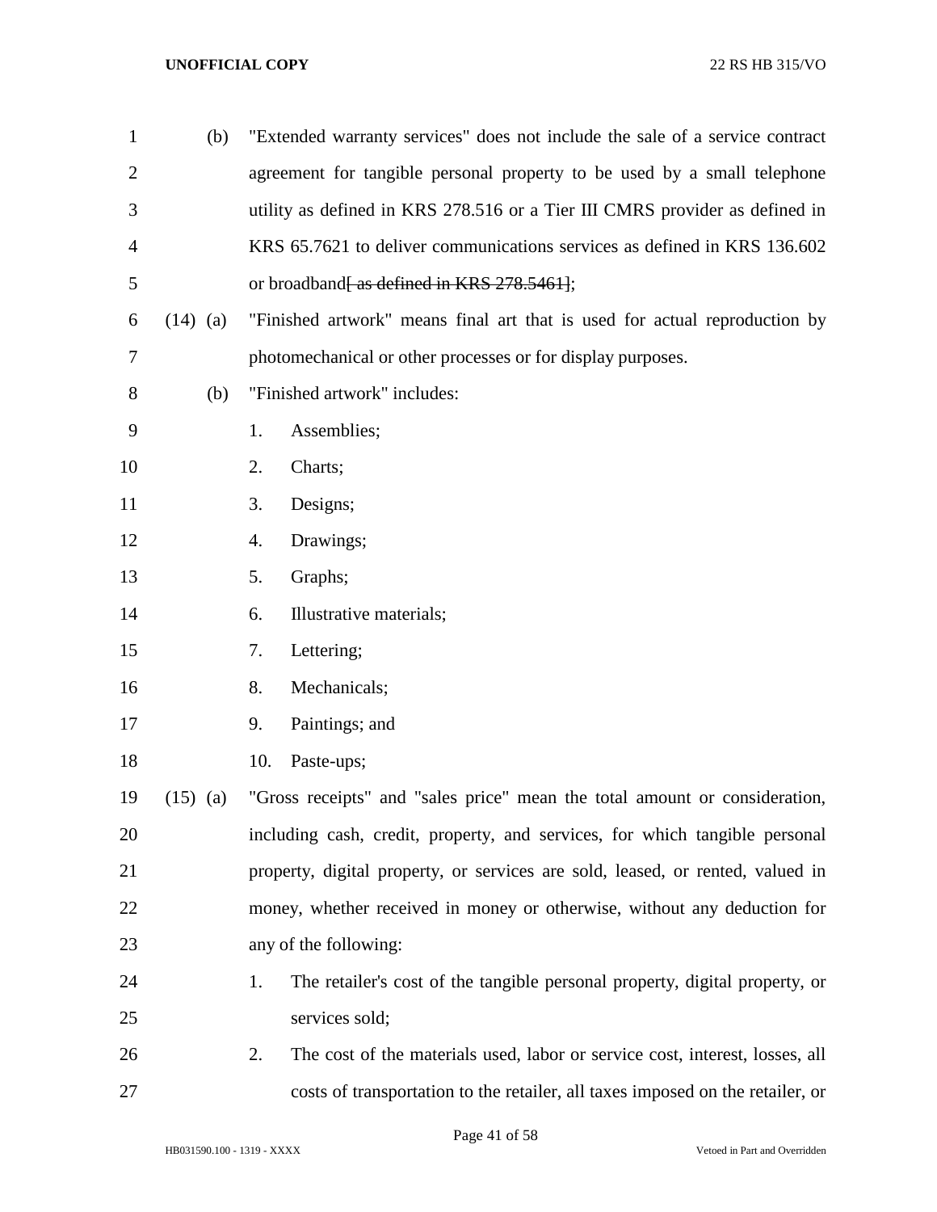(b) "Extended warranty services" does not include the sale of a service contract agreement for tangible personal property to be used by a small telephone utility as defined in KRS 278.516 or a Tier III CMRS provider as defined in KRS 65.7621 to deliver communications services as defined in KRS 136.602 or broadband~~[ as defined in KRS 278.5461]~~;

(14) (a) "Finished artwork" means final art that is used for actual reproduction by photomechanical or other processes or for display purposes.

(b) "Finished artwork" includes:

1. Assemblies;
2. Charts;
3. Designs;
4. Drawings;
5. Graphs;
6. Illustrative materials;
7. Lettering;
8. Mechanicals;
9. Paintings; and
10. Paste-ups;

(15) (a) "Gross receipts" and "sales price" mean the total amount or consideration, including cash, credit, property, and services, for which tangible personal property, digital property, or services are sold, leased, or rented, valued in money, whether received in money or otherwise, without any deduction for any of the following:

1. The retailer's cost of the tangible personal property, digital property, or services sold;
2. The cost of the materials used, labor or service cost, interest, losses, all costs of transportation to the retailer, all taxes imposed on the retailer, or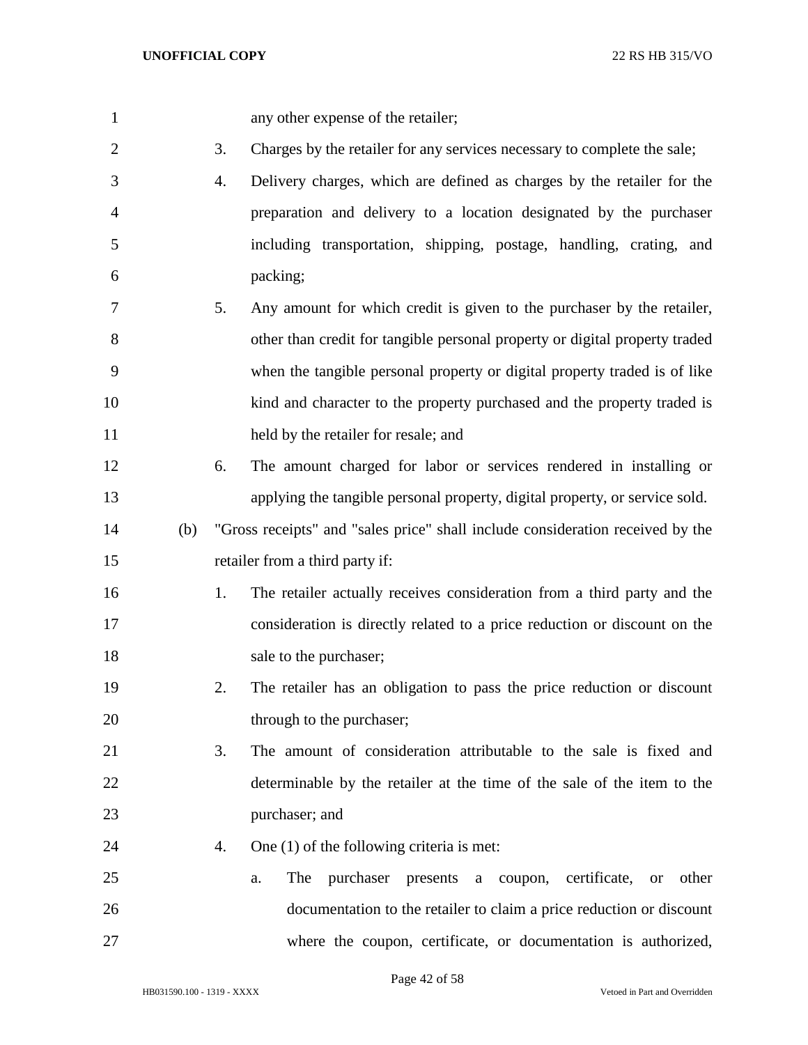any other expense of the retailer;

3. Charges by the retailer for any services necessary to complete the sale;

4. Delivery charges, which are defined as charges by the retailer for the preparation and delivery to a location designated by the purchaser including transportation, shipping, postage, handling, crating, and packing;

5. Any amount for which credit is given to the purchaser by the retailer, other than credit for tangible personal property or digital property traded when the tangible personal property or digital property traded is of like kind and character to the property purchased and the property traded is held by the retailer for resale; and

6. The amount charged for labor or services rendered in installing or applying the tangible personal property, digital property, or service sold.

(b) "Gross receipts" and "sales price" shall include consideration received by the retailer from a third party if:

1. The retailer actually receives consideration from a third party and the consideration is directly related to a price reduction or discount on the sale to the purchaser;

2. The retailer has an obligation to pass the price reduction or discount through to the purchaser;

3. The amount of consideration attributable to the sale is fixed and determinable by the retailer at the time of the sale of the item to the purchaser; and

4. One (1) of the following criteria is met:

   a. The purchaser presents a coupon, certificate, or other documentation to the retailer to claim a price reduction or discount where the coupon, certificate, or documentation is authorized,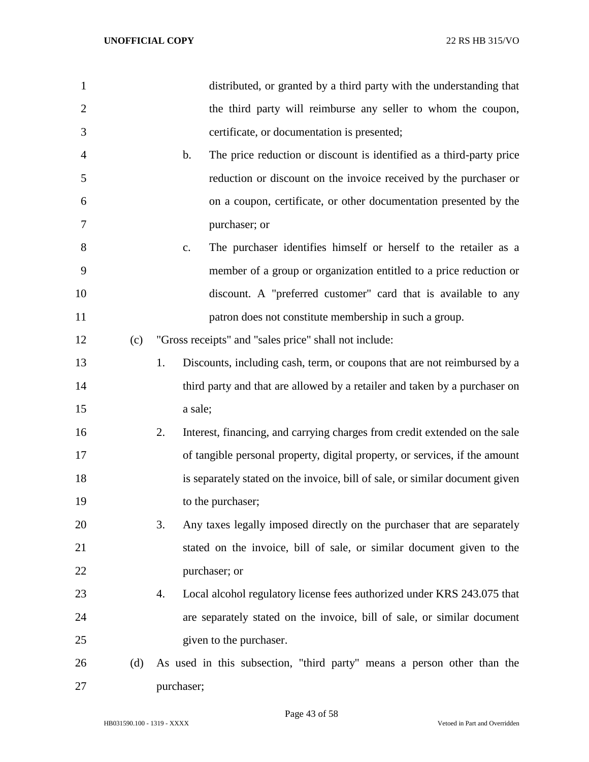distributed, or granted by a third party with the understanding that the third party will reimburse any seller to whom the coupon, certificate, or documentation is presented;

b. The price reduction or discount is identified as a third-party price reduction or discount on the invoice received by the purchaser or on a coupon, certificate, or other documentation presented by the purchaser; or

c. The purchaser identifies himself or herself to the retailer as a member of a group or organization entitled to a price reduction or discount. A "preferred customer" card that is available to any patron does not constitute membership in such a group.

(c) "Gross receipts" and "sales price" shall not include:

1. Discounts, including cash, term, or coupons that are not reimbursed by a third party and that are allowed by a retailer and taken by a purchaser on a sale;

2. Interest, financing, and carrying charges from credit extended on the sale of tangible personal property, digital property, or services, if the amount is separately stated on the invoice, bill of sale, or similar document given to the purchaser;

3. Any taxes legally imposed directly on the purchaser that are separately stated on the invoice, bill of sale, or similar document given to the purchaser; or

4. Local alcohol regulatory license fees authorized under KRS 243.075 that are separately stated on the invoice, bill of sale, or similar document given to the purchaser.

(d) As used in this subsection, "third party" means a person other than the purchaser;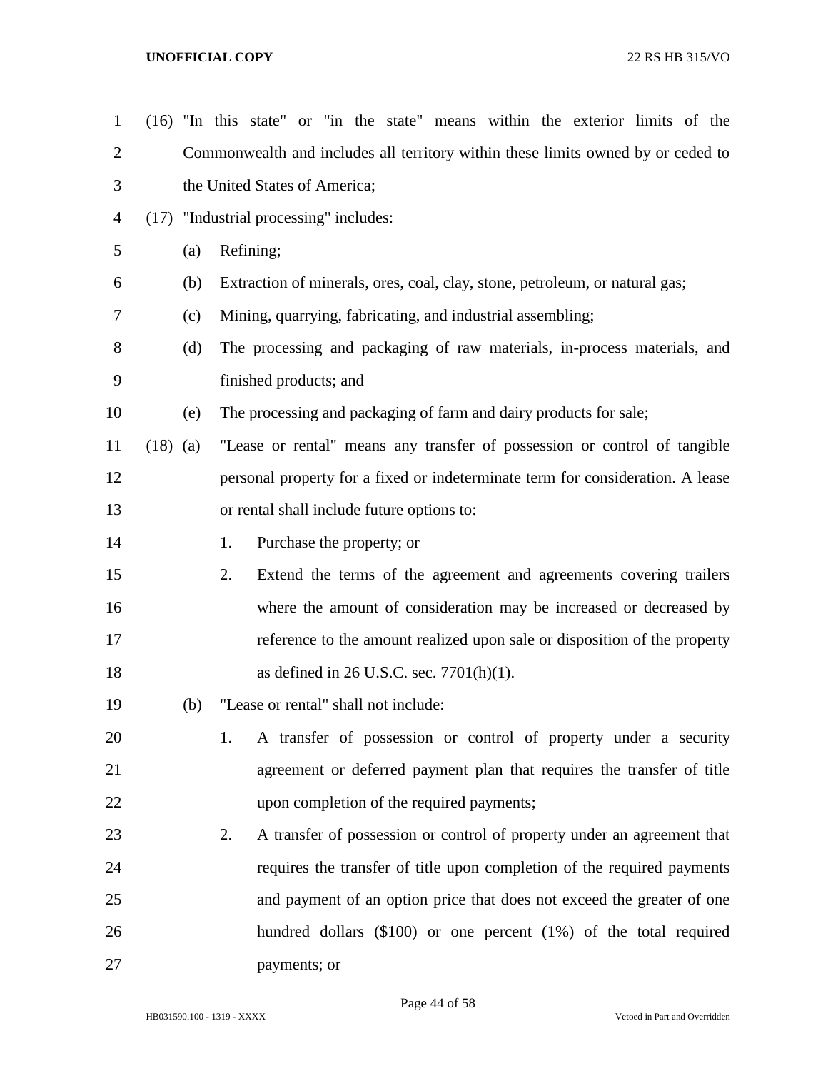(16) "In this state" or "in the state" means within the exterior limits of the Commonwealth and includes all territory within these limits owned by or ceded to the United States of America;

(17) "Industrial processing" includes:

(a) Refining;

(b) Extraction of minerals, ores, coal, clay, stone, petroleum, or natural gas;

(c) Mining, quarrying, fabricating, and industrial assembling;

(d) The processing and packaging of raw materials, in-process materials, and finished products; and

(e) The processing and packaging of farm and dairy products for sale;

(18) (a) "Lease or rental" means any transfer of possession or control of tangible personal property for a fixed or indeterminate term for consideration. A lease or rental shall include future options to:

1. Purchase the property; or

2. Extend the terms of the agreement and agreements covering trailers where the amount of consideration may be increased or decreased by reference to the amount realized upon sale or disposition of the property as defined in 26 U.S.C. sec. 7701(h)(1).

(b) "Lease or rental" shall not include:

1. A transfer of possession or control of property under a security agreement or deferred payment plan that requires the transfer of title upon completion of the required payments;

2. A transfer of possession or control of property under an agreement that requires the transfer of title upon completion of the required payments and payment of an option price that does not exceed the greater of one hundred dollars ($100) or one percent (1%) of the total required payments; or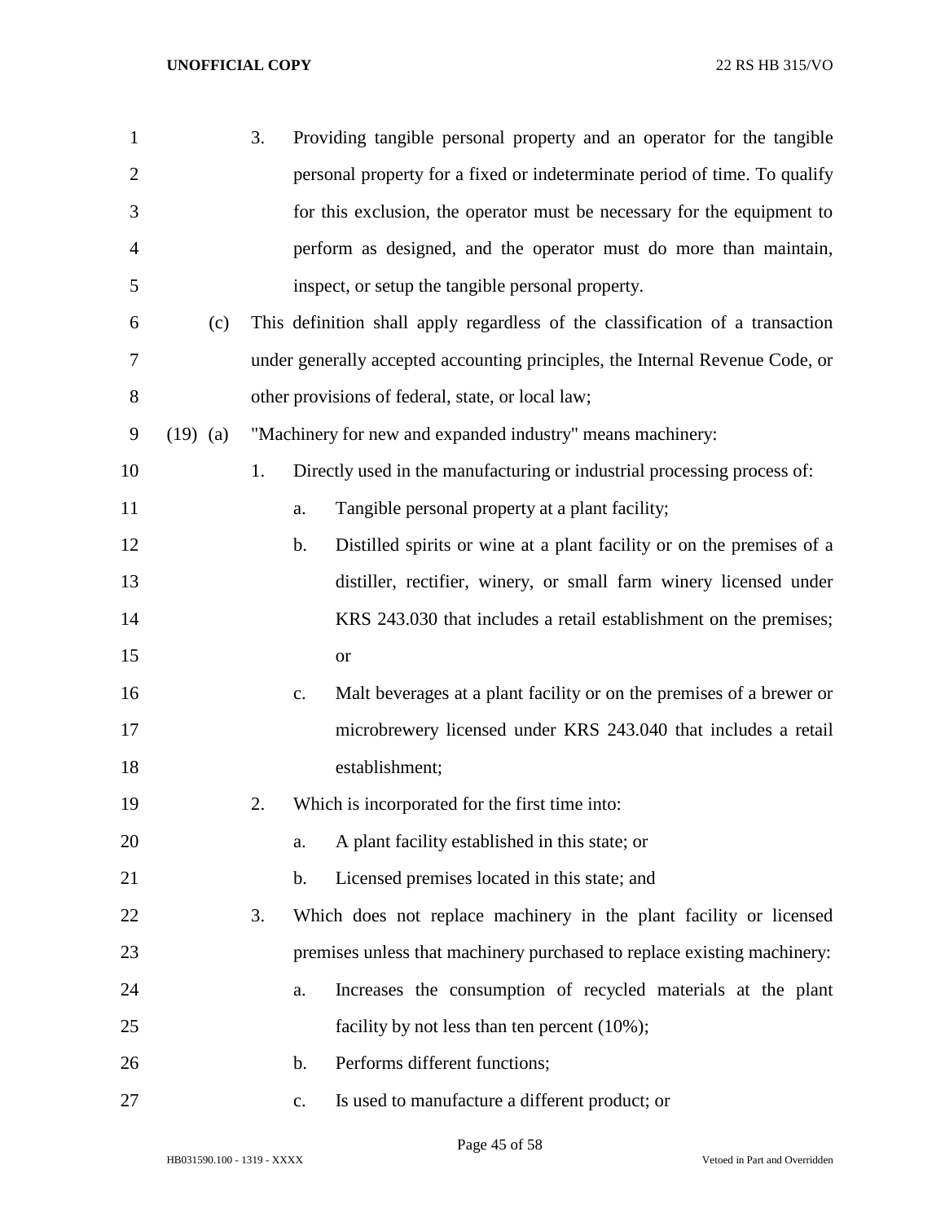3. Providing tangible personal property and an operator for the tangible personal property for a fixed or indeterminate period of time. To qualify for this exclusion, the operator must be necessary for the equipment to perform as designed, and the operator must do more than maintain, inspect, or setup the tangible personal property.

(c) This definition shall apply regardless of the classification of a transaction under generally accepted accounting principles, the Internal Revenue Code, or other provisions of federal, state, or local law;

(19) (a) "Machinery for new and expanded industry" means machinery:

1. Directly used in the manufacturing or industrial processing process of:
   - a. Tangible personal property at a plant facility;
   - b. Distilled spirits or wine at a plant facility or on the premises of a distiller, rectifier, winery, or small farm winery licensed under KRS 243.030 that includes a retail establishment on the premises; or
   - c. Malt beverages at a plant facility or on the premises of a brewer or microbrewery licensed under KRS 243.040 that includes a retail establishment;
2. Which is incorporated for the first time into:
   - a. A plant facility established in this state; or
   - b. Licensed premises located in this state; and
3. Which does not replace machinery in the plant facility or licensed premises unless that machinery purchased to replace existing machinery:
   - a. Increases the consumption of recycled materials at the plant facility by not less than ten percent (10%);
   - b. Performs different functions;
   - c. Is used to manufacture a different product; or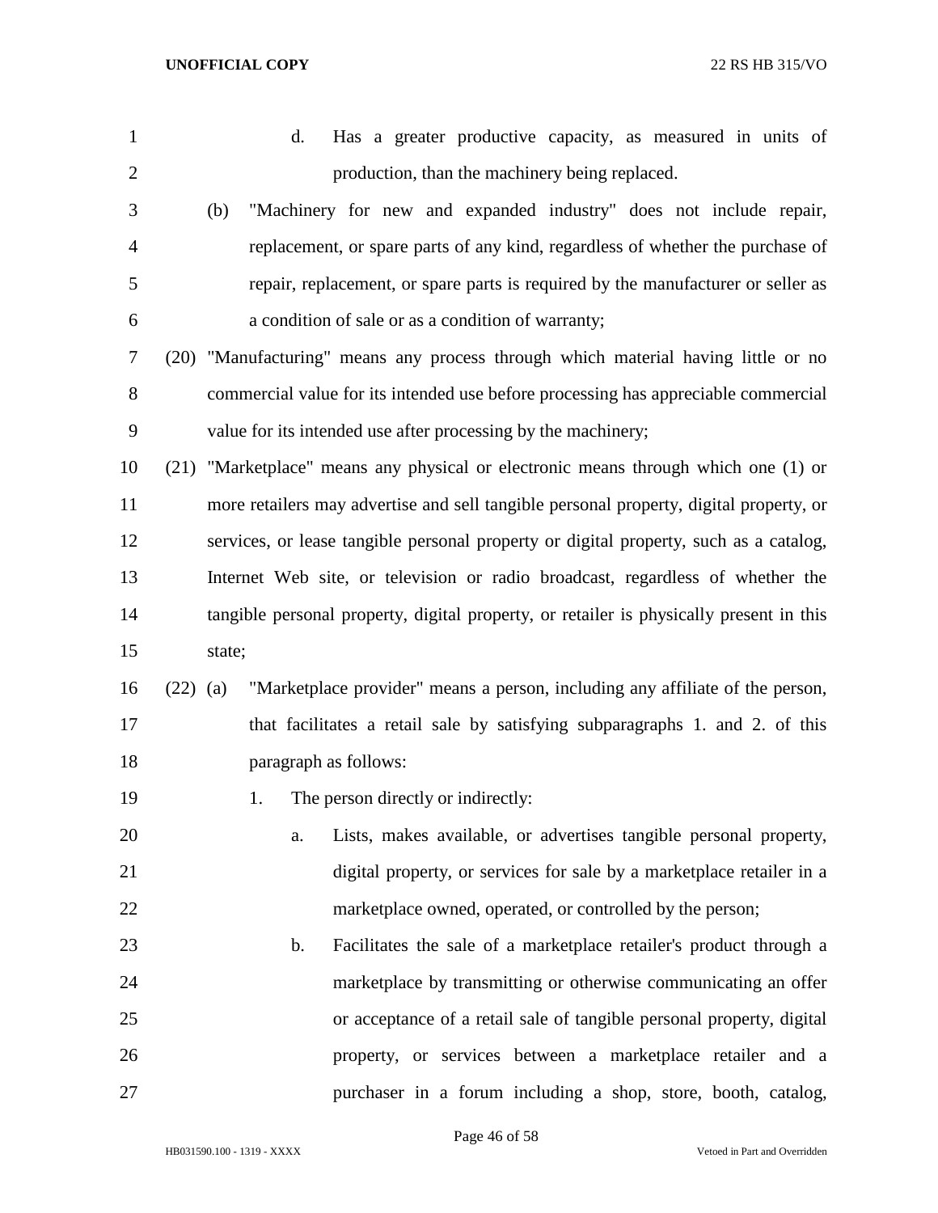d. Has a greater productive capacity, as measured in units of production, than the machinery being replaced.

(b) "Machinery for new and expanded industry" does not include repair, replacement, or spare parts of any kind, regardless of whether the purchase of repair, replacement, or spare parts is required by the manufacturer or seller as a condition of sale or as a condition of warranty;

(20) "Manufacturing" means any process through which material having little or no commercial value for its intended use before processing has appreciable commercial value for its intended use after processing by the machinery;

(21) "Marketplace" means any physical or electronic means through which one (1) or more retailers may advertise and sell tangible personal property, digital property, or services, or lease tangible personal property or digital property, such as a catalog, Internet Web site, or television or radio broadcast, regardless of whether the tangible personal property, digital property, or retailer is physically present in this state;

(22) (a) "Marketplace provider" means a person, including any affiliate of the person, that facilitates a retail sale by satisfying subparagraphs 1. and 2. of this paragraph as follows:

1. The person directly or indirectly:

a. Lists, makes available, or advertises tangible personal property, digital property, or services for sale by a marketplace retailer in a marketplace owned, operated, or controlled by the person;

b. Facilitates the sale of a marketplace retailer's product through a marketplace by transmitting or otherwise communicating an offer or acceptance of a retail sale of tangible personal property, digital property, or services between a marketplace retailer and a purchaser in a forum including a shop, store, booth, catalog,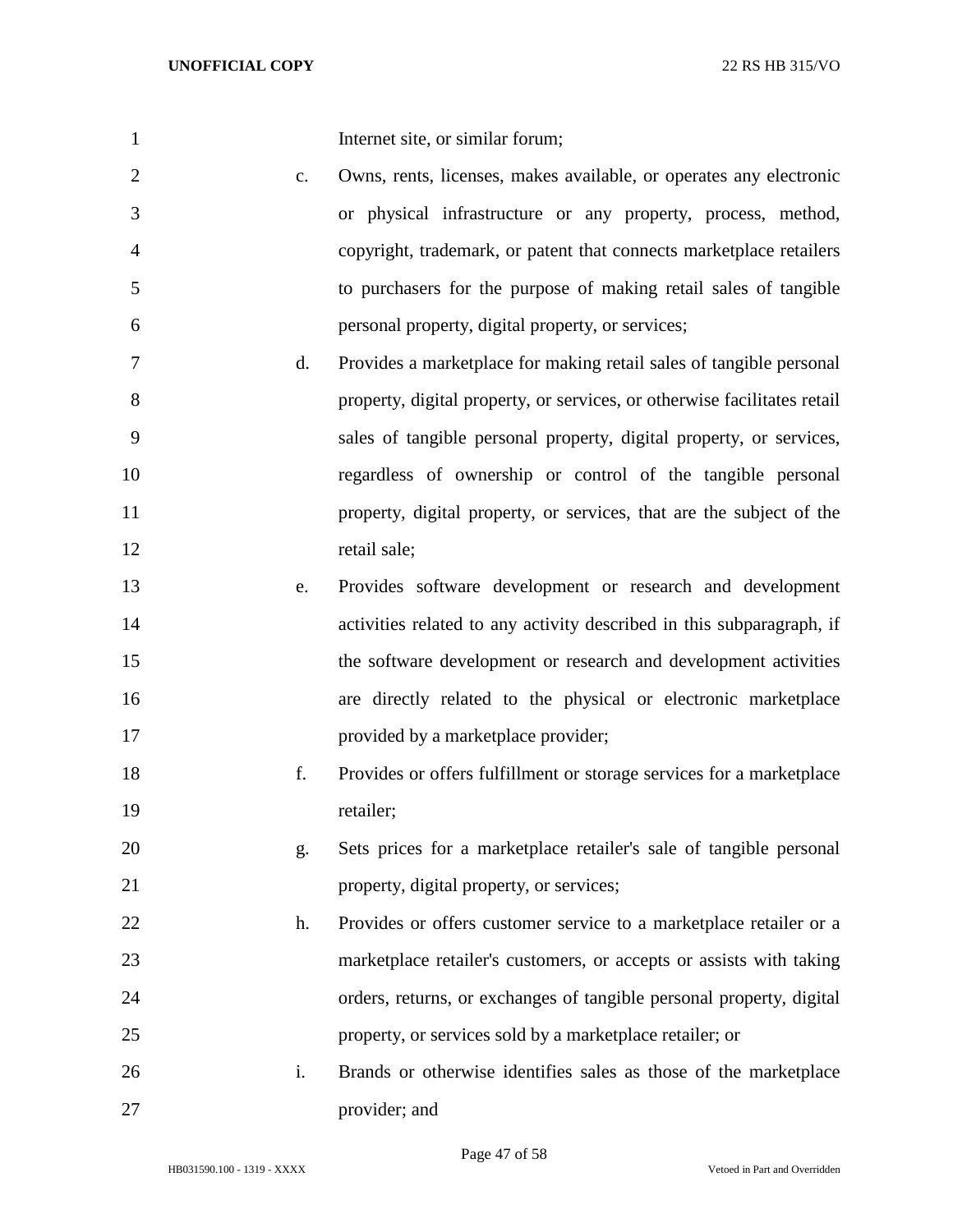Internet site, or similar forum;

c. Owns, rents, licenses, makes available, or operates any electronic or physical infrastructure or any property, process, method, copyright, trademark, or patent that connects marketplace retailers to purchasers for the purpose of making retail sales of tangible personal property, digital property, or services;

d. Provides a marketplace for making retail sales of tangible personal property, digital property, or services, or otherwise facilitates retail sales of tangible personal property, digital property, or services, regardless of ownership or control of the tangible personal property, digital property, or services, that are the subject of the retail sale;

e. Provides software development or research and development activities related to any activity described in this subparagraph, if the software development or research and development activities are directly related to the physical or electronic marketplace provided by a marketplace provider;

f. Provides or offers fulfillment or storage services for a marketplace retailer;

g. Sets prices for a marketplace retailer's sale of tangible personal property, digital property, or services;

h. Provides or offers customer service to a marketplace retailer or a marketplace retailer's customers, or accepts or assists with taking orders, returns, or exchanges of tangible personal property, digital property, or services sold by a marketplace retailer; or

i. Brands or otherwise identifies sales as those of the marketplace provider; and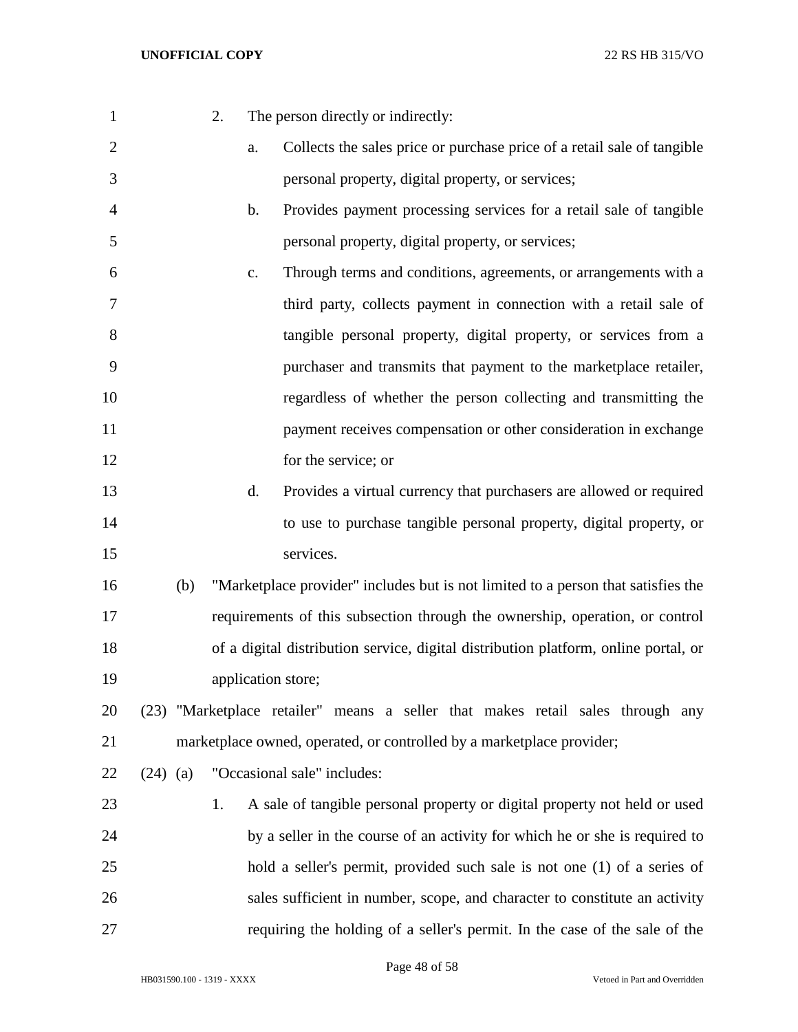2. The person directly or indirectly:

   a. Collects the sales price or purchase price of a retail sale of tangible personal property, digital property, or services;

   b. Provides payment processing services for a retail sale of tangible personal property, digital property, or services;

   c. Through terms and conditions, agreements, or arrangements with a third party, collects payment in connection with a retail sale of tangible personal property, digital property, or services from a purchaser and transmits that payment to the marketplace retailer, regardless of whether the person collecting and transmitting the payment receives compensation or other consideration in exchange for the service; or

   d. Provides a virtual currency that purchasers are allowed or required to use to purchase tangible personal property, digital property, or services.

(b) "Marketplace provider" includes but is not limited to a person that satisfies the requirements of this subsection through the ownership, operation, or control of a digital distribution service, digital distribution platform, online portal, or application store;

(23) "Marketplace retailer" means a seller that makes retail sales through any marketplace owned, operated, or controlled by a marketplace provider;

(24) (a) "Occasional sale" includes:

1. A sale of tangible personal property or digital property not held or used by a seller in the course of an activity for which he or she is required to hold a seller's permit, provided such sale is not one (1) of a series of sales sufficient in number, scope, and character to constitute an activity requiring the holding of a seller's permit. In the case of the sale of the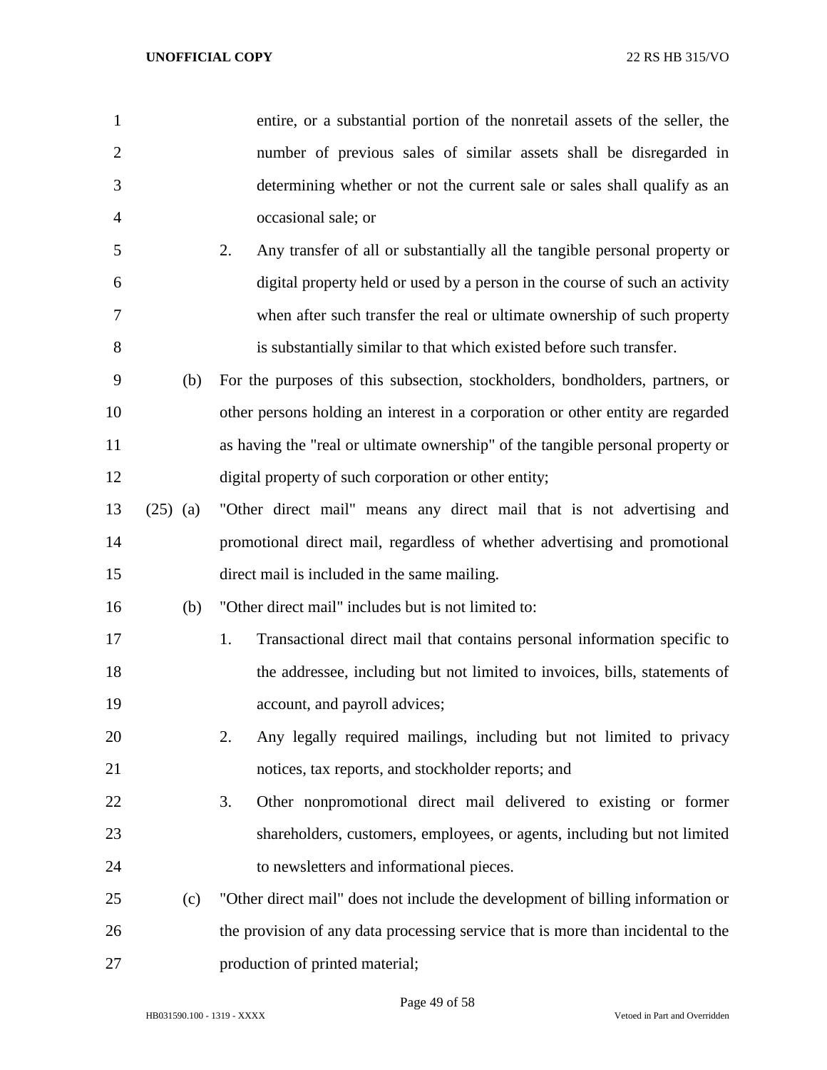entire, or a substantial portion of the nonretail assets of the seller, the number of previous sales of similar assets shall be disregarded in determining whether or not the current sale or sales shall qualify as an occasional sale; or

2. Any transfer of all or substantially all the tangible personal property or digital property held or used by a person in the course of such an activity when after such transfer the real or ultimate ownership of such property is substantially similar to that which existed before such transfer.

(b) For the purposes of this subsection, stockholders, bondholders, partners, or other persons holding an interest in a corporation or other entity are regarded as having the "real or ultimate ownership" of the tangible personal property or digital property of such corporation or other entity;

(25) (a) "Other direct mail" means any direct mail that is not advertising and promotional direct mail, regardless of whether advertising and promotional direct mail is included in the same mailing.

(b) "Other direct mail" includes but is not limited to:

1. Transactional direct mail that contains personal information specific to the addressee, including but not limited to invoices, bills, statements of account, and payroll advices;

2. Any legally required mailings, including but not limited to privacy notices, tax reports, and stockholder reports; and

3. Other nonpromotional direct mail delivered to existing or former shareholders, customers, employees, or agents, including but not limited to newsletters and informational pieces.

(c) "Other direct mail" does not include the development of billing information or the provision of any data processing service that is more than incidental to the production of printed material;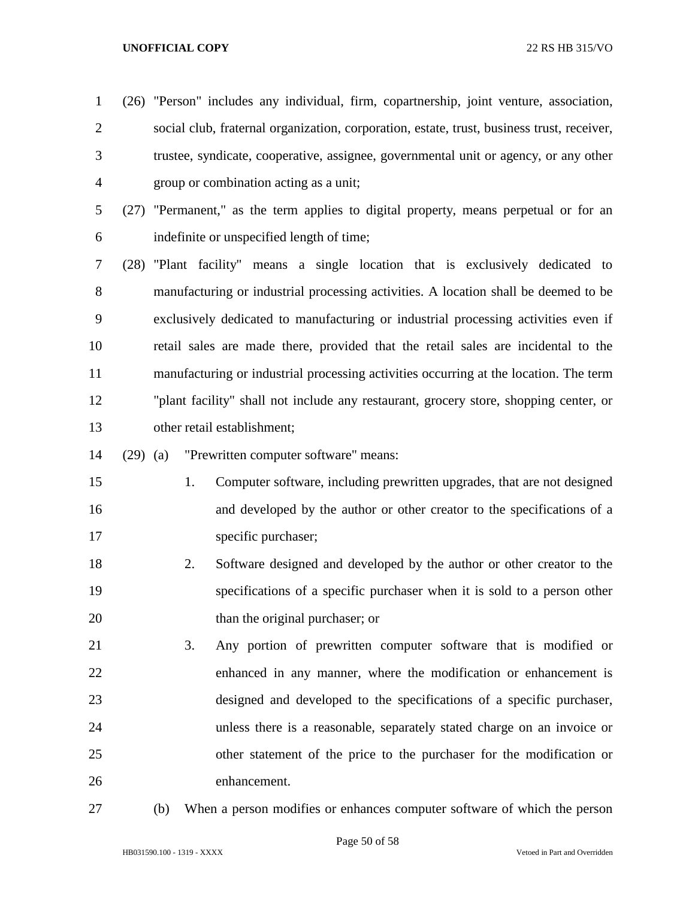(26) "Person" includes any individual, firm, copartnership, joint venture, association, social club, fraternal organization, corporation, estate, trust, business trust, receiver, trustee, syndicate, cooperative, assignee, governmental unit or agency, or any other group or combination acting as a unit;

(27) "Permanent," as the term applies to digital property, means perpetual or for an indefinite or unspecified length of time;

(28) "Plant facility" means a single location that is exclusively dedicated to manufacturing or industrial processing activities. A location shall be deemed to be exclusively dedicated to manufacturing or industrial processing activities even if retail sales are made there, provided that the retail sales are incidental to the manufacturing or industrial processing activities occurring at the location. The term "plant facility" shall not include any restaurant, grocery store, shopping center, or other retail establishment;

(29) (a) "Prewritten computer software" means:

1. Computer software, including prewritten upgrades, that are not designed and developed by the author or other creator to the specifications of a specific purchaser;
2. Software designed and developed by the author or other creator to the specifications of a specific purchaser when it is sold to a person other than the original purchaser; or
3. Any portion of prewritten computer software that is modified or enhanced in any manner, where the modification or enhancement is designed and developed to the specifications of a specific purchaser, unless there is a reasonable, separately stated charge on an invoice or other statement of the price to the purchaser for the modification or enhancement.

(b) When a person modifies or enhances computer software of which the person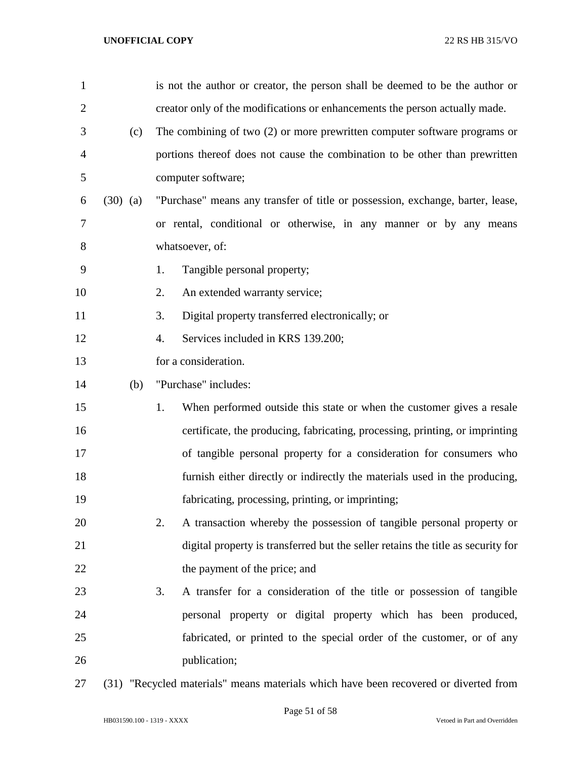is not the author or creator, the person shall be deemed to be the author or creator only of the modifications or enhancements the person actually made.

(c) The combining of two (2) or more prewritten computer software programs or portions thereof does not cause the combination to be other than prewritten computer software;

(30) (a) "Purchase" means any transfer of title or possession, exchange, barter, lease, or rental, conditional or otherwise, in any manner or by any means whatsoever, of:

1. Tangible personal property;
2. An extended warranty service;
3. Digital property transferred electronically; or
4. Services included in KRS 139.200;

for a consideration.

(b) "Purchase" includes:

1. When performed outside this state or when the customer gives a resale certificate, the producing, fabricating, processing, printing, or imprinting of tangible personal property for a consideration for consumers who furnish either directly or indirectly the materials used in the producing, fabricating, processing, printing, or imprinting;
2. A transaction whereby the possession of tangible personal property or digital property is transferred but the seller retains the title as security for the payment of the price; and
3. A transfer for a consideration of the title or possession of tangible personal property or digital property which has been produced, fabricated, or printed to the special order of the customer, or of any publication;

(31) "Recycled materials" means materials which have been recovered or diverted from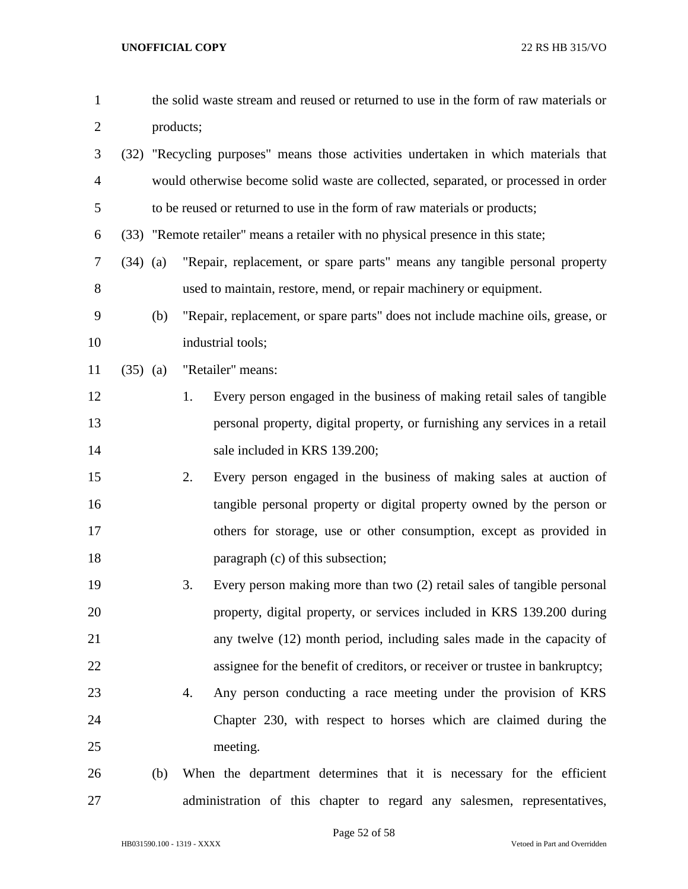the solid waste stream and reused or returned to use in the form of raw materials or products;

(32) "Recycling purposes" means those activities undertaken in which materials that would otherwise become solid waste are collected, separated, or processed in order to be reused or returned to use in the form of raw materials or products;

(33) "Remote retailer" means a retailer with no physical presence in this state;

(34) (a) "Repair, replacement, or spare parts" means any tangible personal property used to maintain, restore, mend, or repair machinery or equipment.

(b) "Repair, replacement, or spare parts" does not include machine oils, grease, or industrial tools;

(35) (a) "Retailer" means:

1. Every person engaged in the business of making retail sales of tangible personal property, digital property, or furnishing any services in a retail sale included in KRS 139.200;

2. Every person engaged in the business of making sales at auction of tangible personal property or digital property owned by the person or others for storage, use or other consumption, except as provided in paragraph (c) of this subsection;

3. Every person making more than two (2) retail sales of tangible personal property, digital property, or services included in KRS 139.200 during any twelve (12) month period, including sales made in the capacity of assignee for the benefit of creditors, or receiver or trustee in bankruptcy;

4. Any person conducting a race meeting under the provision of KRS Chapter 230, with respect to horses which are claimed during the meeting.

(b) When the department determines that it is necessary for the efficient administration of this chapter to regard any salesmen, representatives,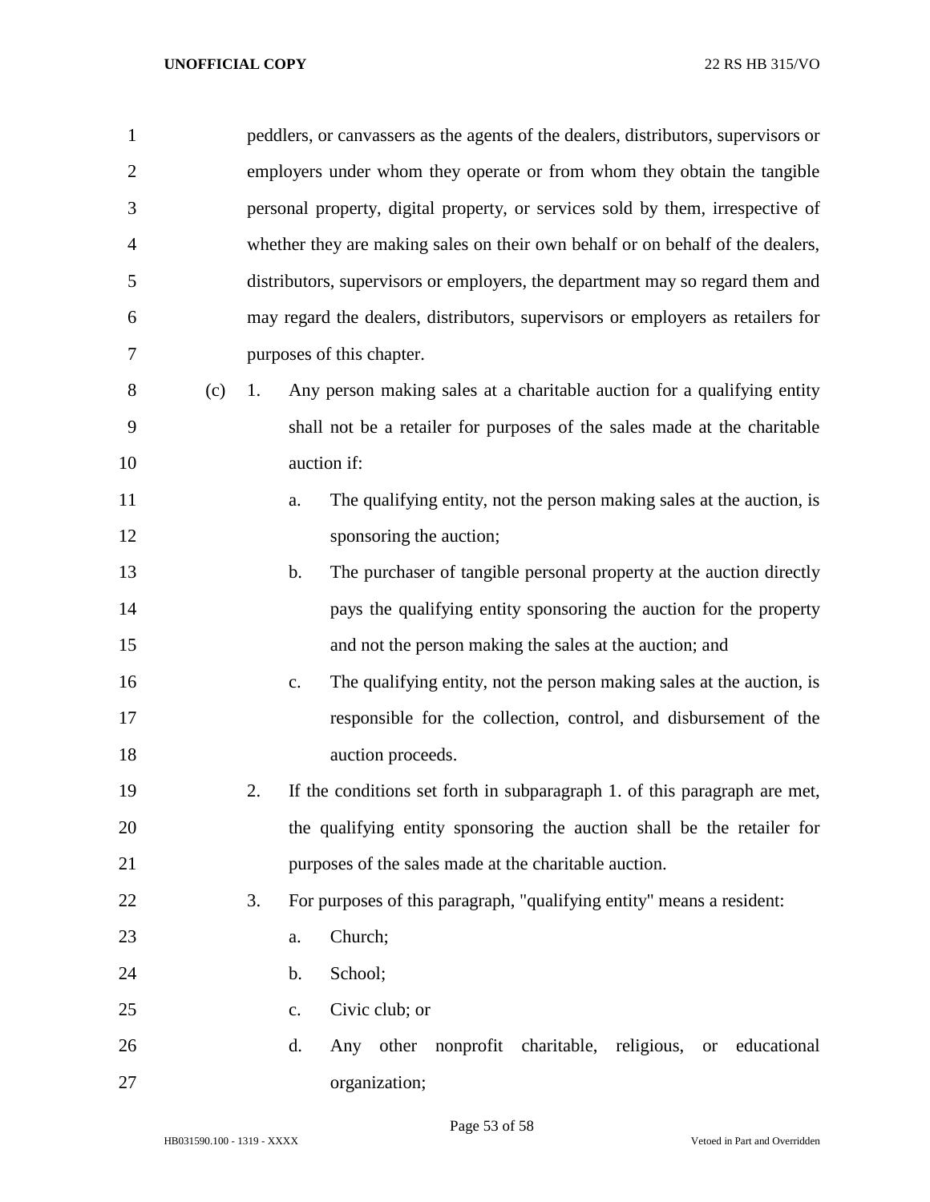peddlers, or canvassers as the agents of the dealers, distributors, supervisors or employers under whom they operate or from whom they obtain the tangible personal property, digital property, or services sold by them, irrespective of whether they are making sales on their own behalf or on behalf of the dealers, distributors, supervisors or employers, the department may so regard them and may regard the dealers, distributors, supervisors or employers as retailers for purposes of this chapter.

(c) 1. Any person making sales at a charitable auction for a qualifying entity shall not be a retailer for purposes of the sales made at the charitable auction if:

a. The qualifying entity, not the person making sales at the auction, is sponsoring the auction;

b. The purchaser of tangible personal property at the auction directly pays the qualifying entity sponsoring the auction for the property and not the person making the sales at the auction; and

c. The qualifying entity, not the person making sales at the auction, is responsible for the collection, control, and disbursement of the auction proceeds.

2. If the conditions set forth in subparagraph 1. of this paragraph are met, the qualifying entity sponsoring the auction shall be the retailer for purposes of the sales made at the charitable auction.

3. For purposes of this paragraph, "qualifying entity" means a resident:

a. Church;

b. School;

c. Civic club; or

d. Any other nonprofit charitable, religious, or educational organization;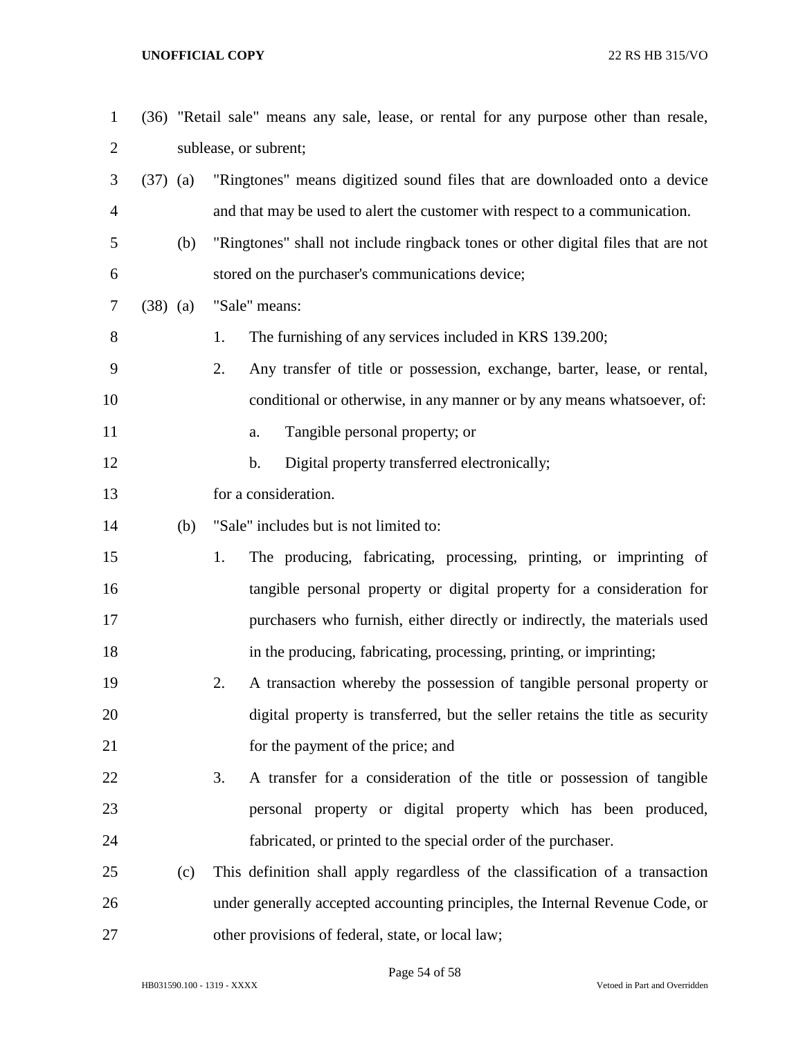(36) "Retail sale" means any sale, lease, or rental for any purpose other than resale, sublease, or subrent;

(37) (a) "Ringtones" means digitized sound files that are downloaded onto a device and that may be used to alert the customer with respect to a communication.

(b) "Ringtones" shall not include ringback tones or other digital files that are not stored on the purchaser's communications device;

(38) (a) "Sale" means:

1. The furnishing of any services included in KRS 139.200;

2. Any transfer of title or possession, exchange, barter, lease, or rental, conditional or otherwise, in any manner or by any means whatsoever, of:

   a. Tangible personal property; or

   b. Digital property transferred electronically;

for a consideration.

(b) "Sale" includes but is not limited to:

1. The producing, fabricating, processing, printing, or imprinting of tangible personal property or digital property for a consideration for purchasers who furnish, either directly or indirectly, the materials used in the producing, fabricating, processing, printing, or imprinting;

2. A transaction whereby the possession of tangible personal property or digital property is transferred, but the seller retains the title as security for the payment of the price; and

3. A transfer for a consideration of the title or possession of tangible personal property or digital property which has been produced, fabricated, or printed to the special order of the purchaser.

(c) This definition shall apply regardless of the classification of a transaction under generally accepted accounting principles, the Internal Revenue Code, or other provisions of federal, state, or local law;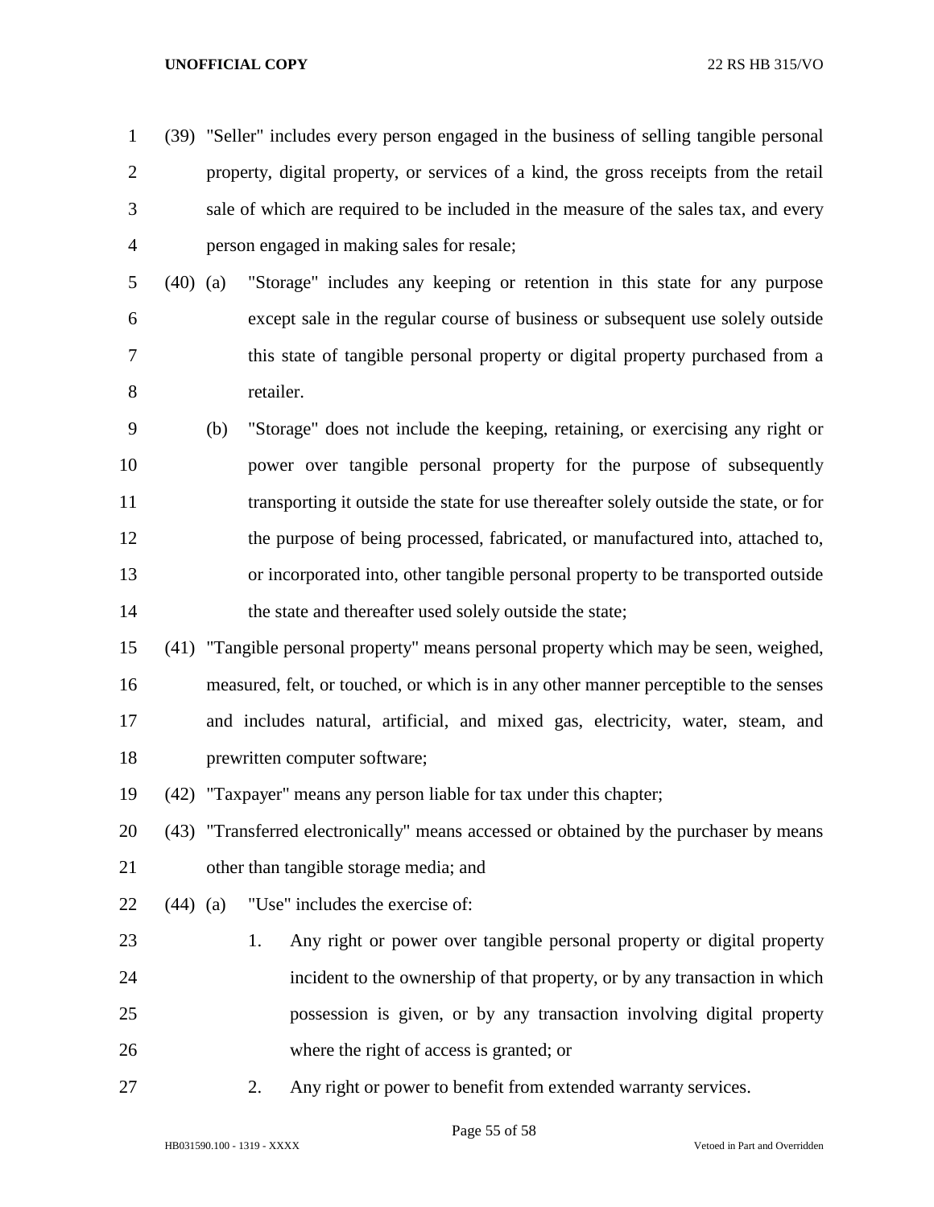(39) "Seller" includes every person engaged in the business of selling tangible personal property, digital property, or services of a kind, the gross receipts from the retail sale of which are required to be included in the measure of the sales tax, and every person engaged in making sales for resale;

(40) (a) "Storage" includes any keeping or retention in this state for any purpose except sale in the regular course of business or subsequent use solely outside this state of tangible personal property or digital property purchased from a retailer.

(b) "Storage" does not include the keeping, retaining, or exercising any right or power over tangible personal property for the purpose of subsequently transporting it outside the state for use thereafter solely outside the state, or for the purpose of being processed, fabricated, or manufactured into, attached to, or incorporated into, other tangible personal property to be transported outside the state and thereafter used solely outside the state;

(41) "Tangible personal property" means personal property which may be seen, weighed, measured, felt, or touched, or which is in any other manner perceptible to the senses and includes natural, artificial, and mixed gas, electricity, water, steam, and prewritten computer software;

(42) "Taxpayer" means any person liable for tax under this chapter;

(43) "Transferred electronically" means accessed or obtained by the purchaser by means other than tangible storage media; and

(44) (a) "Use" includes the exercise of:

1. Any right or power over tangible personal property or digital property incident to the ownership of that property, or by any transaction in which possession is given, or by any transaction involving digital property where the right of access is granted; or

2. Any right or power to benefit from extended warranty services.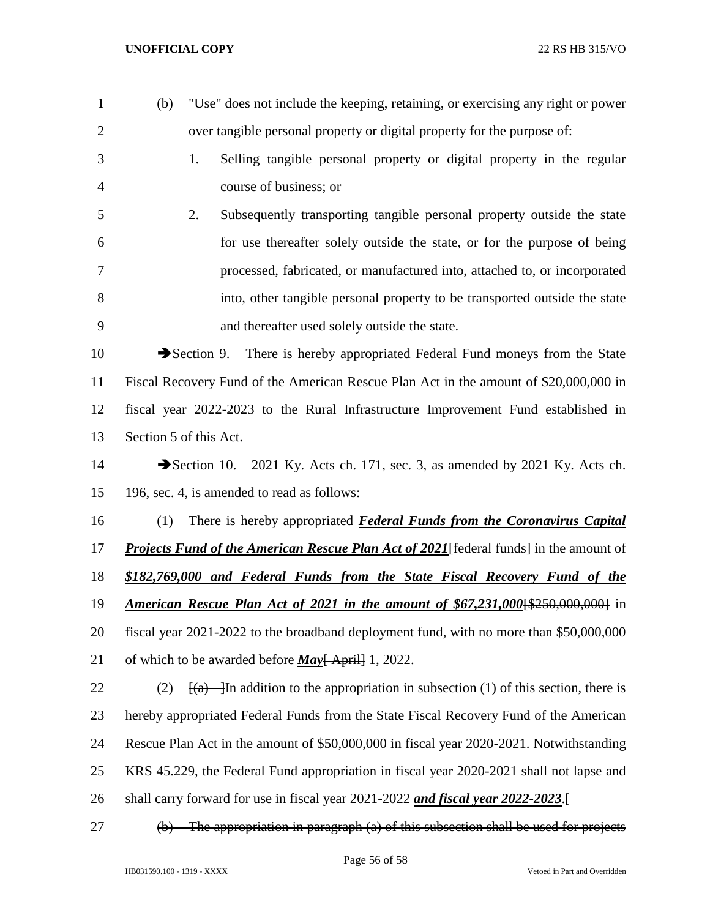(b) "Use" does not include the keeping, retaining, or exercising any right or power over tangible personal property or digital property for the purpose of:

1. Selling tangible personal property or digital property in the regular course of business; or

2. Subsequently transporting tangible personal property outside the state for use thereafter solely outside the state, or for the purpose of being processed, fabricated, or manufactured into, attached to, or incorporated into, other tangible personal property to be transported outside the state and thereafter used solely outside the state.

➔Section 9. There is hereby appropriated Federal Fund moneys from the State Fiscal Recovery Fund of the American Rescue Plan Act in the amount of $20,000,000 in fiscal year 2022-2023 to the Rural Infrastructure Improvement Fund established in Section 5 of this Act.

➔Section 10. 2021 Ky. Acts ch. 171, sec. 3, as amended by 2021 Ky. Acts ch. 196, sec. 4, is amended to read as follows:

(1) There is hereby appropriated ***Federal Funds from the Coronavirus Capital Projects Fund of the American Rescue Plan Act of 2021***[~~federal funds~~] in the amount of ***$182,769,000 and Federal Funds from the State Fiscal Recovery Fund of the American Rescue Plan Act of 2021 in the amount of $67,231,000***[~~$250,000,000~~] in fiscal year 2021-2022 to the broadband deployment fund, with no more than $50,000,000 of which to be awarded before ***May***[~~ April~~] 1, 2022.

(2) [~~(a) ~~]In addition to the appropriation in subsection (1) of this section, there is hereby appropriated Federal Funds from the State Fiscal Recovery Fund of the American Rescue Plan Act in the amount of $50,000,000 in fiscal year 2020-2021. Notwithstanding KRS 45.229, the Federal Fund appropriation in fiscal year 2020-2021 shall not lapse and shall carry forward for use in fiscal year 2021-2022 ***and fiscal year 2022-2023***.[

~~(b) The appropriation in paragraph (a) of this subsection shall be used for projects~~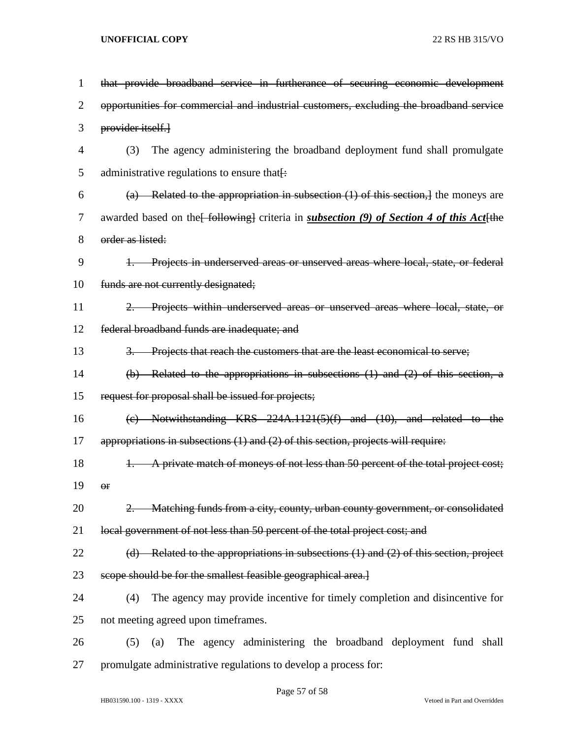~~that provide broadband service in furtherance of securing economic development opportunities for commercial and industrial customers, excluding the broadband service provider itself.]~~

(3) The agency administering the broadband deployment fund shall promulgate administrative regulations to ensure that~~[:~~

~~(a) Related to the appropriation in subsection (1) of this section,]~~ the moneys are awarded based on the~~[ following]~~ criteria in ***subsection (9) of Section 4 of this Act***~~[the order as listed:~~

~~1. Projects in underserved areas or unserved areas where local, state, or federal funds are not currently designated;~~

~~2. Projects within underserved areas or unserved areas where local, state, or federal broadband funds are inadequate; and~~

~~3. Projects that reach the customers that are the least economical to serve;~~

~~(b) Related to the appropriations in subsections (1) and (2) of this section, a request for proposal shall be issued for projects;~~

~~(c) Notwithstanding KRS 224A.1121(5)(f) and (10), and related to the appropriations in subsections (1) and (2) of this section, projects will require:~~

~~1. A private match of moneys of not less than 50 percent of the total project cost; or~~

~~2. Matching funds from a city, county, urban county government, or consolidated local government of not less than 50 percent of the total project cost; and~~

~~(d) Related to the appropriations in subsections (1) and (2) of this section, project scope should be for the smallest feasible geographical area.]~~

(4) The agency may provide incentive for timely completion and disincentive for not meeting agreed upon timeframes.

(5) (a) The agency administering the broadband deployment fund shall promulgate administrative regulations to develop a process for: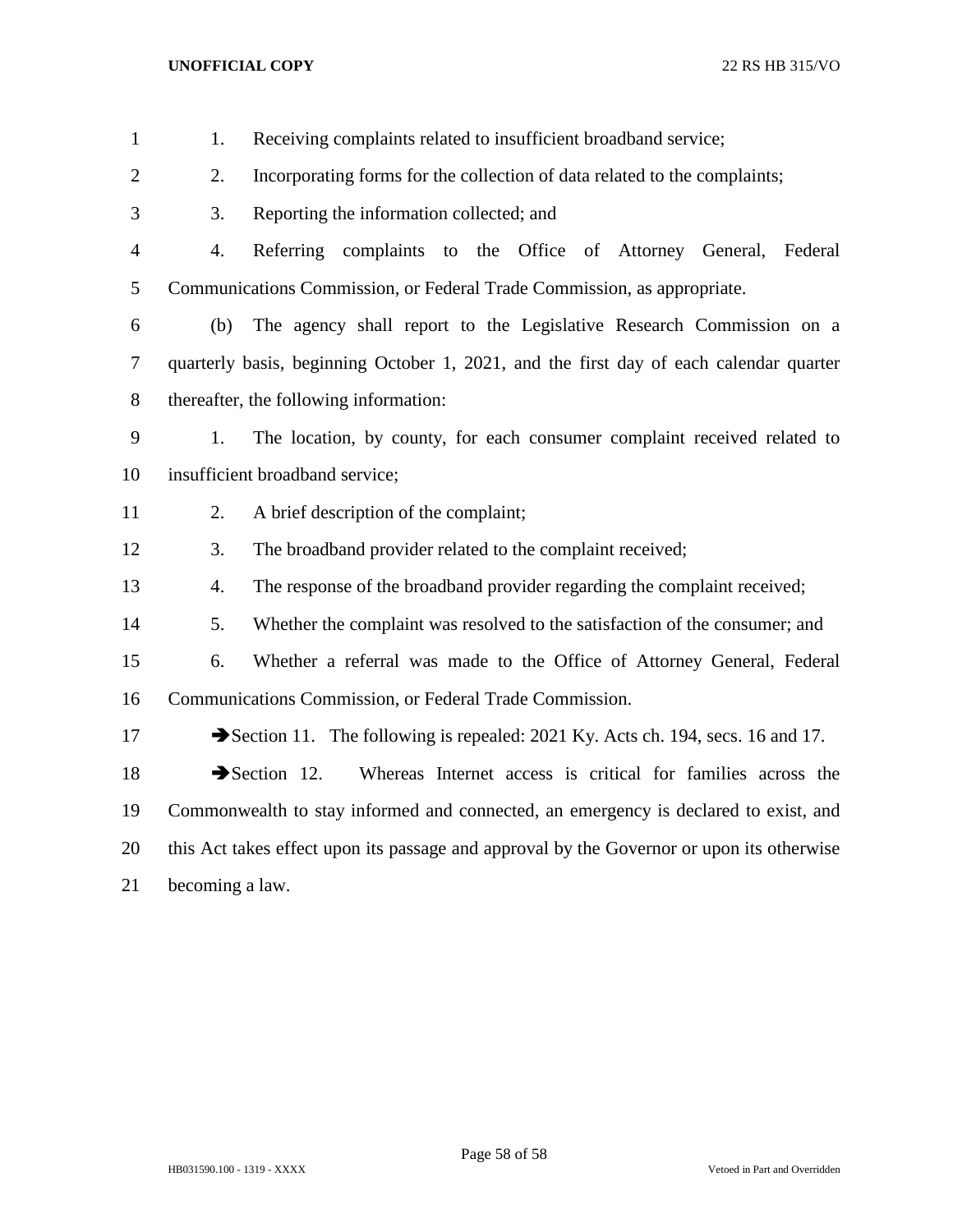1. Receiving complaints related to insufficient broadband service;

2. Incorporating forms for the collection of data related to the complaints;

3. Reporting the information collected; and

4. Referring complaints to the Office of Attorney General, Federal Communications Commission, or Federal Trade Commission, as appropriate.

(b) The agency shall report to the Legislative Research Commission on a quarterly basis, beginning October 1, 2021, and the first day of each calendar quarter thereafter, the following information:

1. The location, by county, for each consumer complaint received related to insufficient broadband service;

2. A brief description of the complaint;

3. The broadband provider related to the complaint received;

4. The response of the broadband provider regarding the complaint received;

5. Whether the complaint was resolved to the satisfaction of the consumer; and

6. Whether a referral was made to the Office of Attorney General, Federal Communications Commission, or Federal Trade Commission.

➔Section 11. The following is repealed: 2021 Ky. Acts ch. 194, secs. 16 and 17.

➔Section 12. Whereas Internet access is critical for families across the Commonwealth to stay informed and connected, an emergency is declared to exist, and this Act takes effect upon its passage and approval by the Governor or upon its otherwise becoming a law.